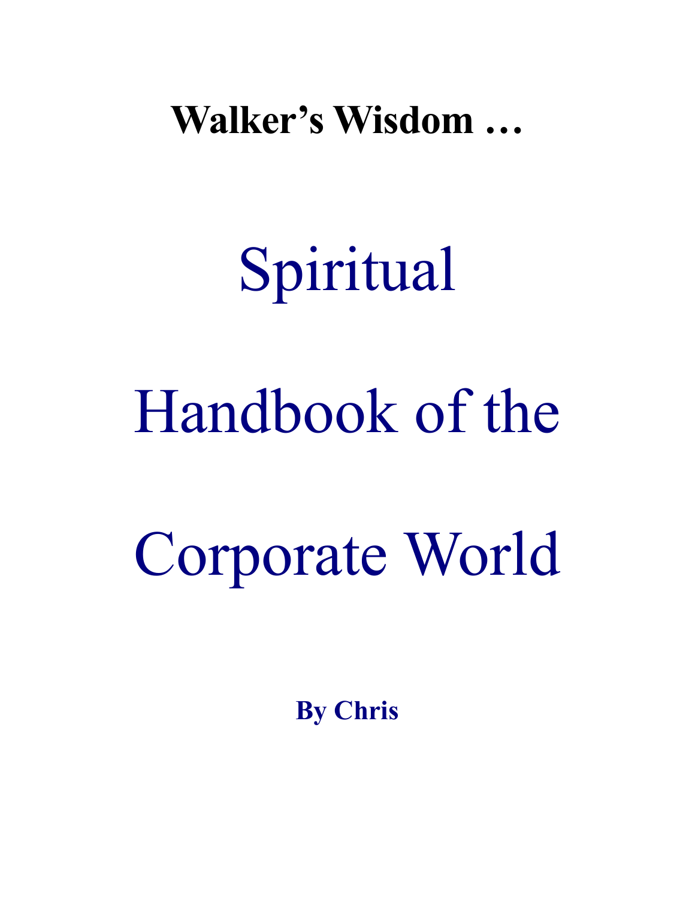**Walker's Wisdom …**

# Spiritual Handbook of the Corporate World

**By Chris**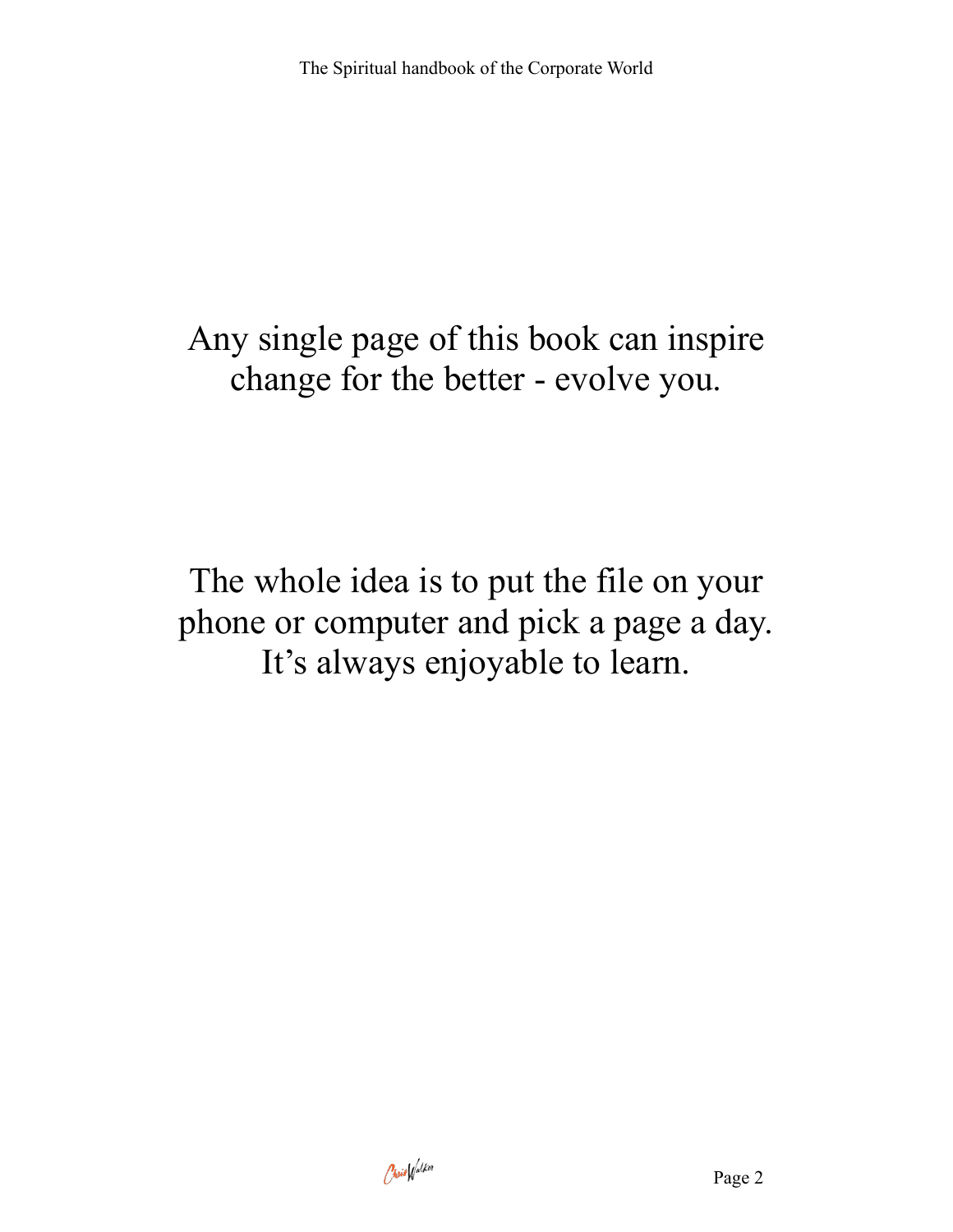Any single page of this book can inspire change for the better - evolve you.

The whole idea is to put the file on your phone or computer and pick a page a day. It's always enjoyable to learn.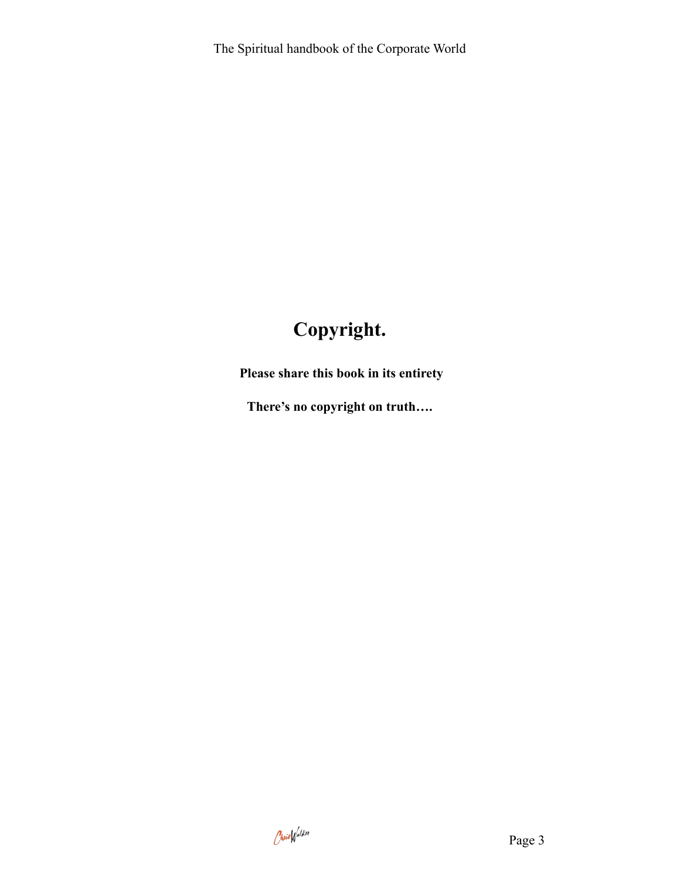# Copyright.

**Please share this book in its entirety**

**There's no copyright on truth….**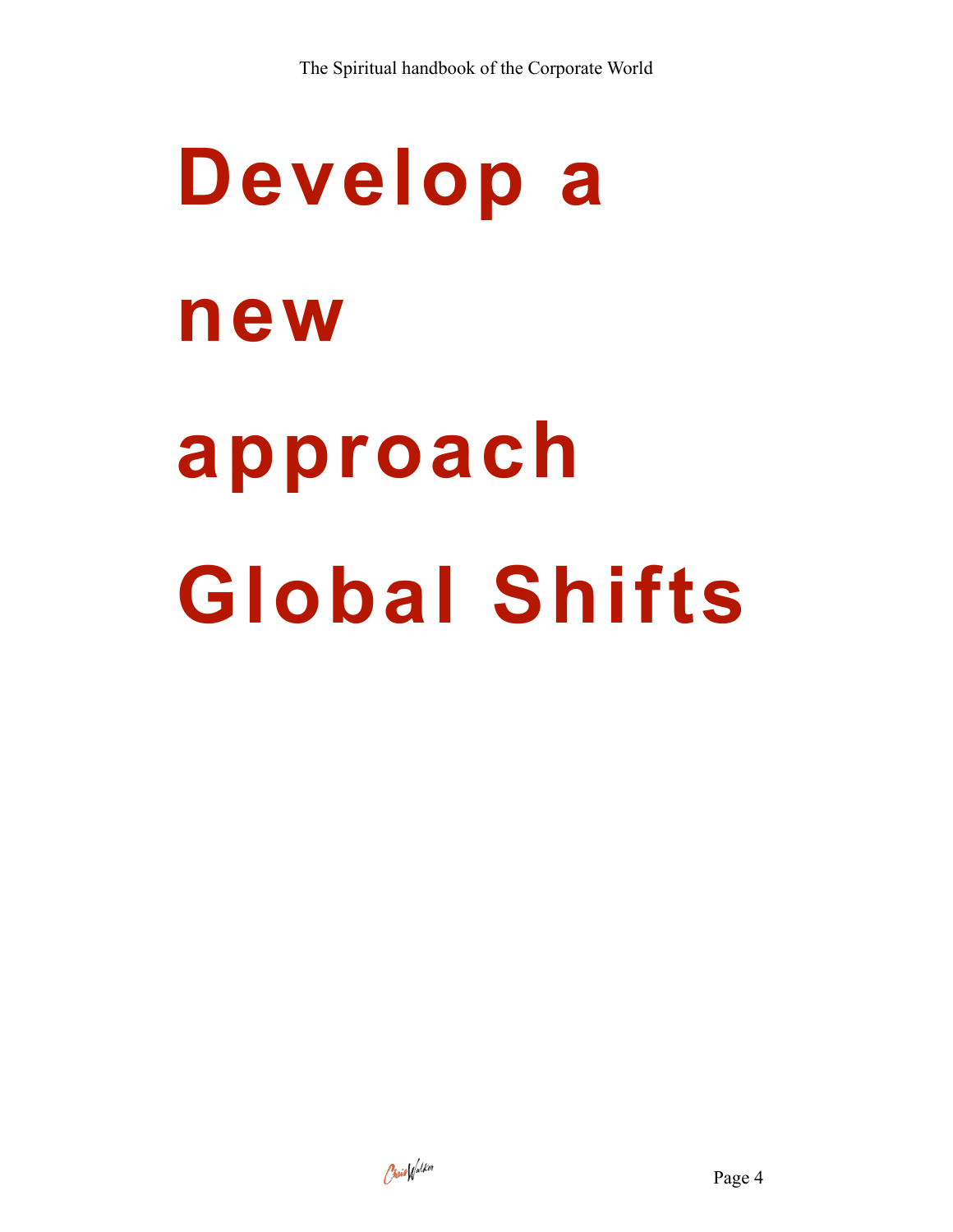# Develop a new approach Global Shifts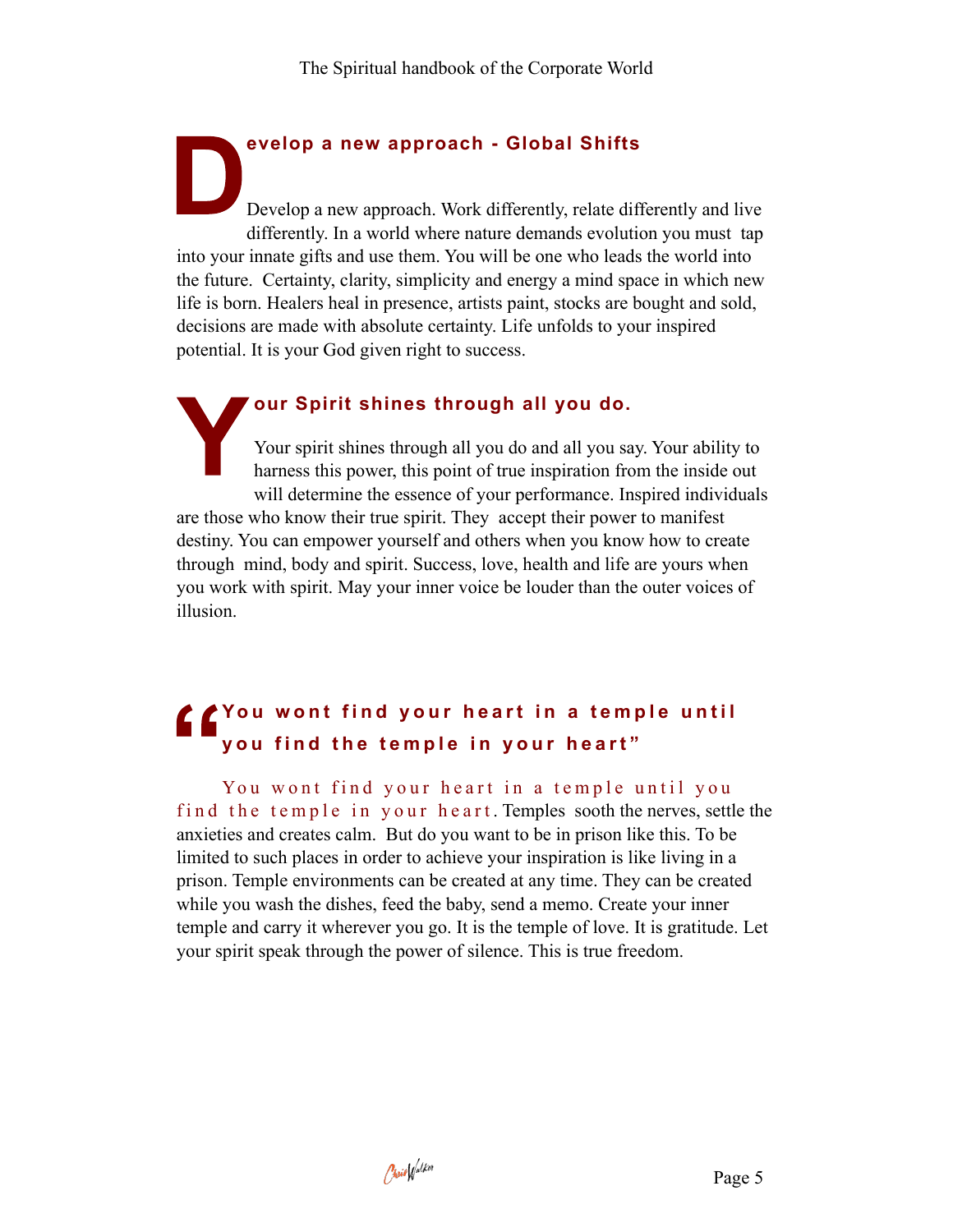## Develop a new approach - Global Shifts

Develop a new approach. Work differently, relate differently and live differently. In a world where nature demands evolution you must tap into your innate gifts and use them. You will be one who leads the world into the future. Certainty, clarity, simplicity and energy a mind space in which new life is born. Healers heal in presence, artists paint, stocks are bought and sold, decisions are made with absolute certainty. Life unfolds to your inspired potential. It is your God given right to success.

## Your Spirit shines through all you do.

Your spirit shines through all you do and all you say. Your ability to harness this power, this point of true inspiration from the inside out will determine the essence of your performance. Inspired individuals are those who know their true spirit. They accept their power to manifest destiny. You can empower yourself and others when you know how to create through mind, body and spirit. Success, love, health and life are yours when you work with spirit. May your inner voice be louder than the outer voices of illusion.

## "You wont find your heart in a temple until you find the temple in your heart"

You wont find your heart in a temple until you find the temple in your heart. Temples sooth the nerves, settle the anxieties and creates calm. But do you want to be in prison like this. To be limited to such places in order to achieve your inspiration is like living in a prison. Temple environments can be created at any time. They can be created while you wash the dishes, feed the baby, send a memo. Create your inner temple and carry it wherever you go. It is the temple of love. It is gratitude. Let your spirit speak through the power of silence. This is true freedom.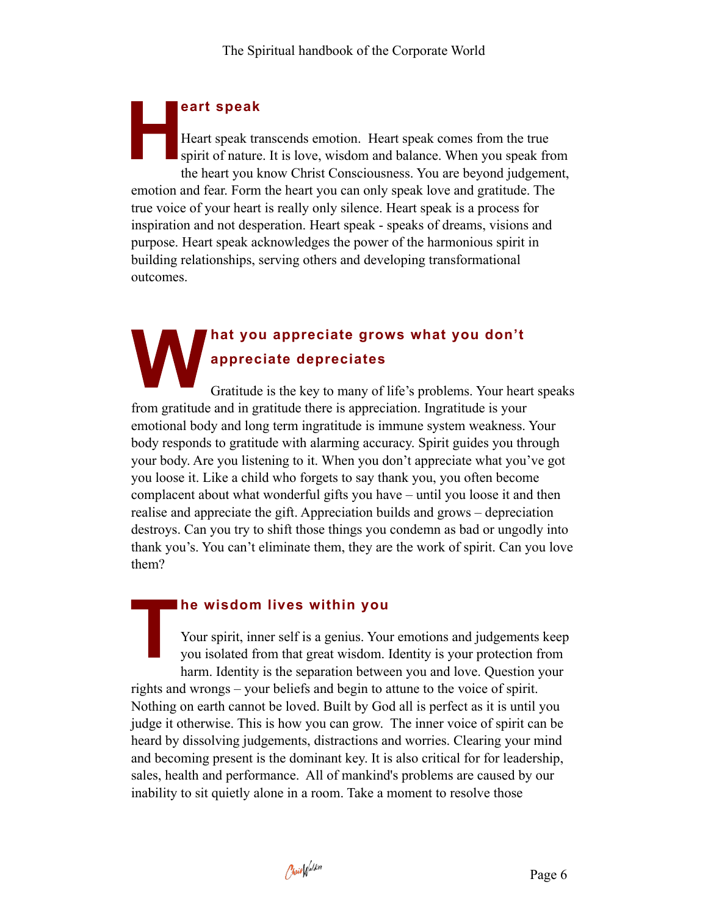## Heart speak

Heart speak transcends emotion. Heart speak comes from the true spirit of nature. It is love, wisdom and balance. When you speak from the heart you know Christ Consciousness. You are beyond judgement, emotion and fear. Form the heart you can only speak love and gratitude. The true voice of your heart is really only silence. Heart speak is a process for inspiration and not desperation. Heart speak - speaks of dreams, visions and purpose. Heart speak acknowledges the power of the harmonious spirit in building relationships, serving others and developing transformational outcomes.

## What you appreciate grows what you don't appreciate depreciates

Gratitude is the key to many of life's problems. Your heart speaks from gratitude and in gratitude there is appreciation. Ingratitude is your emotional body and long term ingratitude is immune system weakness. Your body responds to gratitude with alarming accuracy. Spirit guides you through your body. Are you listening to it. When you don't appreciate what you've got you loose it. Like a child who forgets to say thank you, you often become complacent about what wonderful gifts you have – until you loose it and then realise and appreciate the gift. Appreciation builds and grows – depreciation destroys. Can you try to shift those things you condemn as bad or ungodly into thank you's. You can't eliminate them, they are the work of spirit. Can you love them?

## The wisdom lives within you

Your spirit, inner self is a genius. Your emotions and judgements keep you isolated from that great wisdom. Identity is your protection from harm. Identity is the separation between you and love. Question your rights and wrongs – your beliefs and begin to attune to the voice of spirit. Nothing on earth cannot be loved. Built by God all is perfect as it is until you judge it otherwise. This is how you can grow. The inner voice of spirit can be heard by dissolving judgements, distractions and worries. Clearing your mind and becoming present is the dominant key. It is also critical for for leadership, sales, health and performance. All of mankind's problems are caused by our inability to sit quietly alone in a room. Take a moment to resolve those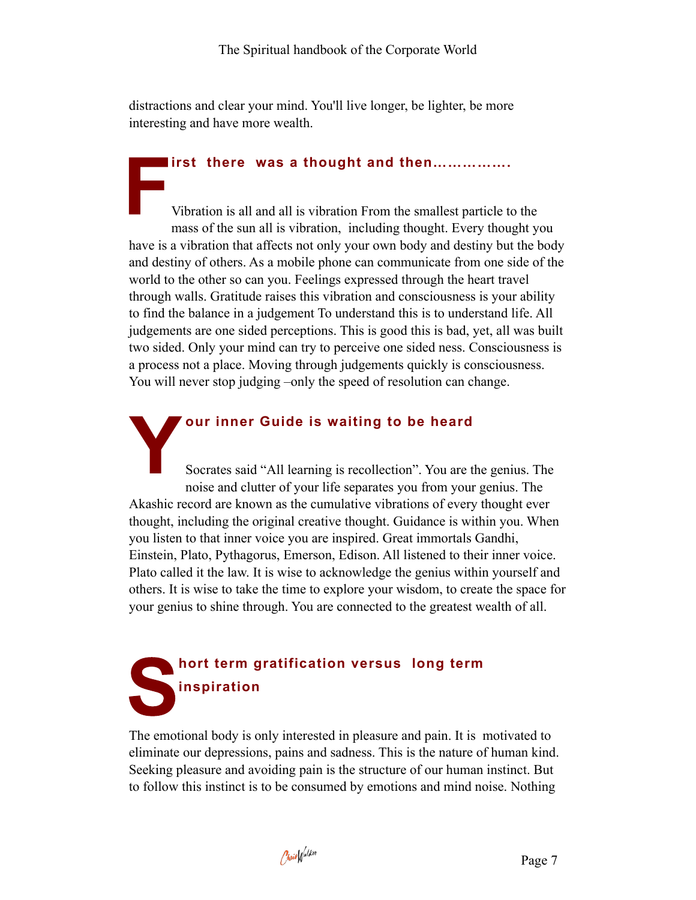distractions and clear your mind. You'll live longer, be lighter, be more interesting and have more wealth.

## First there was a thought and then…………….

Vibration is all and all is vibration From the smallest particle to the mass of the sun all is vibration, including thought. Every thought you have is a vibration that affects not only your own body and destiny but the body and destiny of others. As a mobile phone can communicate from one side of the world to the other so can you. Feelings expressed through the heart travel through walls. Gratitude raises this vibration and consciousness is your ability to find the balance in a judgement To understand this is to understand life. All judgements are one sided perceptions. This is good this is bad, yet, all was built two sided. Only your mind can try to perceive one sided ness. Consciousness is a process not a place. Moving through judgements quickly is consciousness. You will never stop judging –only the speed of resolution can change.

## Your inner Guide is waiting to be heard

Socrates said "All learning is recollection". You are the genius. The noise and clutter of your life separates you from your genius. The Akashic record are known as the cumulative vibrations of every thought ever thought, including the original creative thought. Guidance is within you. When you listen to that inner voice you are inspired. Great immortals Gandhi, Einstein, Plato, Pythagorus, Emerson, Edison. All listened to their inner voice. Plato called it the law. It is wise to acknowledge the genius within yourself and others. It is wise to take the time to explore your wisdom, to create the space for your genius to shine through. You are connected to the greatest wealth of all.

## Short term gratification versus long term inspiration

The emotional body is only interested in pleasure and pain. It is motivated to eliminate our depressions, pains and sadness. This is the nature of human kind. Seeking pleasure and avoiding pain is the structure of our human instinct. But to follow this instinct is to be consumed by emotions and mind noise. Nothing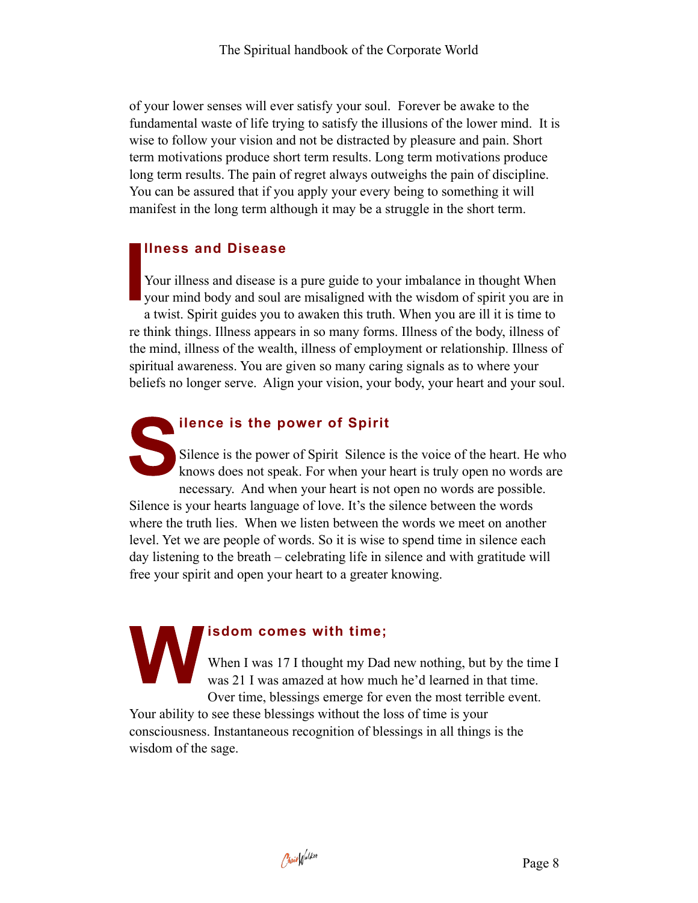of your lower senses will ever satisfy your soul. Forever be awake to the fundamental waste of life trying to satisfy the illusions of the lower mind. It is wise to follow your vision and not be distracted by pleasure and pain. Short term motivations produce short term results. Long term motivations produce long term results. The pain of regret always outweighs the pain of discipline. You can be assured that if you apply your every being to something it will manifest in the long term although it may be a struggle in the short term.

## Illness and Disease

Your illness and disease is a pure guide to your imbalance in thought When your mind body and soul are misaligned with the wisdom of spirit you are in a twist. Spirit guides you to awaken this truth. When you are ill it is time to re think things. Illness appears in so many forms. Illness of the body, illness of the mind, illness of the wealth, illness of employment or relationship. Illness of spiritual awareness. You are given so many caring signals as to where your beliefs no longer serve. Align your vision, your body, your heart and your soul.

## Silence is the power of Spirit

Silence is the power of Spirit Silence is the voice of the heart. He who knows does not speak. For when your heart is truly open no words are necessary. And when your heart is not open no words are possible. Silence is your hearts language of love. It's the silence between the words where the truth lies. When we listen between the words we meet on another level. Yet we are people of words. So it is wise to spend time in silence each day listening to the breath – celebrating life in silence and with gratitude will free your spirit and open your heart to a greater knowing.

## Wisdom comes with time;

When I was 17 I thought my Dad new nothing, but by the time I was 21 I was amazed at how much he'd learned in that time. Over time, blessings emerge for even the most terrible event. Your ability to see these blessings without the loss of time is your consciousness. Instantaneous recognition of blessings in all things is the wisdom of the sage.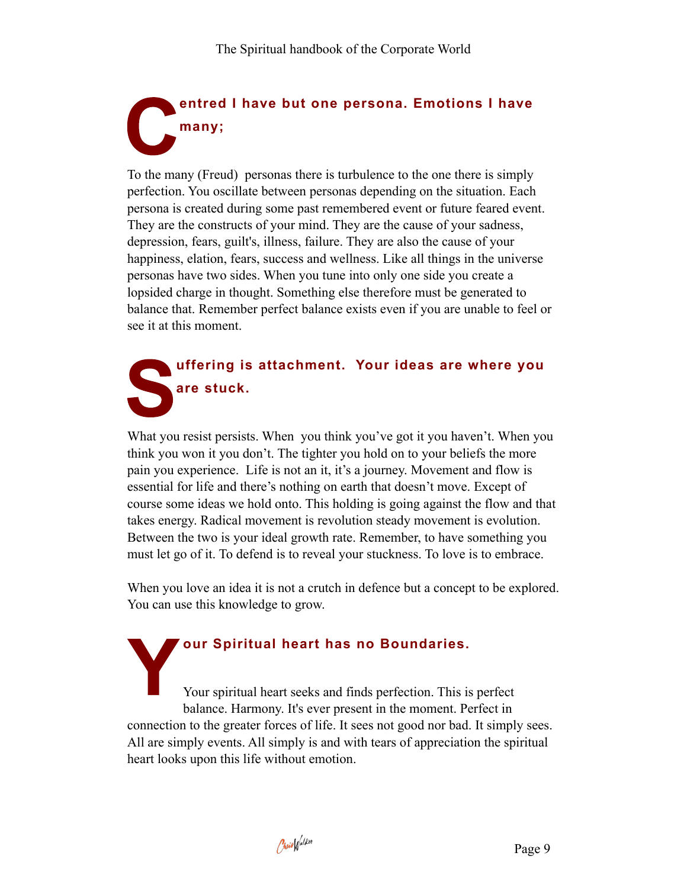## Centred I have but one persona. Emotions I have many;

To the many (Freud) personas there is turbulence to the one there is simply perfection. You oscillate between personas depending on the situation. Each persona is created during some past remembered event or future feared event. They are the constructs of your mind. They are the cause of your sadness, depression, fears, guilt's, illness, failure. They are also the cause of your happiness, elation, fears, success and wellness. Like all things in the universe personas have two sides. When you tune into only one side you create a lopsided charge in thought. Something else therefore must be generated to balance that. Remember perfect balance exists even if you are unable to feel or see it at this moment.

## Suffering is attachment. Your ideas are where you are stuck.

What you resist persists. When you think you've got it you haven't. When you think you won it you don't. The tighter you hold on to your beliefs the more pain you experience. Life is not an it, it's a journey. Movement and flow is essential for life and there's nothing on earth that doesn't move. Except of course some ideas we hold onto. This holding is going against the flow and that takes energy. Radical movement is revolution steady movement is evolution. Between the two is your ideal growth rate. Remember, to have something you must let go of it. To defend is to reveal your stuckness. To love is to embrace.

When you love an idea it is not a crutch in defence but a concept to be explored. You can use this knowledge to grow.

## Your Spiritual heart has no Boundaries.

Your spiritual heart seeks and finds perfection. This is perfect balance. Harmony. It's ever present in the moment. Perfect in connection to the greater forces of life. It sees not good nor bad. It simply sees. All are simply events. All simply is and with tears of appreciation the spiritual heart looks upon this life without emotion.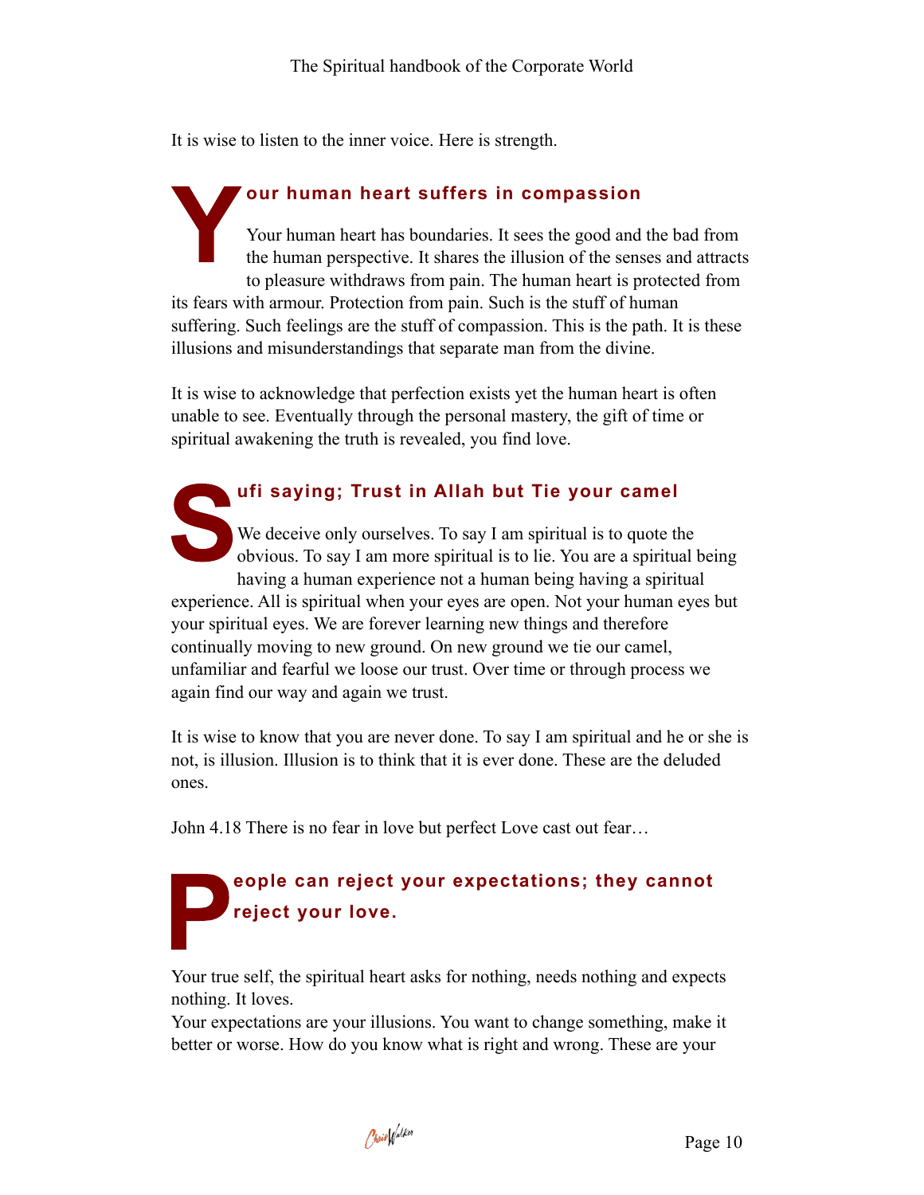It is wise to listen to the inner voice. Here is strength.

## Your human heart suffers in compassion

Your human heart has boundaries. It sees the good and the bad from the human perspective. It shares the illusion of the senses and attracts to pleasure withdraws from pain. The human heart is protected from its fears with armour. Protection from pain. Such is the stuff of human suffering. Such feelings are the stuff of compassion. This is the path. It is these illusions and misunderstandings that separate man from the divine.

It is wise to acknowledge that perfection exists yet the human heart is often unable to see. Eventually through the personal mastery, the gift of time or spiritual awakening the truth is revealed, you find love.

## Sufi saying; Trust in Allah but Tie your camel

We deceive only ourselves. To say I am spiritual is to quote the obvious. To say I am more spiritual is to lie. You are a spiritual being having a human experience not a human being having a spiritual experience. All is spiritual when your eyes are open. Not your human eyes but your spiritual eyes. We are forever learning new things and therefore continually moving to new ground. On new ground we tie our camel, unfamiliar and fearful we loose our trust. Over time or through process we again find our way and again we trust.

It is wise to know that you are never done. To say I am spiritual and he or she is not, is illusion. Illusion is to think that it is ever done. These are the deluded ones.

John 4.18 There is no fear in love but perfect Love cast out fear…

## People can reject your expectations; they cannot reject your love.

Your true self, the spiritual heart asks for nothing, needs nothing and expects nothing. It loves.
Your expectations are your illusions. You want to change something, make it better or worse. How do you know what is right and wrong. These are your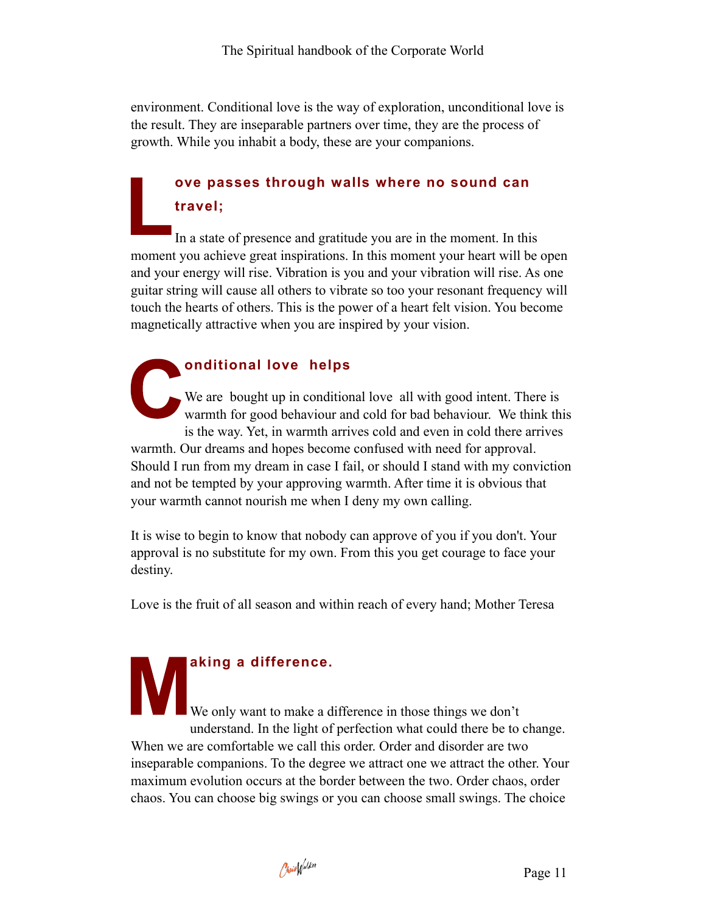environment. Conditional love is the way of exploration, unconditional love is the result. They are inseparable partners over time, they are the process of growth. While you inhabit a body, these are your companions.

## Love passes through walls where no sound can travel;

In a state of presence and gratitude you are in the moment. In this moment you achieve great inspirations. In this moment your heart will be open and your energy will rise. Vibration is you and your vibration will rise. As one guitar string will cause all others to vibrate so too your resonant frequency will touch the hearts of others. This is the power of a heart felt vision. You become magnetically attractive when you are inspired by your vision.

## Conditional love helps

We are bought up in conditional love all with good intent. There is warmth for good behaviour and cold for bad behaviour. We think this is the way. Yet, in warmth arrives cold and even in cold there arrives warmth. Our dreams and hopes become confused with need for approval. Should I run from my dream in case I fail, or should I stand with my conviction and not be tempted by your approving warmth. After time it is obvious that your warmth cannot nourish me when I deny my own calling.

It is wise to begin to know that nobody can approve of you if you don't. Your approval is no substitute for my own. From this you get courage to face your destiny.

Love is the fruit of all season and within reach of every hand; Mother Teresa

## Making a difference.

We only want to make a difference in those things we don't understand. In the light of perfection what could there be to change. When we are comfortable we call this order. Order and disorder are two inseparable companions. To the degree we attract one we attract the other. Your maximum evolution occurs at the border between the two. Order chaos, order chaos. You can choose big swings or you can choose small swings. The choice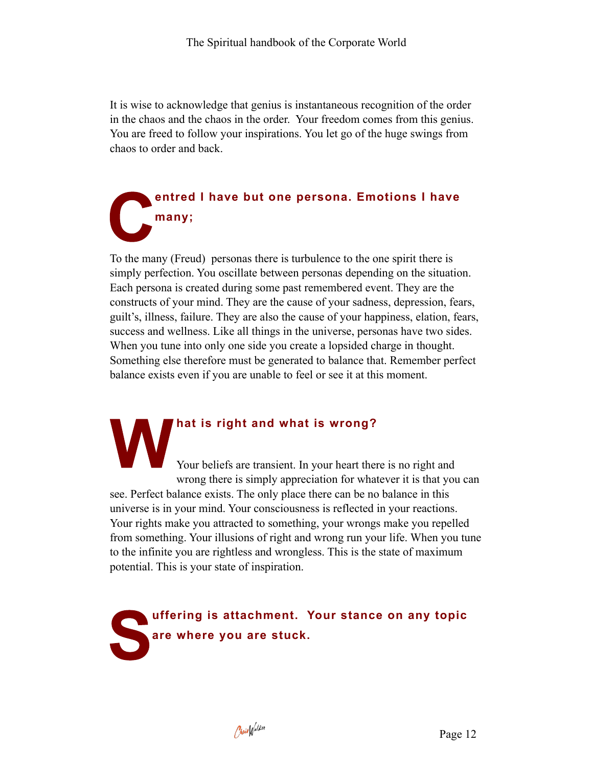It is wise to acknowledge that genius is instantaneous recognition of the order in the chaos and the chaos in the order. Your freedom comes from this genius. You are freed to follow your inspirations. You let go of the huge swings from chaos to order and back.

## Centred I have but one persona. Emotions I have many;

To the many (Freud) personas there is turbulence to the one spirit there is simply perfection. You oscillate between personas depending on the situation. Each persona is created during some past remembered event. They are the constructs of your mind. They are the cause of your sadness, depression, fears, guilt's, illness, failure. They are also the cause of your happiness, elation, fears, success and wellness. Like all things in the universe, personas have two sides. When you tune into only one side you create a lopsided charge in thought. Something else therefore must be generated to balance that. Remember perfect balance exists even if you are unable to feel or see it at this moment.

## What is right and what is wrong?

Your beliefs are transient. In your heart there is no right and wrong there is simply appreciation for whatever it is that you can see. Perfect balance exists. The only place there can be no balance in this universe is in your mind. Your consciousness is reflected in your reactions. Your rights make you attracted to something, your wrongs make you repelled from something. Your illusions of right and wrong run your life. When you tune to the infinite you are rightless and wrongless. This is the state of maximum potential. This is your state of inspiration.

## Suffering is attachment. Your stance on any topic are where you are stuck.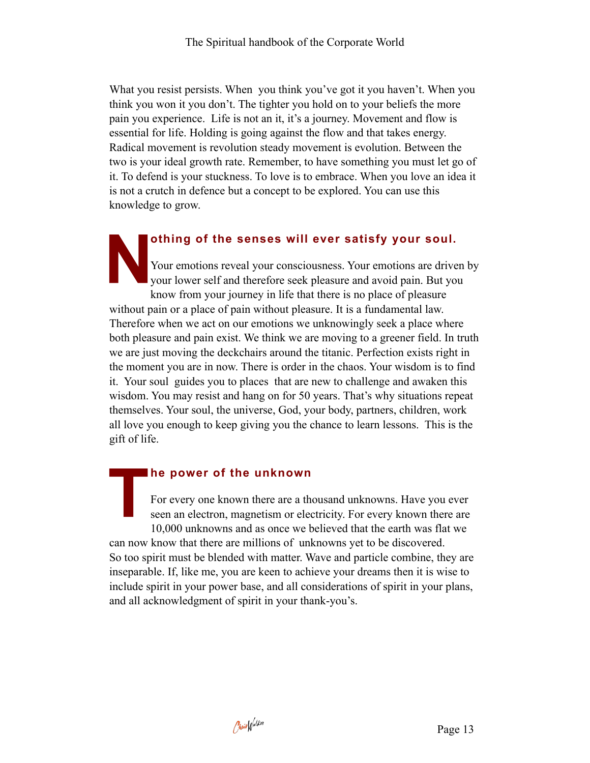What you resist persists. When you think you've got it you haven't. When you think you won it you don't. The tighter you hold on to your beliefs the more pain you experience. Life is not an it, it's a journey. Movement and flow is essential for life. Holding is going against the flow and that takes energy. Radical movement is revolution steady movement is evolution. Between the two is your ideal growth rate. Remember, to have something you must let go of it. To defend is your stuckness. To love is to embrace. When you love an idea it is not a crutch in defence but a concept to be explored. You can use this knowledge to grow.

## Nothing of the senses will ever satisfy your soul.

Your emotions reveal your consciousness. Your emotions are driven by your lower self and therefore seek pleasure and avoid pain. But you know from your journey in life that there is no place of pleasure without pain or a place of pain without pleasure. It is a fundamental law. Therefore when we act on our emotions we unknowingly seek a place where both pleasure and pain exist. We think we are moving to a greener field. In truth we are just moving the deckchairs around the titanic. Perfection exists right in the moment you are in now. There is order in the chaos. Your wisdom is to find it. Your soul guides you to places that are new to challenge and awaken this wisdom. You may resist and hang on for 50 years. That's why situations repeat themselves. Your soul, the universe, God, your body, partners, children, work all love you enough to keep giving you the chance to learn lessons. This is the gift of life.

## The power of the unknown

For every one known there are a thousand unknowns. Have you ever seen an electron, magnetism or electricity. For every known there are 10,000 unknowns and as once we believed that the earth was flat we can now know that there are millions of unknowns yet to be discovered. So too spirit must be blended with matter. Wave and particle combine, they are inseparable. If, like me, you are keen to achieve your dreams then it is wise to include spirit in your power base, and all considerations of spirit in your plans, and all acknowledgment of spirit in your thank-you's.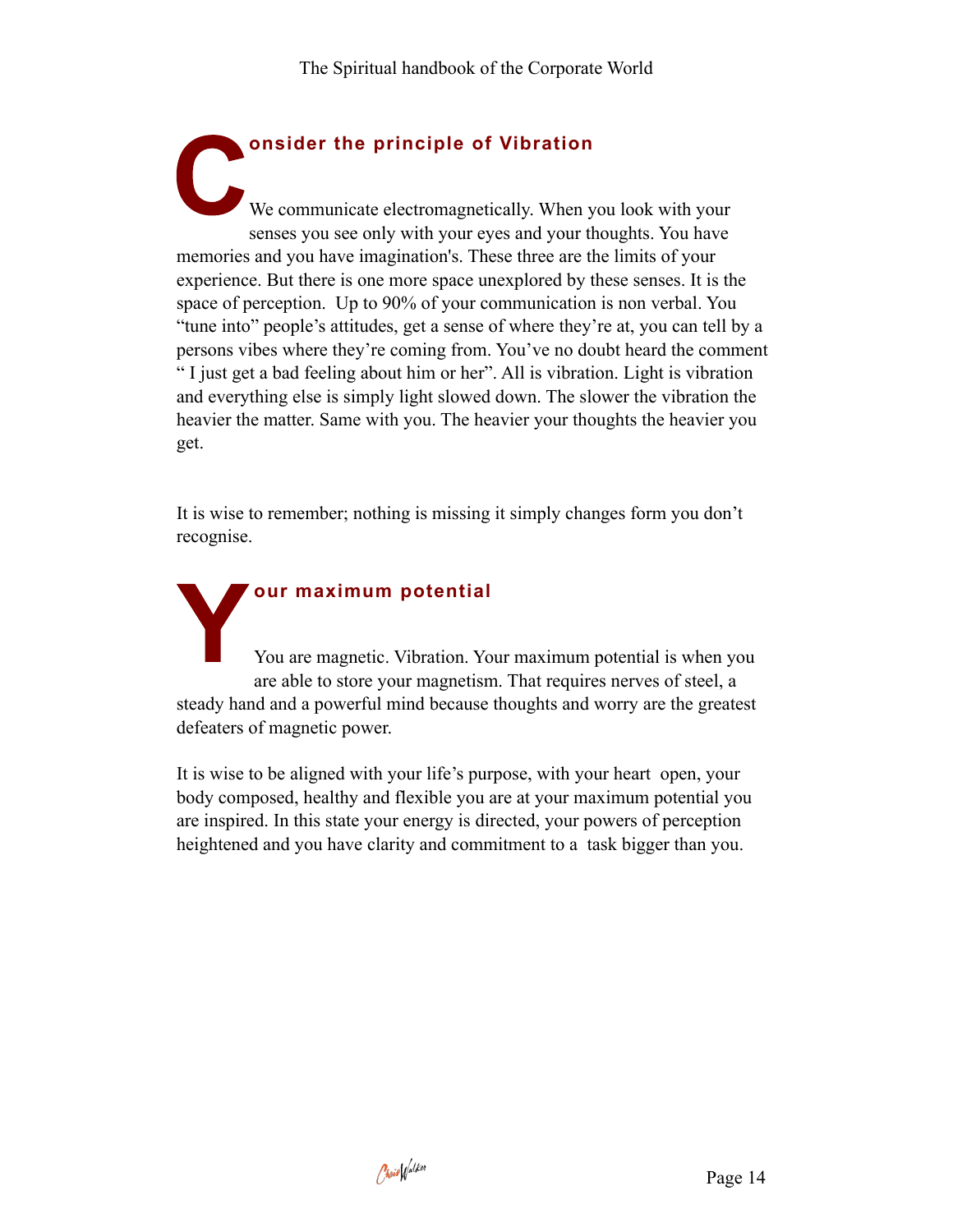## Consider the principle of Vibration

We communicate electromagnetically. When you look with your senses you see only with your eyes and your thoughts. You have memories and you have imagination's. These three are the limits of your experience. But there is one more space unexplored by these senses. It is the space of perception. Up to 90% of your communication is non verbal. You "tune into" people's attitudes, get a sense of where they're at, you can tell by a persons vibes where they're coming from. You've no doubt heard the comment " I just get a bad feeling about him or her". All is vibration. Light is vibration and everything else is simply light slowed down. The slower the vibration the heavier the matter. Same with you. The heavier your thoughts the heavier you get.

It is wise to remember; nothing is missing it simply changes form you don't recognise.

## Your maximum potential

You are magnetic. Vibration. Your maximum potential is when you are able to store your magnetism. That requires nerves of steel, a steady hand and a powerful mind because thoughts and worry are the greatest defeaters of magnetic power.

It is wise to be aligned with your life's purpose, with your heart open, your body composed, healthy and flexible you are at your maximum potential you are inspired. In this state your energy is directed, your powers of perception heightened and you have clarity and commitment to a task bigger than you.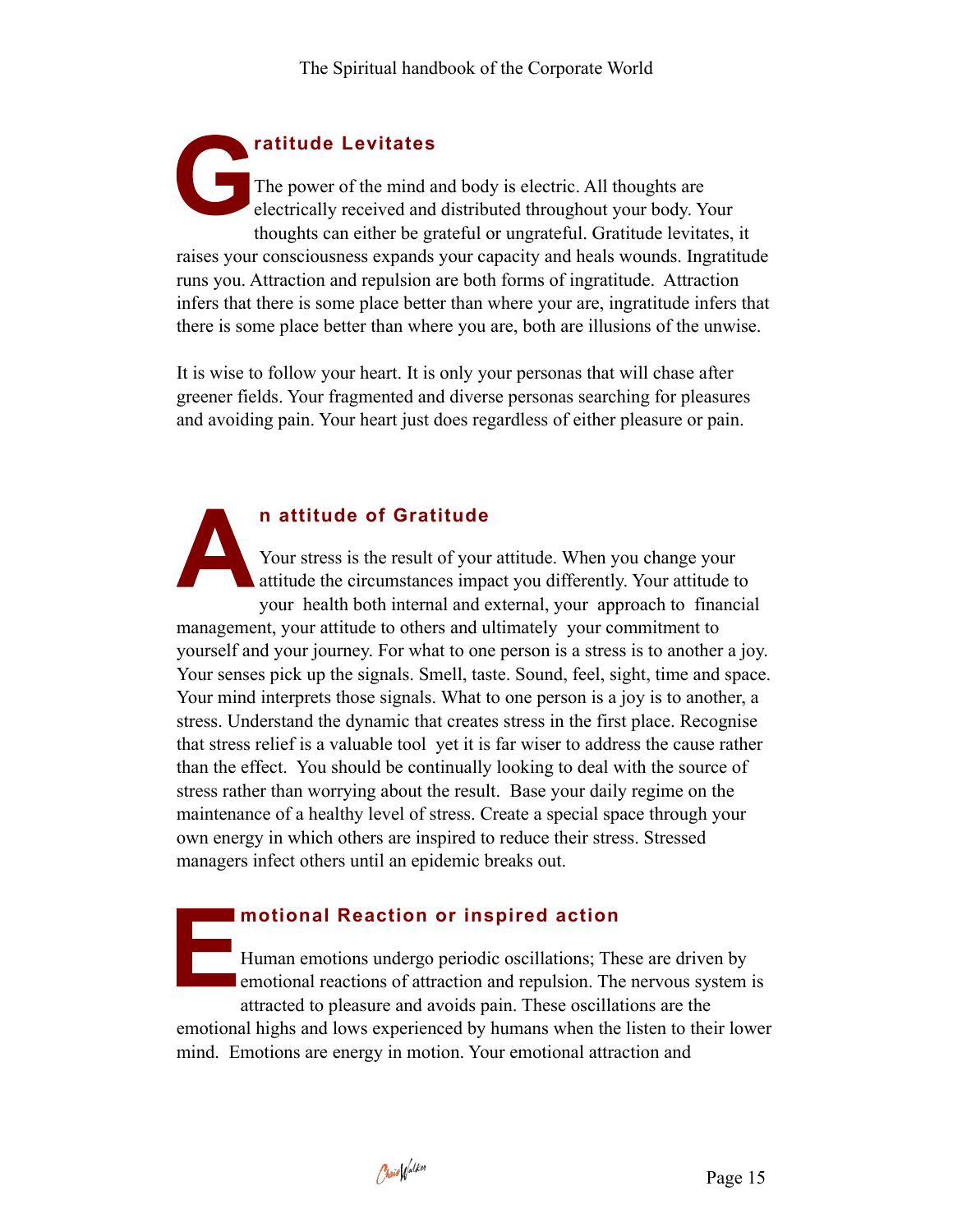## Gratitude Levitates

The power of the mind and body is electric. All thoughts are electrically received and distributed throughout your body. Your thoughts can either be grateful or ungrateful. Gratitude levitates, it raises your consciousness expands your capacity and heals wounds. Ingratitude runs you. Attraction and repulsion are both forms of ingratitude. Attraction infers that there is some place better than where your are, ingratitude infers that there is some place better than where you are, both are illusions of the unwise.

It is wise to follow your heart. It is only your personas that will chase after greener fields. Your fragmented and diverse personas searching for pleasures and avoiding pain. Your heart just does regardless of either pleasure or pain.

## An attitude of Gratitude

Your stress is the result of your attitude. When you change your attitude the circumstances impact you differently. Your attitude to your health both internal and external, your approach to financial management, your attitude to others and ultimately your commitment to yourself and your journey. For what to one person is a stress is to another a joy. Your senses pick up the signals. Smell, taste. Sound, feel, sight, time and space. Your mind interprets those signals. What to one person is a joy is to another, a stress. Understand the dynamic that creates stress in the first place. Recognise that stress relief is a valuable tool yet it is far wiser to address the cause rather than the effect. You should be continually looking to deal with the source of stress rather than worrying about the result. Base your daily regime on the maintenance of a healthy level of stress. Create a special space through your own energy in which others are inspired to reduce their stress. Stressed managers infect others until an epidemic breaks out.

## Emotional Reaction or inspired action

Human emotions undergo periodic oscillations; These are driven by emotional reactions of attraction and repulsion. The nervous system is attracted to pleasure and avoids pain. These oscillations are the emotional highs and lows experienced by humans when the listen to their lower mind. Emotions are energy in motion. Your emotional attraction and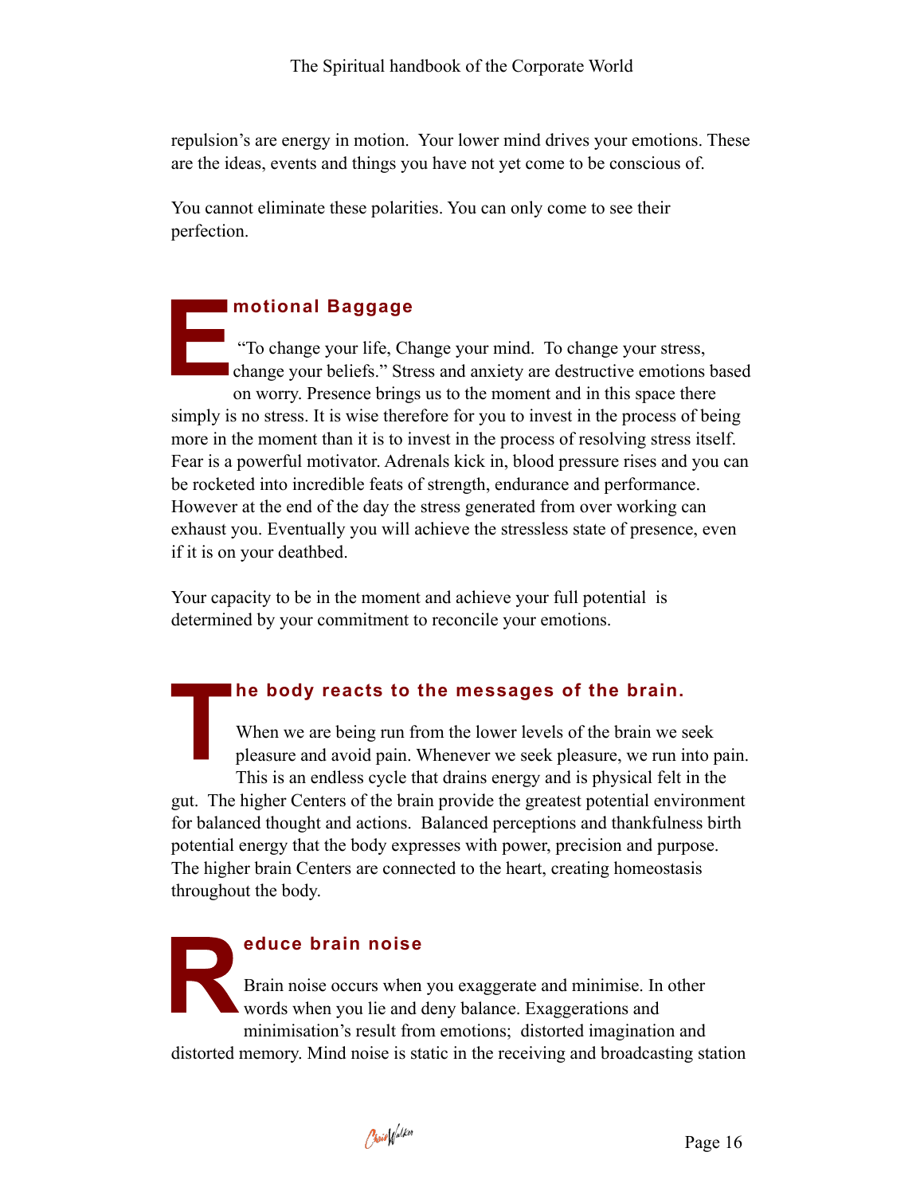repulsion's are energy in motion. Your lower mind drives your emotions. These are the ideas, events and things you have not yet come to be conscious of.

You cannot eliminate these polarities. You can only come to see their perfection.

## Emotional Baggage

"To change your life, Change your mind. To change your stress, change your beliefs." Stress and anxiety are destructive emotions based on worry. Presence brings us to the moment and in this space there simply is no stress. It is wise therefore for you to invest in the process of being more in the moment than it is to invest in the process of resolving stress itself. Fear is a powerful motivator. Adrenals kick in, blood pressure rises and you can be rocketed into incredible feats of strength, endurance and performance. However at the end of the day the stress generated from over working can exhaust you. Eventually you will achieve the stressless state of presence, even if it is on your deathbed.

Your capacity to be in the moment and achieve your full potential is determined by your commitment to reconcile your emotions.

## The body reacts to the messages of the brain.

When we are being run from the lower levels of the brain we seek pleasure and avoid pain. Whenever we seek pleasure, we run into pain. This is an endless cycle that drains energy and is physical felt in the gut. The higher Centers of the brain provide the greatest potential environment for balanced thought and actions. Balanced perceptions and thankfulness birth potential energy that the body expresses with power, precision and purpose. The higher brain Centers are connected to the heart, creating homeostasis throughout the body.

## Reduce brain noise

Brain noise occurs when you exaggerate and minimise. In other words when you lie and deny balance. Exaggerations and minimisation's result from emotions; distorted imagination and distorted memory. Mind noise is static in the receiving and broadcasting station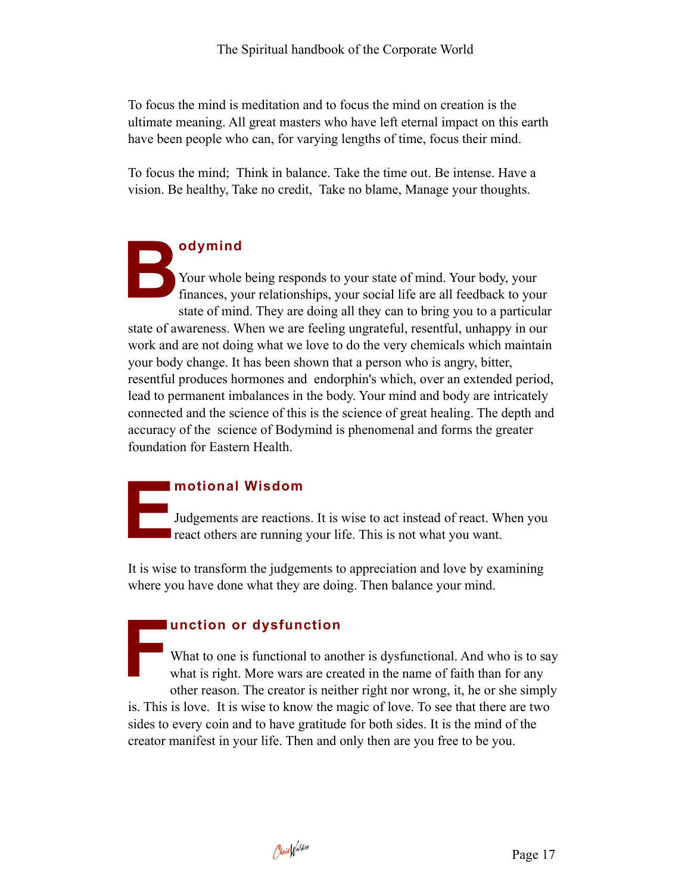To focus the mind is meditation and to focus the mind on creation is the ultimate meaning. All great masters who have left eternal impact on this earth have been people who can, for varying lengths of time, focus their mind.

To focus the mind; Think in balance. Take the time out. Be intense. Have a vision. Be healthy, Take no credit, Take no blame, Manage your thoughts.

## Bodymind

Your whole being responds to your state of mind. Your body, your finances, your relationships, your social life are all feedback to your state of mind. They are doing all they can to bring you to a particular state of awareness. When we are feeling ungrateful, resentful, unhappy in our work and are not doing what we love to do the very chemicals which maintain your body change. It has been shown that a person who is angry, bitter, resentful produces hormones and endorphin's which, over an extended period, lead to permanent imbalances in the body. Your mind and body are intricately connected and the science of this is the science of great healing. The depth and accuracy of the science of Bodymind is phenomenal and forms the greater foundation for Eastern Health.

## Emotional Wisdom

Judgements are reactions. It is wise to act instead of react. When you react others are running your life. This is not what you want.

It is wise to transform the judgements to appreciation and love by examining where you have done what they are doing. Then balance your mind.

## Function or dysfunction

What to one is functional to another is dysfunctional. And who is to say what is right. More wars are created in the name of faith than for any other reason. The creator is neither right nor wrong, it, he or she simply is. This is love. It is wise to know the magic of love. To see that there are two sides to every coin and to have gratitude for both sides. It is the mind of the creator manifest in your life. Then and only then are you free to be you.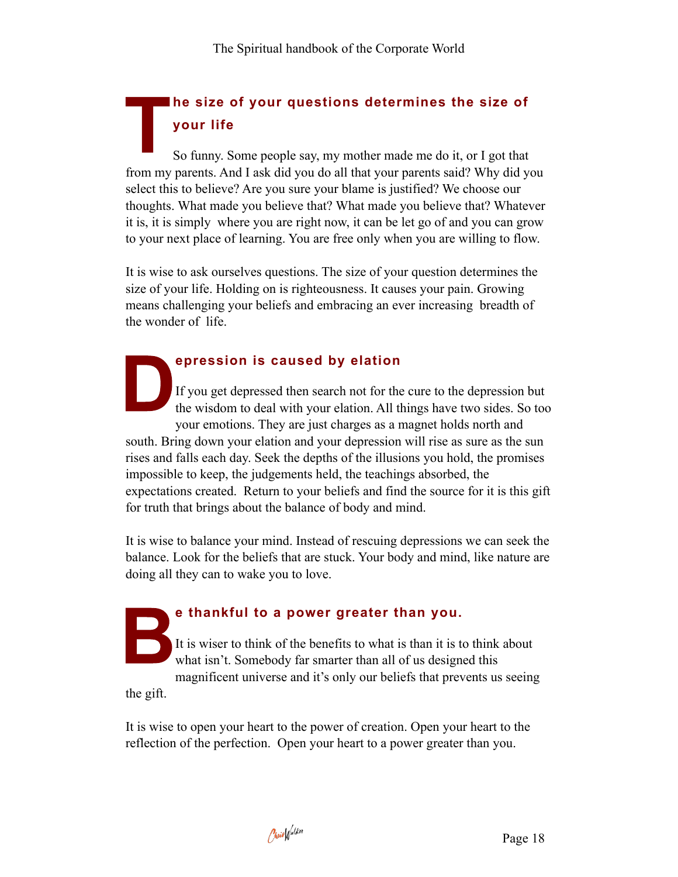## The size of your questions determines the size of your life

So funny. Some people say, my mother made me do it, or I got that from my parents. And I ask did you do all that your parents said? Why did you select this to believe? Are you sure your blame is justified? We choose our thoughts. What made you believe that? What made you believe that? Whatever it is, it is simply where you are right now, it can be let go of and you can grow to your next place of learning. You are free only when you are willing to flow.

It is wise to ask ourselves questions. The size of your question determines the size of your life. Holding on is righteousness. It causes your pain. Growing means challenging your beliefs and embracing an ever increasing breadth of the wonder of life.

## Depression is caused by elation

If you get depressed then search not for the cure to the depression but the wisdom to deal with your elation. All things have two sides. So too your emotions. They are just charges as a magnet holds north and south. Bring down your elation and your depression will rise as sure as the sun rises and falls each day. Seek the depths of the illusions you hold, the promises impossible to keep, the judgements held, the teachings absorbed, the expectations created. Return to your beliefs and find the source for it is this gift for truth that brings about the balance of body and mind.

It is wise to balance your mind. Instead of rescuing depressions we can seek the balance. Look for the beliefs that are stuck. Your body and mind, like nature are doing all they can to wake you to love.

## Be thankful to a power greater than you.

It is wiser to think of the benefits to what is than it is to think about what isn't. Somebody far smarter than all of us designed this magnificent universe and it's only our beliefs that prevents us seeing the gift.

It is wise to open your heart to the power of creation. Open your heart to the reflection of the perfection. Open your heart to a power greater than you.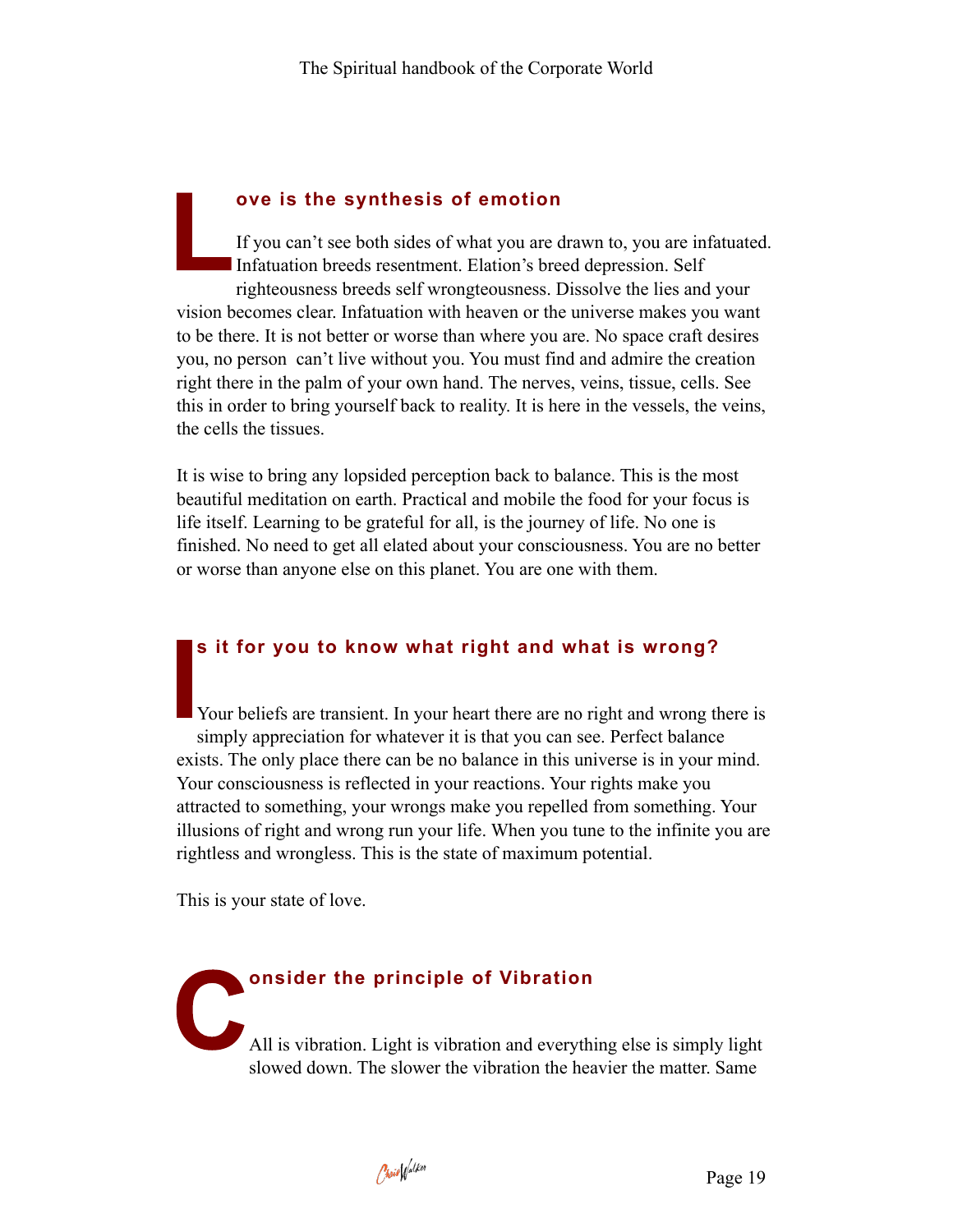## Love is the synthesis of emotion

If you can't see both sides of what you are drawn to, you are infatuated. Infatuation breeds resentment. Elation's breed depression. Self righteousness breeds self wrongteousness. Dissolve the lies and your vision becomes clear. Infatuation with heaven or the universe makes you want to be there. It is not better or worse than where you are. No space craft desires you, no person can't live without you. You must find and admire the creation right there in the palm of your own hand. The nerves, veins, tissue, cells. See this in order to bring yourself back to reality. It is here in the vessels, the veins, the cells the tissues.

It is wise to bring any lopsided perception back to balance. This is the most beautiful meditation on earth. Practical and mobile the food for your focus is life itself. Learning to be grateful for all, is the journey of life. No one is finished. No need to get all elated about your consciousness. You are no better or worse than anyone else on this planet. You are one with them.

## Is it for you to know what right and what is wrong?

Your beliefs are transient. In your heart there are no right and wrong there is simply appreciation for whatever it is that you can see. Perfect balance exists. The only place there can be no balance in this universe is in your mind. Your consciousness is reflected in your reactions. Your rights make you attracted to something, your wrongs make you repelled from something. Your illusions of right and wrong run your life. When you tune to the infinite you are rightless and wrongless. This is the state of maximum potential.

This is your state of love.

## Consider the principle of Vibration

All is vibration. Light is vibration and everything else is simply light slowed down. The slower the vibration the heavier the matter. Same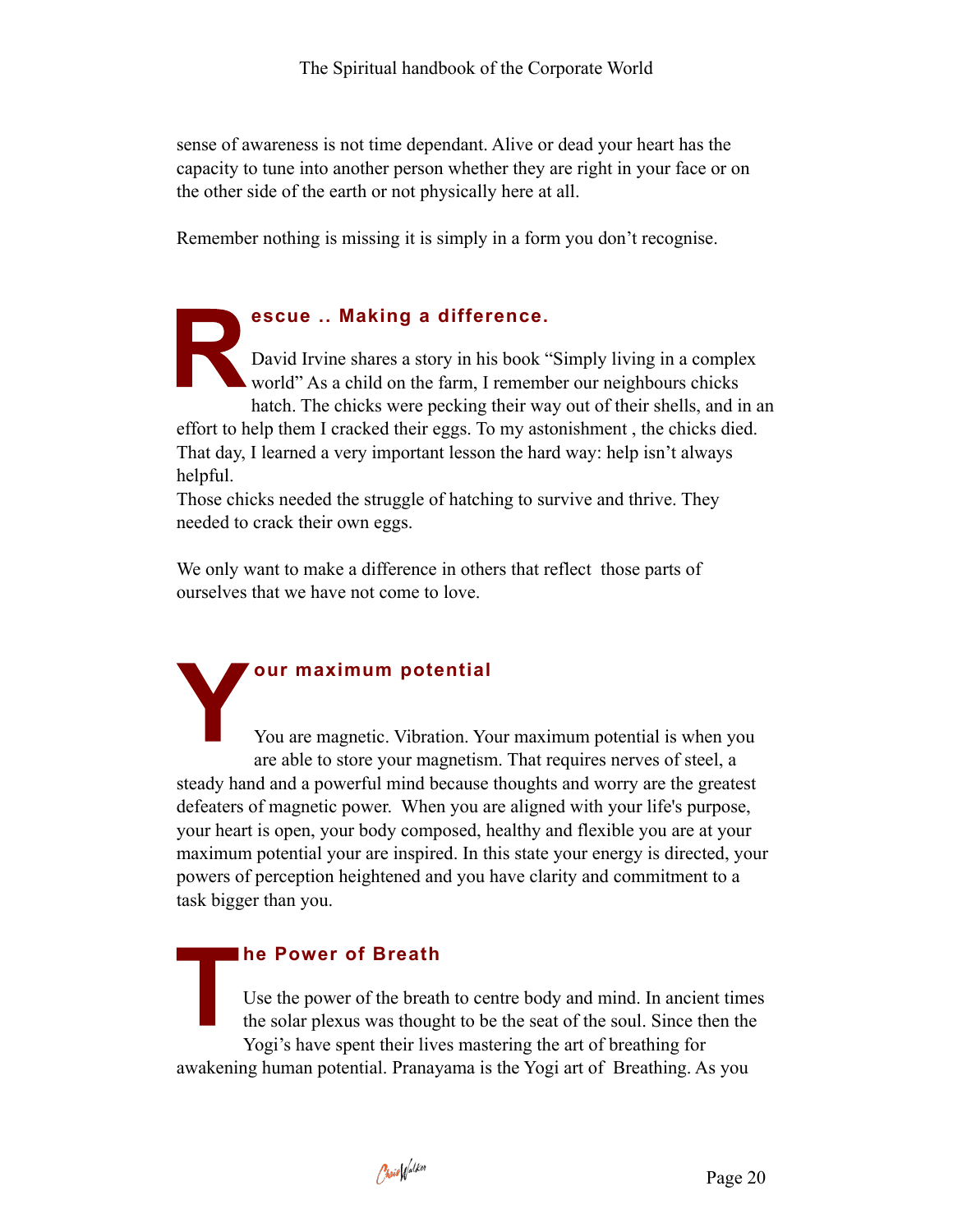sense of awareness is not time dependant. Alive or dead your heart has the capacity to tune into another person whether they are right in your face or on the other side of the earth or not physically here at all.

Remember nothing is missing it is simply in a form you don't recognise.

## Rescue .. Making a difference.

David Irvine shares a story in his book "Simply living in a complex world" As a child on the farm, I remember our neighbours chicks hatch. The chicks were pecking their way out of their shells, and in an effort to help them I cracked their eggs. To my astonishment , the chicks died. That day, I learned a very important lesson the hard way: help isn't always helpful.
Those chicks needed the struggle of hatching to survive and thrive. They needed to crack their own eggs.

We only want to make a difference in others that reflect those parts of ourselves that we have not come to love.

## Your maximum potential

You are magnetic. Vibration. Your maximum potential is when you are able to store your magnetism. That requires nerves of steel, a steady hand and a powerful mind because thoughts and worry are the greatest defeaters of magnetic power. When you are aligned with your life's purpose, your heart is open, your body composed, healthy and flexible you are at your maximum potential your are inspired. In this state your energy is directed, your powers of perception heightened and you have clarity and commitment to a task bigger than you.

## The Power of Breath

Use the power of the breath to centre body and mind. In ancient times the solar plexus was thought to be the seat of the soul. Since then the Yogi's have spent their lives mastering the art of breathing for awakening human potential. Pranayama is the Yogi art of Breathing. As you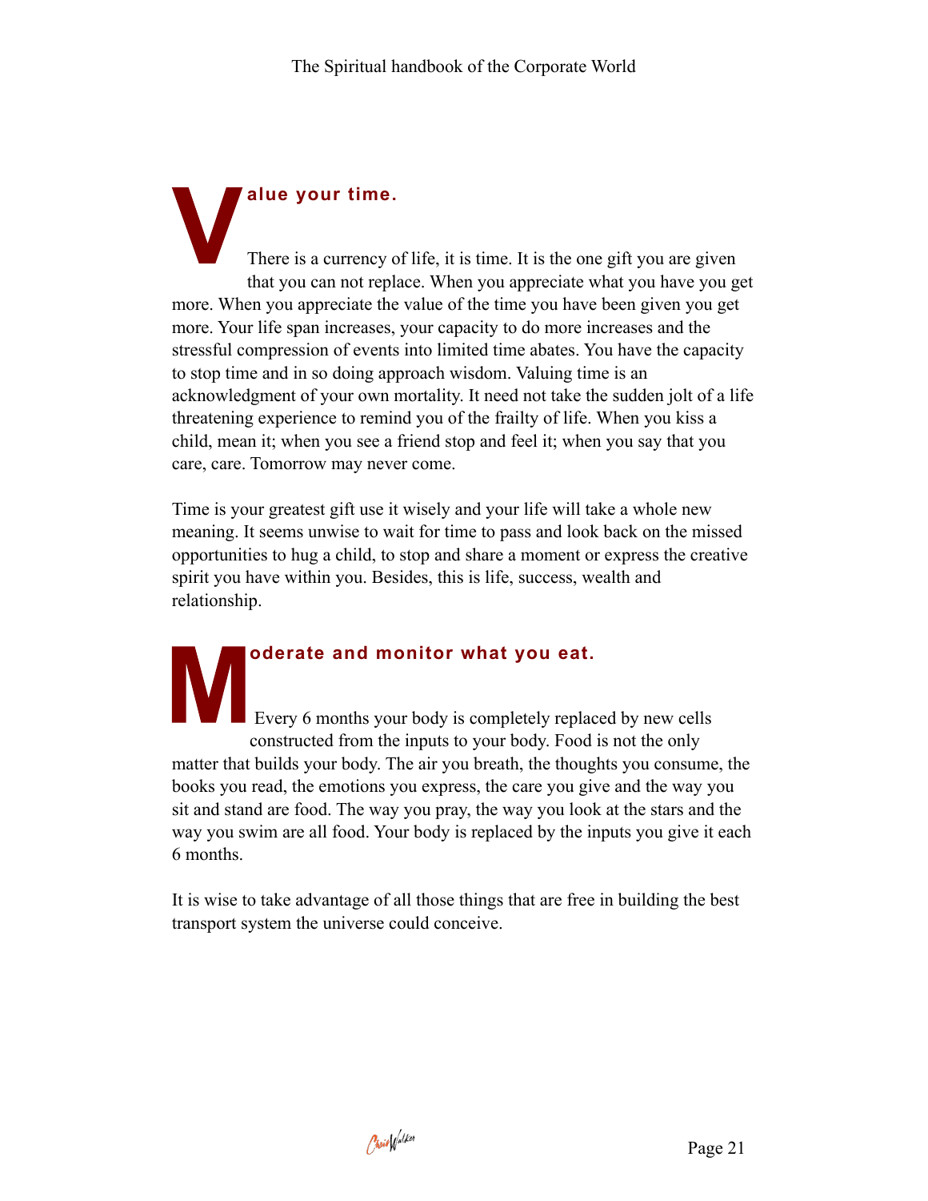## Value your time.

There is a currency of life, it is time. It is the one gift you are given that you can not replace. When you appreciate what you have you get more. When you appreciate the value of the time you have been given you get more. Your life span increases, your capacity to do more increases and the stressful compression of events into limited time abates. You have the capacity to stop time and in so doing approach wisdom. Valuing time is an acknowledgment of your own mortality. It need not take the sudden jolt of a life threatening experience to remind you of the frailty of life. When you kiss a child, mean it; when you see a friend stop and feel it; when you say that you care, care. Tomorrow may never come.

Time is your greatest gift use it wisely and your life will take a whole new meaning. It seems unwise to wait for time to pass and look back on the missed opportunities to hug a child, to stop and share a moment or express the creative spirit you have within you. Besides, this is life, success, wealth and relationship.

## Moderate and monitor what you eat.

Every 6 months your body is completely replaced by new cells constructed from the inputs to your body. Food is not the only matter that builds your body. The air you breath, the thoughts you consume, the books you read, the emotions you express, the care you give and the way you sit and stand are food. The way you pray, the way you look at the stars and the way you swim are all food. Your body is replaced by the inputs you give it each 6 months.

It is wise to take advantage of all those things that are free in building the best transport system the universe could conceive.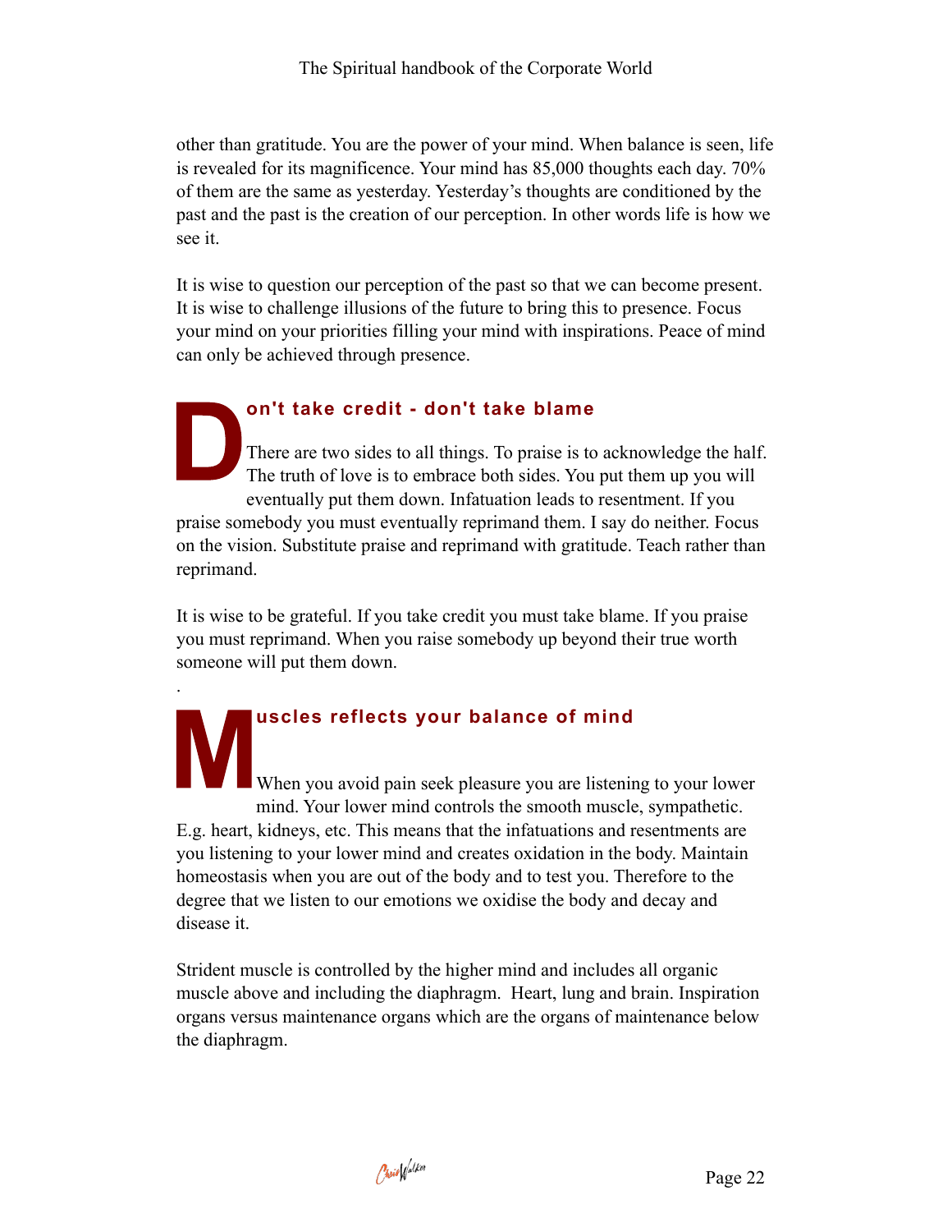other than gratitude. You are the power of your mind. When balance is seen, life is revealed for its magnificence. Your mind has 85,000 thoughts each day. 70% of them are the same as yesterday. Yesterday's thoughts are conditioned by the past and the past is the creation of our perception. In other words life is how we see it.

It is wise to question our perception of the past so that we can become present. It is wise to challenge illusions of the future to bring this to presence. Focus your mind on your priorities filling your mind with inspirations. Peace of mind can only be achieved through presence.

## Don't take credit - don't take blame

There are two sides to all things. To praise is to acknowledge the half. The truth of love is to embrace both sides. You put them up you will eventually put them down. Infatuation leads to resentment. If you praise somebody you must eventually reprimand them. I say do neither. Focus on the vision. Substitute praise and reprimand with gratitude. Teach rather than reprimand.

It is wise to be grateful. If you take credit you must take blame. If you praise you must reprimand. When you raise somebody up beyond their true worth someone will put them down.

.

## Muscles reflects your balance of mind

When you avoid pain seek pleasure you are listening to your lower mind. Your lower mind controls the smooth muscle, sympathetic. E.g. heart, kidneys, etc. This means that the infatuations and resentments are you listening to your lower mind and creates oxidation in the body. Maintain homeostasis when you are out of the body and to test you. Therefore to the degree that we listen to our emotions we oxidise the body and decay and disease it.

Strident muscle is controlled by the higher mind and includes all organic muscle above and including the diaphragm. Heart, lung and brain. Inspiration organs versus maintenance organs which are the organs of maintenance below the diaphragm.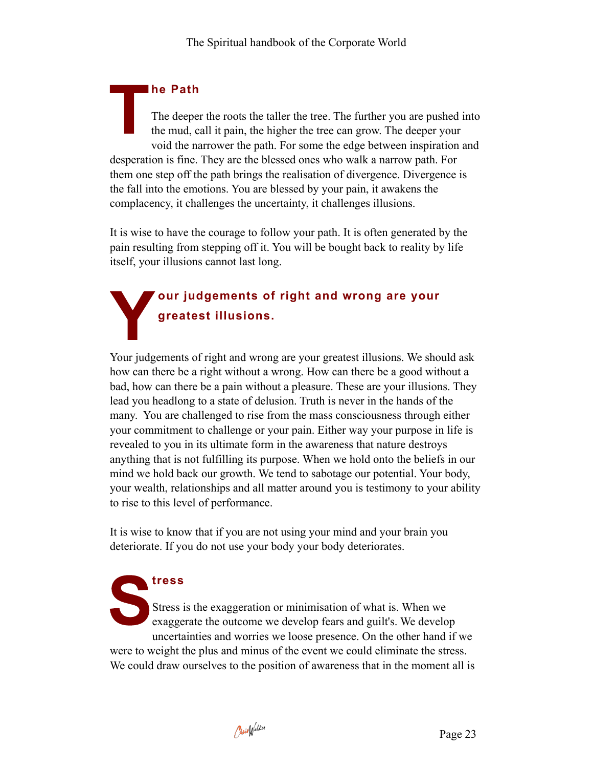## The Path

The deeper the roots the taller the tree. The further you are pushed into the mud, call it pain, the higher the tree can grow. The deeper your void the narrower the path. For some the edge between inspiration and desperation is fine. They are the blessed ones who walk a narrow path. For them one step off the path brings the realisation of divergence. Divergence is the fall into the emotions. You are blessed by your pain, it awakens the complacency, it challenges the uncertainty, it challenges illusions.

It is wise to have the courage to follow your path. It is often generated by the pain resulting from stepping off it. You will be bought back to reality by life itself, your illusions cannot last long.

## Your judgements of right and wrong are your greatest illusions.

Your judgements of right and wrong are your greatest illusions. We should ask how can there be a right without a wrong. How can there be a good without a bad, how can there be a pain without a pleasure. These are your illusions. They lead you headlong to a state of delusion. Truth is never in the hands of the many.  You are challenged to rise from the mass consciousness through either your commitment to challenge or your pain. Either way your purpose in life is revealed to you in its ultimate form in the awareness that nature destroys anything that is not fulfilling its purpose. When we hold onto the beliefs in our mind we hold back our growth. We tend to sabotage our potential. Your body, your wealth, relationships and all matter around you is testimony to your ability to rise to this level of performance.

It is wise to know that if you are not using your mind and your brain you deteriorate. If you do not use your body your body deteriorates.

## Stress

Stress is the exaggeration or minimisation of what is. When we exaggerate the outcome we develop fears and guilt's. We develop uncertainties and worries we loose presence. On the other hand if we were to weight the plus and minus of the event we could eliminate the stress. We could draw ourselves to the position of awareness that in the moment all is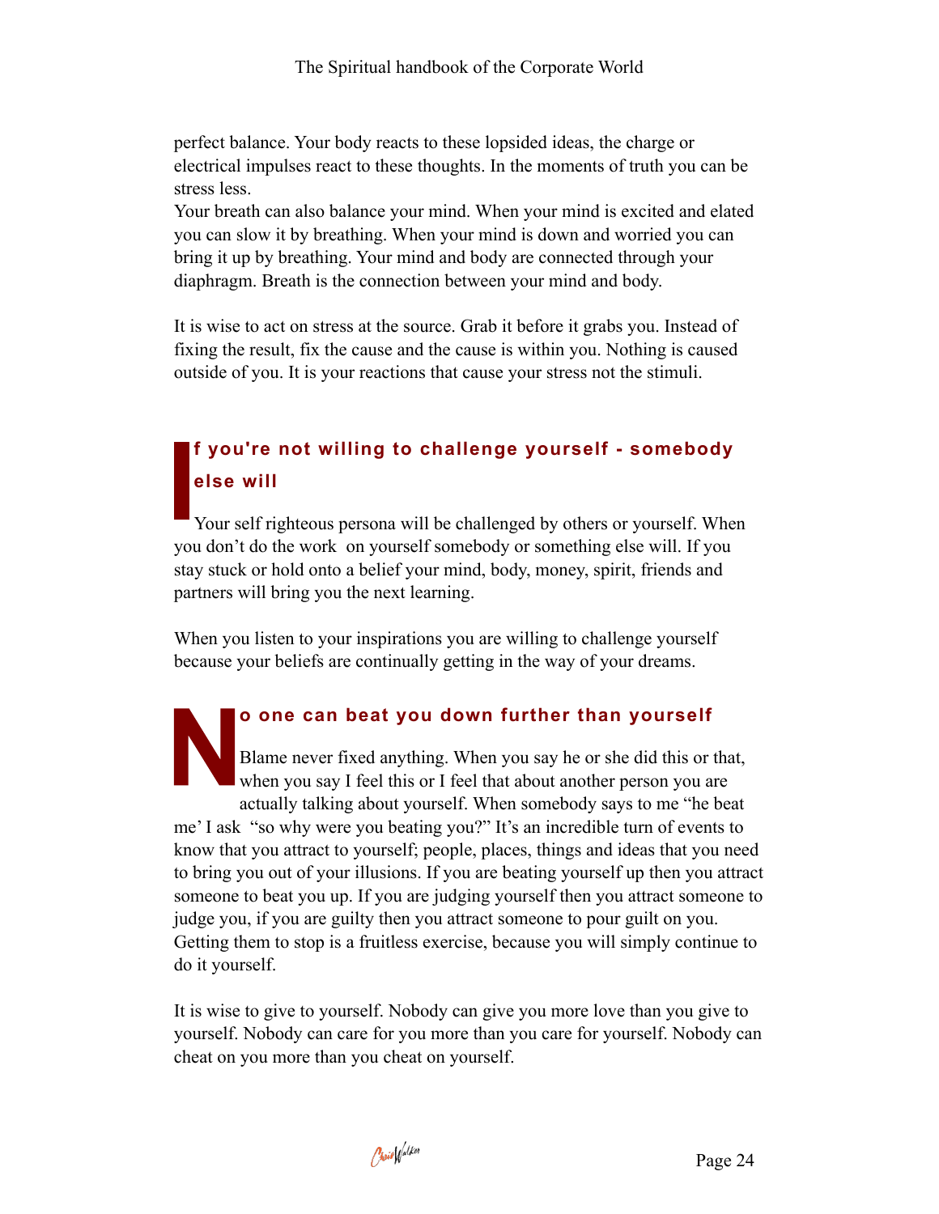perfect balance. Your body reacts to these lopsided ideas, the charge or electrical impulses react to these thoughts. In the moments of truth you can be stress less.

Your breath can also balance your mind. When your mind is excited and elated you can slow it by breathing. When your mind is down and worried you can bring it up by breathing. Your mind and body are connected through your diaphragm. Breath is the connection between your mind and body.

It is wise to act on stress at the source. Grab it before it grabs you. Instead of fixing the result, fix the cause and the cause is within you. Nothing is caused outside of you. It is your reactions that cause your stress not the stimuli.

## If you're not willing to challenge yourself - somebody else will

Your self righteous persona will be challenged by others or yourself. When you don't do the work on yourself somebody or something else will. If you stay stuck or hold onto a belief your mind, body, money, spirit, friends and partners will bring you the next learning.

When you listen to your inspirations you are willing to challenge yourself because your beliefs are continually getting in the way of your dreams.

## No one can beat you down further than yourself

Blame never fixed anything. When you say he or she did this or that, when you say I feel this or I feel that about another person you are actually talking about yourself. When somebody says to me "he beat me' I ask "so why were you beating you?" It's an incredible turn of events to know that you attract to yourself; people, places, things and ideas that you need to bring you out of your illusions. If you are beating yourself up then you attract someone to beat you up. If you are judging yourself then you attract someone to judge you, if you are guilty then you attract someone to pour guilt on you. Getting them to stop is a fruitless exercise, because you will simply continue to do it yourself.

It is wise to give to yourself. Nobody can give you more love than you give to yourself. Nobody can care for you more than you care for yourself. Nobody can cheat on you more than you cheat on yourself.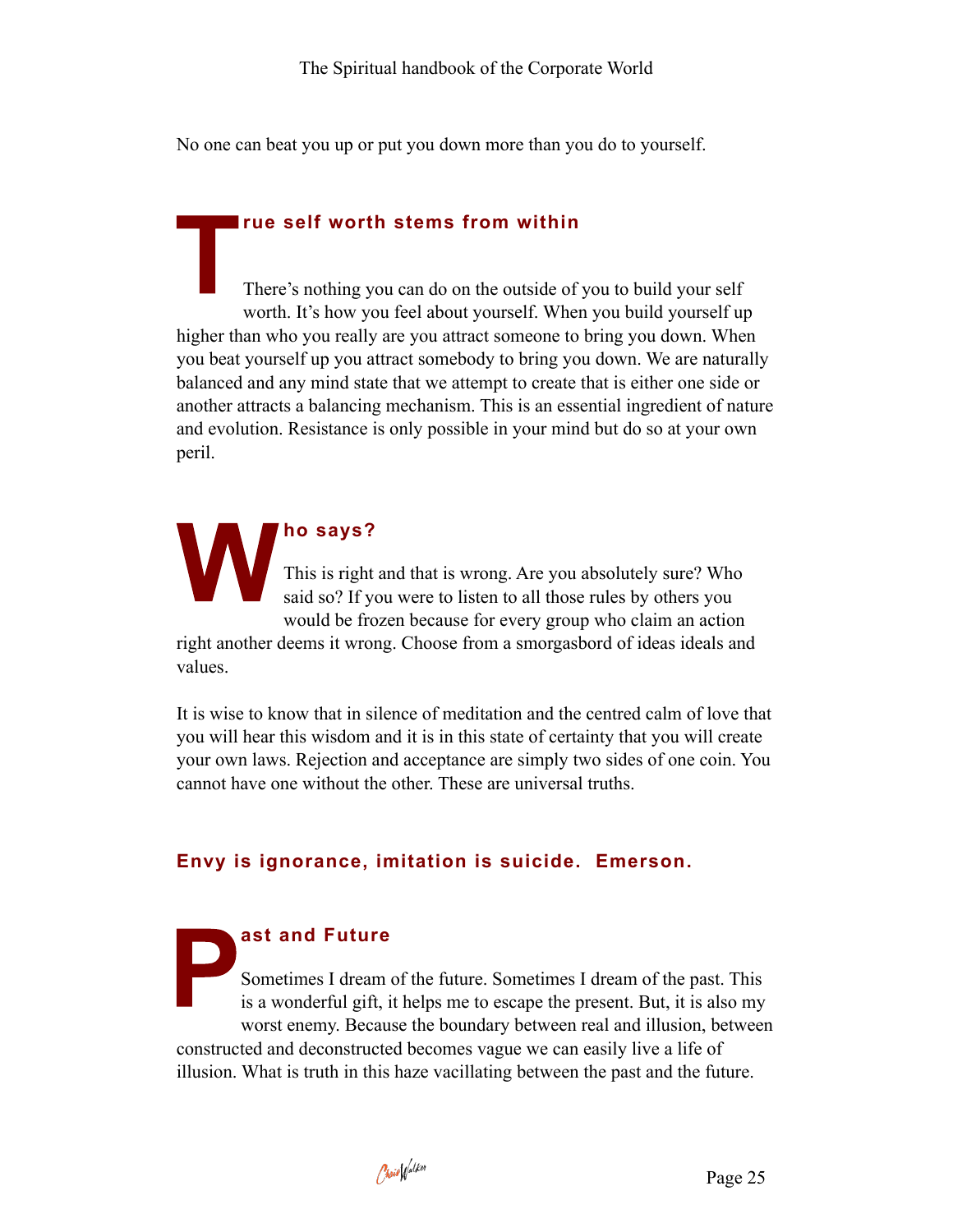No one can beat you up or put you down more than you do to yourself.

## True self worth stems from within

There's nothing you can do on the outside of you to build your self worth. It's how you feel about yourself. When you build yourself up higher than who you really are you attract someone to bring you down. When you beat yourself up you attract somebody to bring you down. We are naturally balanced and any mind state that we attempt to create that is either one side or another attracts a balancing mechanism. This is an essential ingredient of nature and evolution. Resistance is only possible in your mind but do so at your own peril.

## Who says?

This is right and that is wrong. Are you absolutely sure? Who said so? If you were to listen to all those rules by others you would be frozen because for every group who claim an action right another deems it wrong. Choose from a smorgasbord of ideas ideals and values.

It is wise to know that in silence of meditation and the centred calm of love that you will hear this wisdom and it is in this state of certainty that you will create your own laws. Rejection and acceptance are simply two sides of one coin. You cannot have one without the other. These are universal truths.

**Envy is ignorance, imitation is suicide. Emerson.**

## Past and Future

Sometimes I dream of the future. Sometimes I dream of the past. This is a wonderful gift, it helps me to escape the present. But, it is also my worst enemy. Because the boundary between real and illusion, between constructed and deconstructed becomes vague we can easily live a life of illusion. What is truth in this haze vacillating between the past and the future.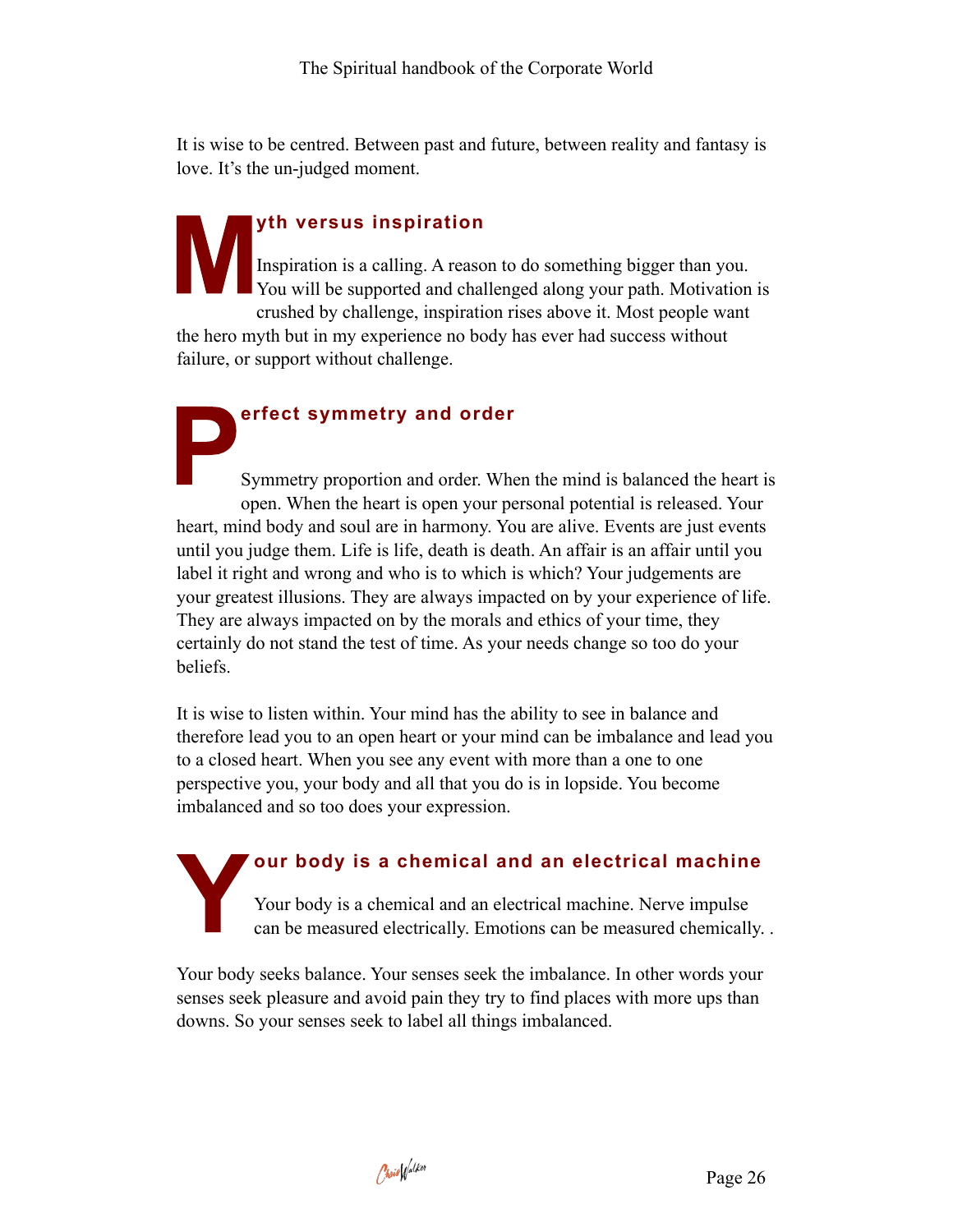It is wise to be centred. Between past and future, between reality and fantasy is love. It's the un-judged moment.

## Myth versus inspiration

Inspiration is a calling. A reason to do something bigger than you. You will be supported and challenged along your path. Motivation is crushed by challenge, inspiration rises above it. Most people want the hero myth but in my experience no body has ever had success without failure, or support without challenge.

## Perfect symmetry and order

Symmetry proportion and order. When the mind is balanced the heart is open. When the heart is open your personal potential is released. Your heart, mind body and soul are in harmony. You are alive. Events are just events until you judge them. Life is life, death is death. An affair is an affair until you label it right and wrong and who is to which is which? Your judgements are your greatest illusions. They are always impacted on by your experience of life. They are always impacted on by the morals and ethics of your time, they certainly do not stand the test of time. As your needs change so too do your beliefs.

It is wise to listen within. Your mind has the ability to see in balance and therefore lead you to an open heart or your mind can be imbalance and lead you to a closed heart. When you see any event with more than a one to one perspective you, your body and all that you do is in lopside. You become imbalanced and so too does your expression.

## Your body is a chemical and an electrical machine

Your body is a chemical and an electrical machine. Nerve impulse can be measured electrically. Emotions can be measured chemically. .

Your body seeks balance. Your senses seek the imbalance. In other words your senses seek pleasure and avoid pain they try to find places with more ups than downs. So your senses seek to label all things imbalanced.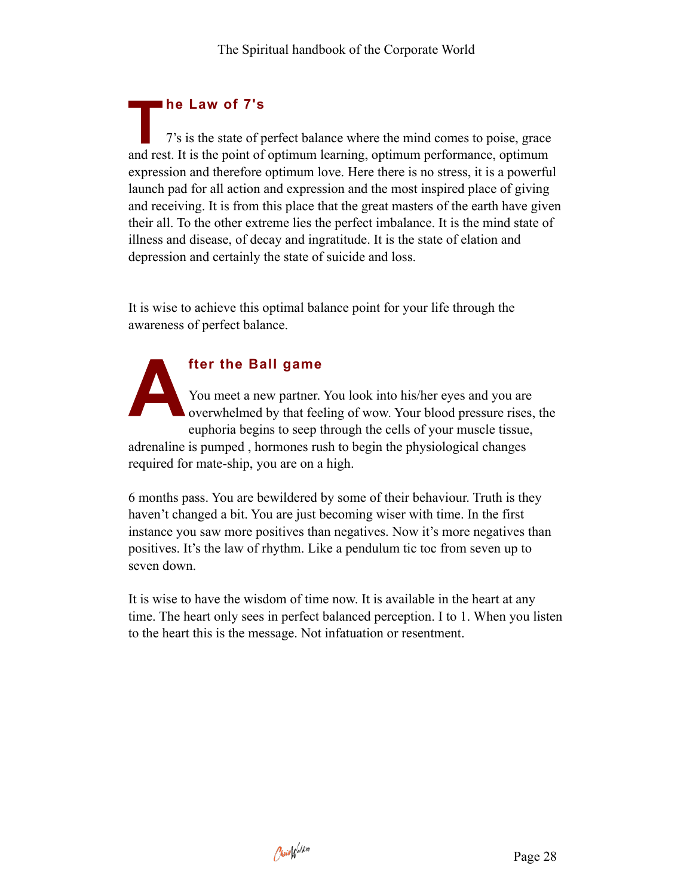## The Law of 7's

7's is the state of perfect balance where the mind comes to poise, grace and rest. It is the point of optimum learning, optimum performance, optimum expression and therefore optimum love. Here there is no stress, it is a powerful launch pad for all action and expression and the most inspired place of giving and receiving. It is from this place that the great masters of the earth have given their all. To the other extreme lies the perfect imbalance. It is the mind state of illness and disease, of decay and ingratitude. It is the state of elation and depression and certainly the state of suicide and loss.

It is wise to achieve this optimal balance point for your life through the awareness of perfect balance.

## After the Ball game

You meet a new partner. You look into his/her eyes and you are overwhelmed by that feeling of wow. Your blood pressure rises, the euphoria begins to seep through the cells of your muscle tissue, adrenaline is pumped , hormones rush to begin the physiological changes required for mate-ship, you are on a high.

6 months pass. You are bewildered by some of their behaviour. Truth is they haven't changed a bit. You are just becoming wiser with time. In the first instance you saw more positives than negatives. Now it's more negatives than positives. It's the law of rhythm. Like a pendulum tic toc from seven up to seven down.

It is wise to have the wisdom of time now. It is available in the heart at any time. The heart only sees in perfect balanced perception. I to 1. When you listen to the heart this is the message. Not infatuation or resentment.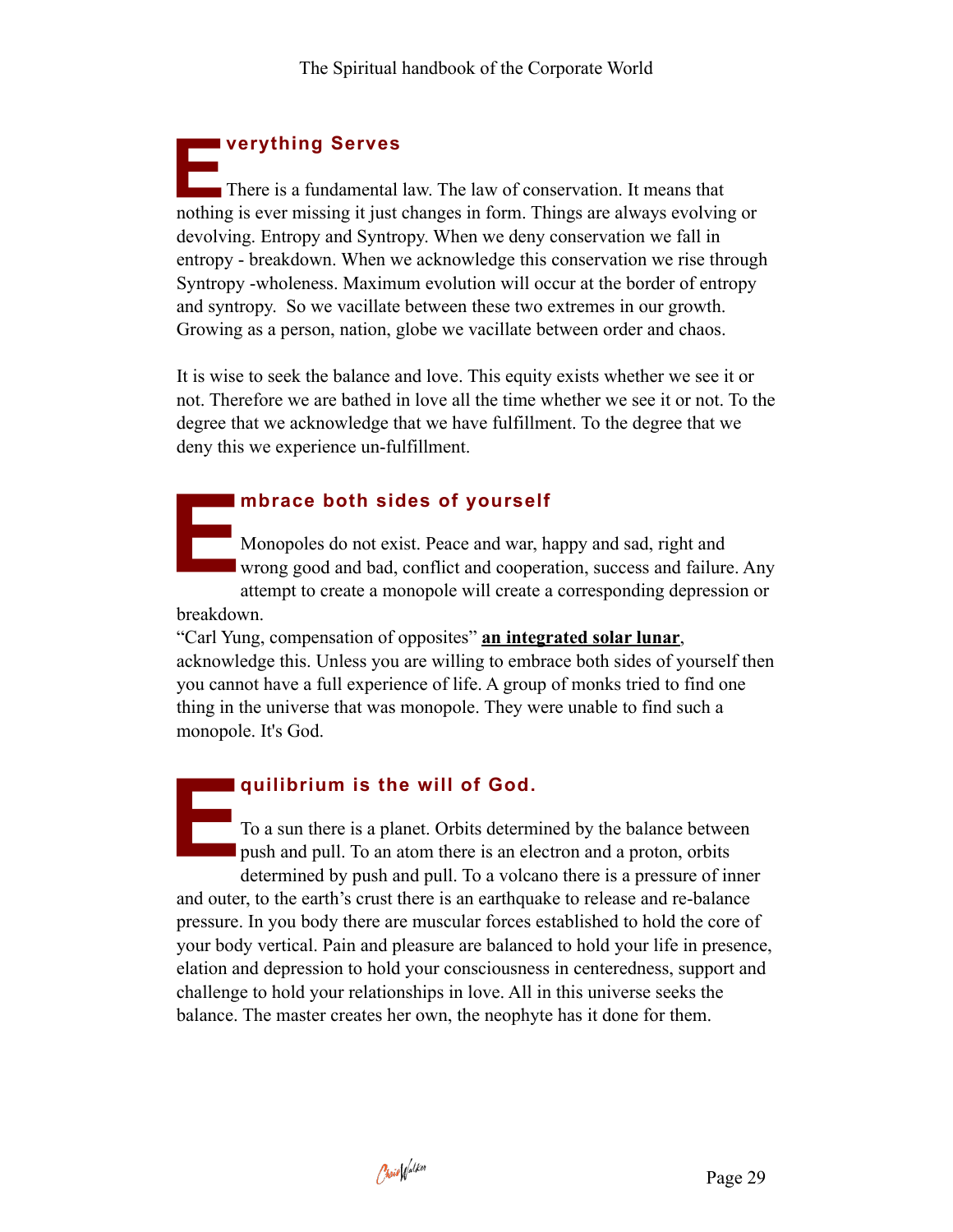## Everything Serves

There is a fundamental law. The law of conservation. It means that nothing is ever missing it just changes in form. Things are always evolving or devolving. Entropy and Syntropy. When we deny conservation we fall in entropy - breakdown. When we acknowledge this conservation we rise through Syntropy -wholeness. Maximum evolution will occur at the border of entropy and syntropy. So we vacillate between these two extremes in our growth. Growing as a person, nation, globe we vacillate between order and chaos.

It is wise to seek the balance and love. This equity exists whether we see it or not. Therefore we are bathed in love all the time whether we see it or not. To the degree that we acknowledge that we have fulfillment. To the degree that we deny this we experience un-fulfillment.

## Embrace both sides of yourself

Monopoles do not exist. Peace and war, happy and sad, right and wrong good and bad, conflict and cooperation, success and failure. Any attempt to create a monopole will create a corresponding depression or breakdown.

"Carl Yung, compensation of opposites" **an integrated solar lunar**, acknowledge this. Unless you are willing to embrace both sides of yourself then you cannot have a full experience of life. A group of monks tried to find one thing in the universe that was monopole. They were unable to find such a monopole. It's God.

## Equilibrium is the will of God.

To a sun there is a planet. Orbits determined by the balance between push and pull. To an atom there is an electron and a proton, orbits determined by push and pull. To a volcano there is a pressure of inner and outer, to the earth's crust there is an earthquake to release and re-balance pressure. In you body there are muscular forces established to hold the core of your body vertical. Pain and pleasure are balanced to hold your life in presence, elation and depression to hold your consciousness in centeredness, support and challenge to hold your relationships in love. All in this universe seeks the balance. The master creates her own, the neophyte has it done for them.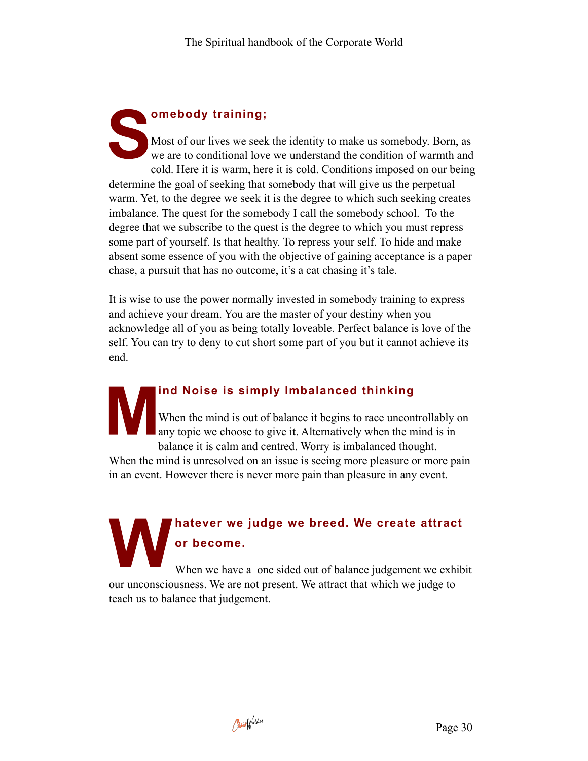## Somebody training;

Most of our lives we seek the identity to make us somebody. Born, as we are to conditional love we understand the condition of warmth and cold. Here it is warm, here it is cold. Conditions imposed on our being determine the goal of seeking that somebody that will give us the perpetual warm. Yet, to the degree we seek it is the degree to which such seeking creates imbalance. The quest for the somebody I call the somebody school. To the degree that we subscribe to the quest is the degree to which you must repress some part of yourself. Is that healthy. To repress your self. To hide and make absent some essence of you with the objective of gaining acceptance is a paper chase, a pursuit that has no outcome, it's a cat chasing it's tale.

It is wise to use the power normally invested in somebody training to express and achieve your dream. You are the master of your destiny when you acknowledge all of you as being totally loveable. Perfect balance is love of the self. You can try to deny to cut short some part of you but it cannot achieve its end.

## Mind Noise is simply Imbalanced thinking

When the mind is out of balance it begins to race uncontrollably on any topic we choose to give it. Alternatively when the mind is in balance it is calm and centred. Worry is imbalanced thought. When the mind is unresolved on an issue is seeing more pleasure or more pain in an event. However there is never more pain than pleasure in any event.

## Whatever we judge we breed. We create attract or become.

When we have a one sided out of balance judgement we exhibit our unconsciousness. We are not present. We attract that which we judge to teach us to balance that judgement.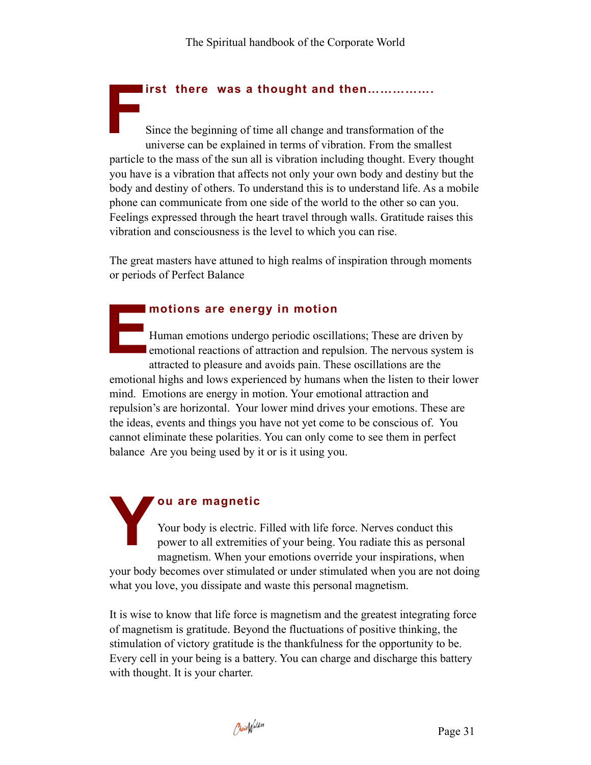## First there was a thought and then…………….

Since the beginning of time all change and transformation of the universe can be explained in terms of vibration. From the smallest particle to the mass of the sun all is vibration including thought. Every thought you have is a vibration that affects not only your own body and destiny but the body and destiny of others. To understand this is to understand life. As a mobile phone can communicate from one side of the world to the other so can you. Feelings expressed through the heart travel through walls. Gratitude raises this vibration and consciousness is the level to which you can rise.

The great masters have attuned to high realms of inspiration through moments or periods of Perfect Balance

## Emotions are energy in motion

Human emotions undergo periodic oscillations; These are driven by emotional reactions of attraction and repulsion. The nervous system is attracted to pleasure and avoids pain. These oscillations are the emotional highs and lows experienced by humans when the listen to their lower mind. Emotions are energy in motion. Your emotional attraction and repulsion's are horizontal. Your lower mind drives your emotions. These are the ideas, events and things you have not yet come to be conscious of. You cannot eliminate these polarities. You can only come to see them in perfect balance Are you being used by it or is it using you.

## You are magnetic

Your body is electric. Filled with life force. Nerves conduct this power to all extremities of your being. You radiate this as personal magnetism. When your emotions override your inspirations, when your body becomes over stimulated or under stimulated when you are not doing what you love, you dissipate and waste this personal magnetism.

It is wise to know that life force is magnetism and the greatest integrating force of magnetism is gratitude. Beyond the fluctuations of positive thinking, the stimulation of victory gratitude is the thankfulness for the opportunity to be. Every cell in your being is a battery. You can charge and discharge this battery with thought. It is your charter.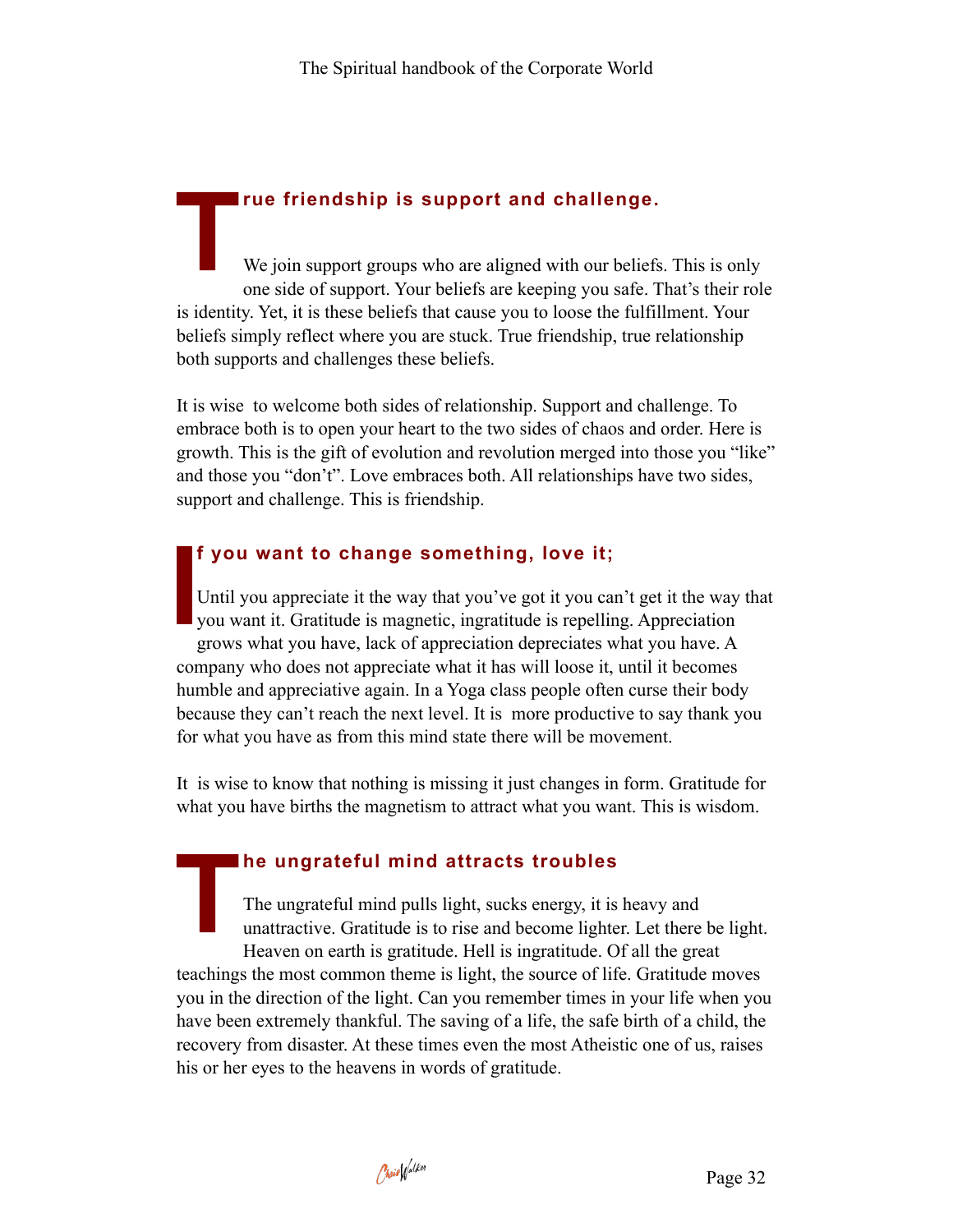## True friendship is support and challenge.

We join support groups who are aligned with our beliefs. This is only one side of support. Your beliefs are keeping you safe. That's their role is identity. Yet, it is these beliefs that cause you to loose the fulfillment. Your beliefs simply reflect where you are stuck. True friendship, true relationship both supports and challenges these beliefs.

It is wise to welcome both sides of relationship. Support and challenge. To embrace both is to open your heart to the two sides of chaos and order. Here is growth. This is the gift of evolution and revolution merged into those you "like" and those you "don't". Love embraces both. All relationships have two sides, support and challenge. This is friendship.

## If you want to change something, love it;

Until you appreciate it the way that you've got it you can't get it the way that you want it. Gratitude is magnetic, ingratitude is repelling. Appreciation grows what you have, lack of appreciation depreciates what you have. A company who does not appreciate what it has will loose it, until it becomes humble and appreciative again. In a Yoga class people often curse their body because they can't reach the next level. It is more productive to say thank you for what you have as from this mind state there will be movement.

It is wise to know that nothing is missing it just changes in form. Gratitude for what you have births the magnetism to attract what you want. This is wisdom.

## The ungrateful mind attracts troubles

The ungrateful mind pulls light, sucks energy, it is heavy and unattractive. Gratitude is to rise and become lighter. Let there be light. Heaven on earth is gratitude. Hell is ingratitude. Of all the great teachings the most common theme is light, the source of life. Gratitude moves you in the direction of the light. Can you remember times in your life when you have been extremely thankful. The saving of a life, the safe birth of a child, the recovery from disaster. At these times even the most Atheistic one of us, raises his or her eyes to the heavens in words of gratitude.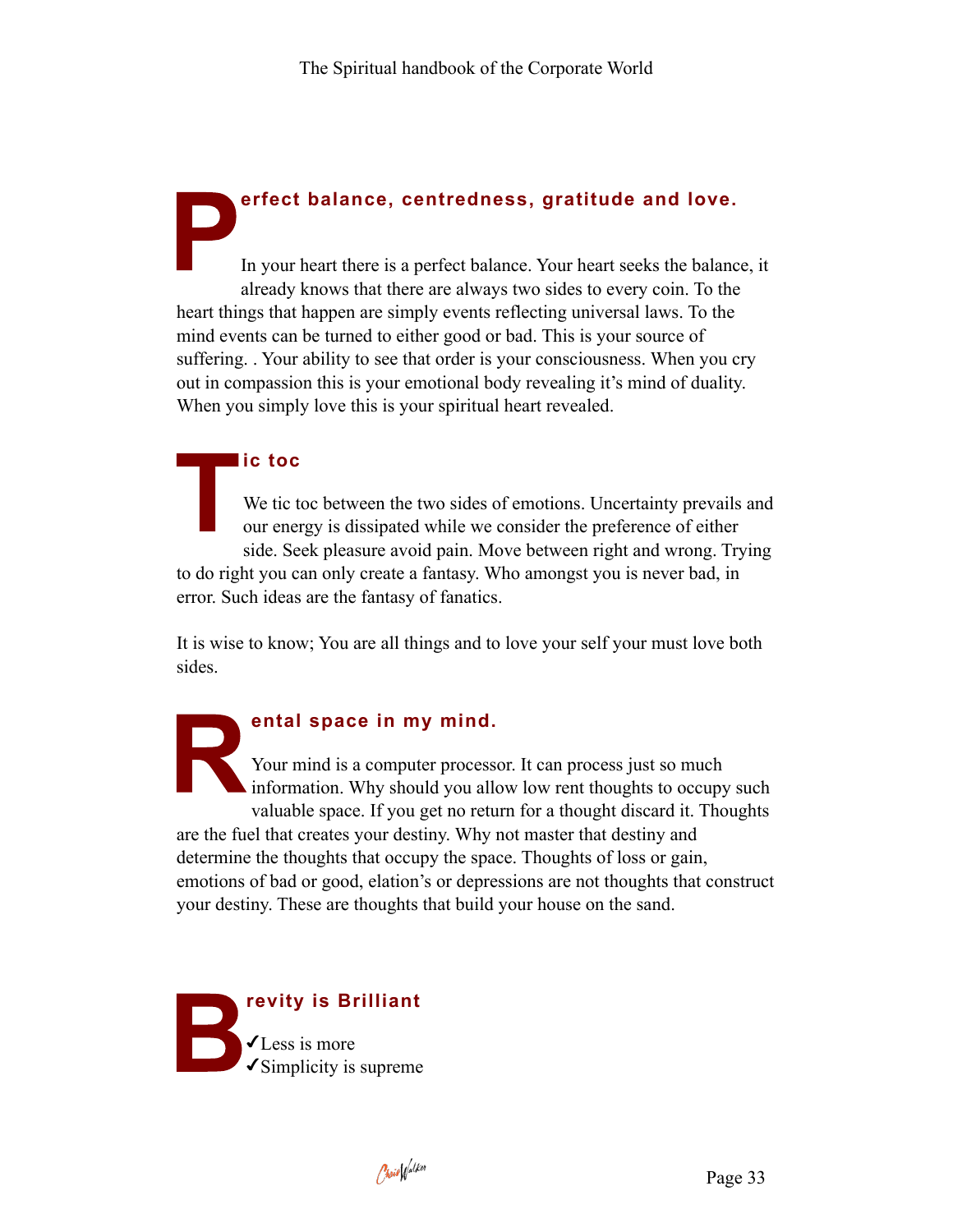## Perfect balance, centredness, gratitude and love.

In your heart there is a perfect balance. Your heart seeks the balance, it already knows that there are always two sides to every coin. To the heart things that happen are simply events reflecting universal laws. To the mind events can be turned to either good or bad. This is your source of suffering. . Your ability to see that order is your consciousness. When you cry out in compassion this is your emotional body revealing it's mind of duality. When you simply love this is your spiritual heart revealed.

## Tic toc

We tic toc between the two sides of emotions. Uncertainty prevails and our energy is dissipated while we consider the preference of either side. Seek pleasure avoid pain. Move between right and wrong. Trying to do right you can only create a fantasy. Who amongst you is never bad, in error. Such ideas are the fantasy of fanatics.

It is wise to know; You are all things and to love your self your must love both sides.

## Rental space in my mind.

Your mind is a computer processor. It can process just so much information. Why should you allow low rent thoughts to occupy such valuable space. If you get no return for a thought discard it. Thoughts are the fuel that creates your destiny. Why not master that destiny and determine the thoughts that occupy the space. Thoughts of loss or gain, emotions of bad or good, elation's or depressions are not thoughts that construct your destiny. These are thoughts that build your house on the sand.

## Brevity is Brilliant

✓Less is more
✓Simplicity is supreme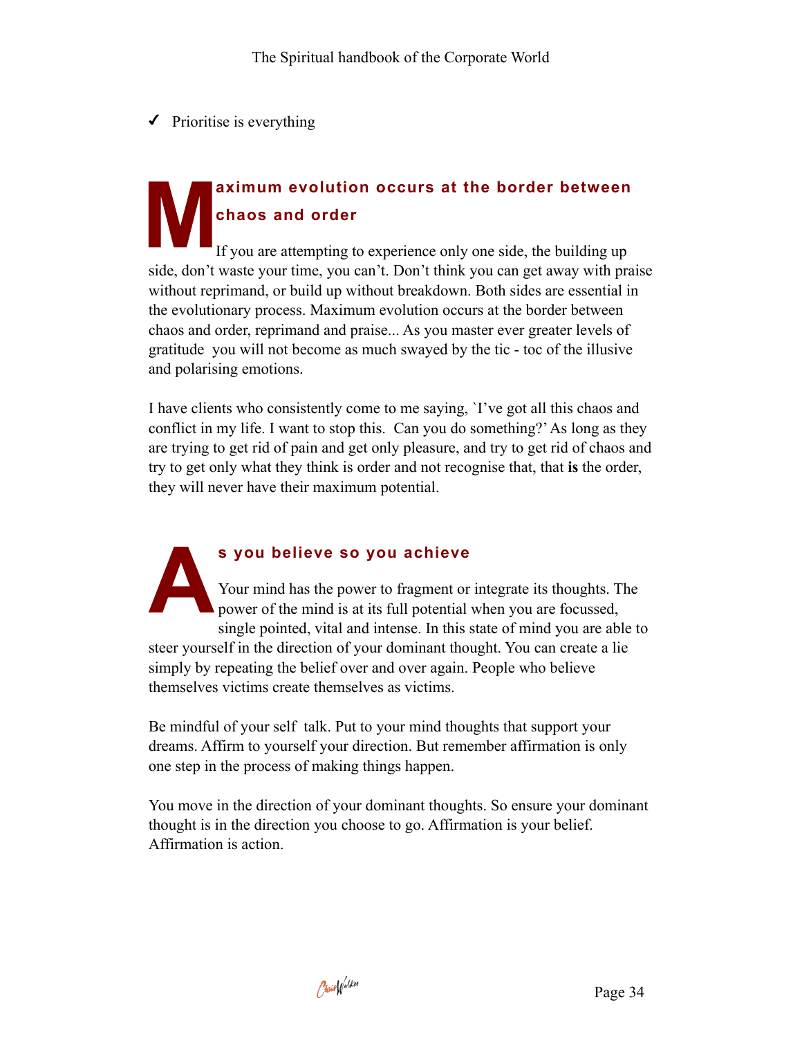- ✓ Prioritise is everything

## Maximum evolution occurs at the border between chaos and order

If you are attempting to experience only one side, the building up side, don't waste your time, you can't. Don't think you can get away with praise without reprimand, or build up without breakdown. Both sides are essential in the evolutionary process. Maximum evolution occurs at the border between chaos and order, reprimand and praise... As you master ever greater levels of gratitude you will not become as much swayed by the tic - toc of the illusive and polarising emotions.

I have clients who consistently come to me saying, `I've got all this chaos and conflict in my life. I want to stop this. Can you do something?' As long as they are trying to get rid of pain and get only pleasure, and try to get rid of chaos and try to get only what they think is order and not recognise that, that **is** the order, they will never have their maximum potential.

## As you believe so you achieve

Your mind has the power to fragment or integrate its thoughts. The power of the mind is at its full potential when you are focussed, single pointed, vital and intense. In this state of mind you are able to steer yourself in the direction of your dominant thought. You can create a lie simply by repeating the belief over and over again. People who believe themselves victims create themselves as victims.

Be mindful of your self talk. Put to your mind thoughts that support your dreams. Affirm to yourself your direction. But remember affirmation is only one step in the process of making things happen.

You move in the direction of your dominant thoughts. So ensure your dominant thought is in the direction you choose to go. Affirmation is your belief. Affirmation is action.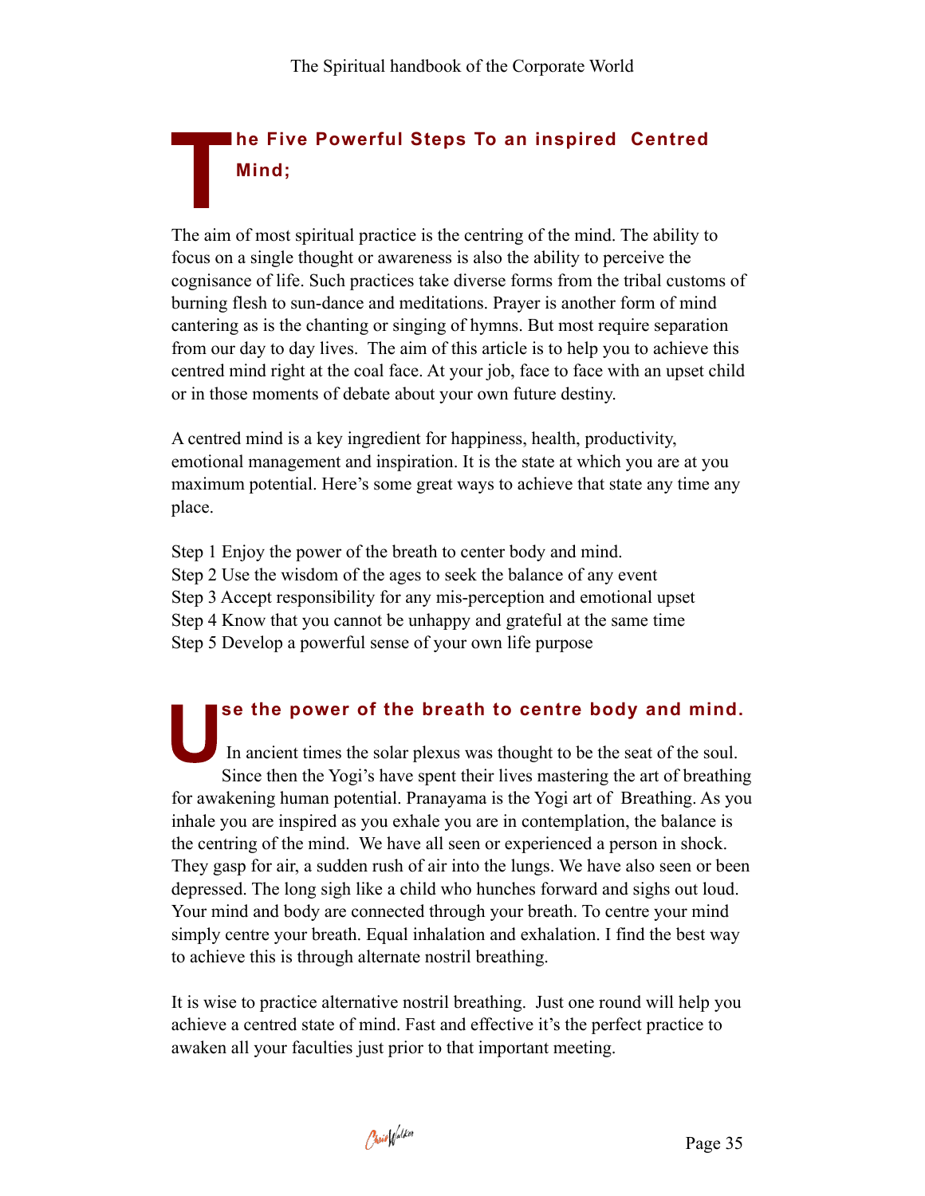## The Five Powerful Steps To an inspired Centred Mind;

The aim of most spiritual practice is the centring of the mind. The ability to focus on a single thought or awareness is also the ability to perceive the cognisance of life. Such practices take diverse forms from the tribal customs of burning flesh to sun-dance and meditations. Prayer is another form of mind cantering as is the chanting or singing of hymns. But most require separation from our day to day lives. The aim of this article is to help you to achieve this centred mind right at the coal face. At your job, face to face with an upset child or in those moments of debate about your own future destiny.

A centred mind is a key ingredient for happiness, health, productivity, emotional management and inspiration. It is the state at which you are at you maximum potential. Here's some great ways to achieve that state any time any place.

Step 1 Enjoy the power of the breath to center body and mind.
Step 2 Use the wisdom of the ages to seek the balance of any event
Step 3 Accept responsibility for any mis-perception and emotional upset
Step 4 Know that you cannot be unhappy and grateful at the same time
Step 5 Develop a powerful sense of your own life purpose

## Use the power of the breath to centre body and mind.

In ancient times the solar plexus was thought to be the seat of the soul. Since then the Yogi's have spent their lives mastering the art of breathing for awakening human potential. Pranayama is the Yogi art of Breathing. As you inhale you are inspired as you exhale you are in contemplation, the balance is the centring of the mind. We have all seen or experienced a person in shock. They gasp for air, a sudden rush of air into the lungs. We have also seen or been depressed. The long sigh like a child who hunches forward and sighs out loud. Your mind and body are connected through your breath. To centre your mind simply centre your breath. Equal inhalation and exhalation. I find the best way to achieve this is through alternate nostril breathing.

It is wise to practice alternative nostril breathing. Just one round will help you achieve a centred state of mind. Fast and effective it's the perfect practice to awaken all your faculties just prior to that important meeting.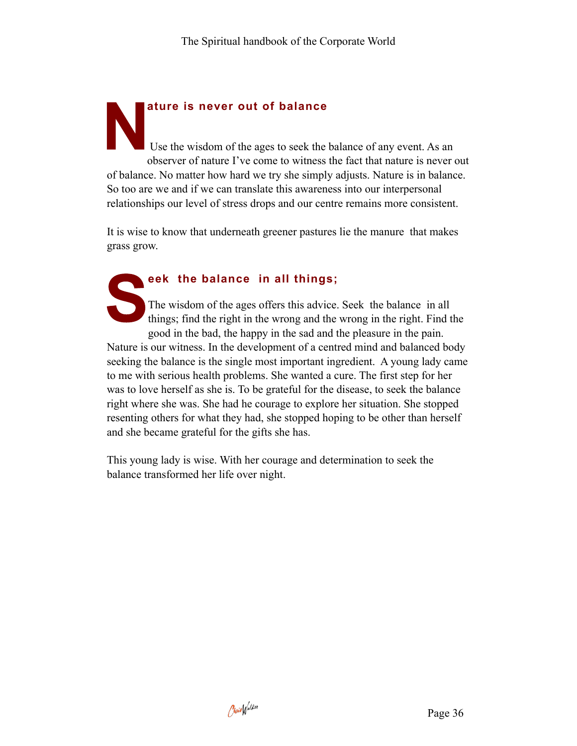## Nature is never out of balance

Use the wisdom of the ages to seek the balance of any event. As an observer of nature I've come to witness the fact that nature is never out of balance. No matter how hard we try she simply adjusts. Nature is in balance. So too are we and if we can translate this awareness into our interpersonal relationships our level of stress drops and our centre remains more consistent.

It is wise to know that underneath greener pastures lie the manure that makes grass grow.

## Seek the balance in all things;

The wisdom of the ages offers this advice. Seek the balance in all things; find the right in the wrong and the wrong in the right. Find the good in the bad, the happy in the sad and the pleasure in the pain. Nature is our witness. In the development of a centred mind and balanced body seeking the balance is the single most important ingredient. A young lady came to me with serious health problems. She wanted a cure. The first step for her was to love herself as she is. To be grateful for the disease, to seek the balance right where she was. She had he courage to explore her situation. She stopped resenting others for what they had, she stopped hoping to be other than herself and she became grateful for the gifts she has.

This young lady is wise. With her courage and determination to seek the balance transformed her life over night.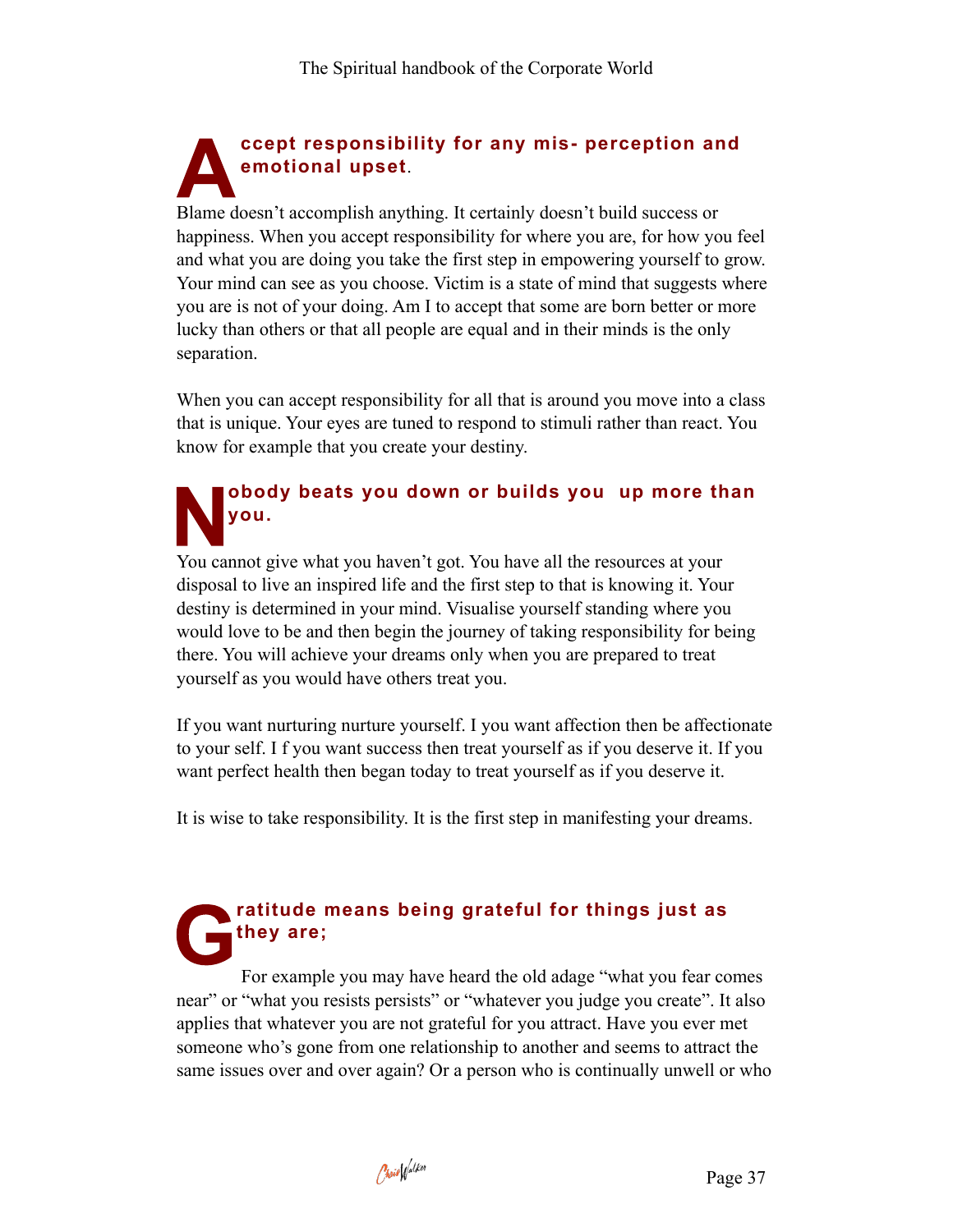## Accept responsibility for any mis- perception and emotional upset.

Blame doesn't accomplish anything. It certainly doesn't build success or happiness. When you accept responsibility for where you are, for how you feel and what you are doing you take the first step in empowering yourself to grow. Your mind can see as you choose. Victim is a state of mind that suggests where you are is not of your doing. Am I to accept that some are born better or more lucky than others or that all people are equal and in their minds is the only separation.

When you can accept responsibility for all that is around you move into a class that is unique. Your eyes are tuned to respond to stimuli rather than react. You know for example that you create your destiny.

## Nobody beats you down or builds you up more than you.

You cannot give what you haven't got. You have all the resources at your disposal to live an inspired life and the first step to that is knowing it. Your destiny is determined in your mind. Visualise yourself standing where you would love to be and then begin the journey of taking responsibility for being there. You will achieve your dreams only when you are prepared to treat yourself as you would have others treat you.

If you want nurturing nurture yourself. I you want affection then be affectionate to your self. I f you want success then treat yourself as if you deserve it. If you want perfect health then began today to treat yourself as if you deserve it.

It is wise to take responsibility. It is the first step in manifesting your dreams.

## Gratitude means being grateful for things just as they are;

For example you may have heard the old adage "what you fear comes near" or "what you resists persists" or "whatever you judge you create". It also applies that whatever you are not grateful for you attract. Have you ever met someone who's gone from one relationship to another and seems to attract the same issues over and over again? Or a person who is continually unwell or who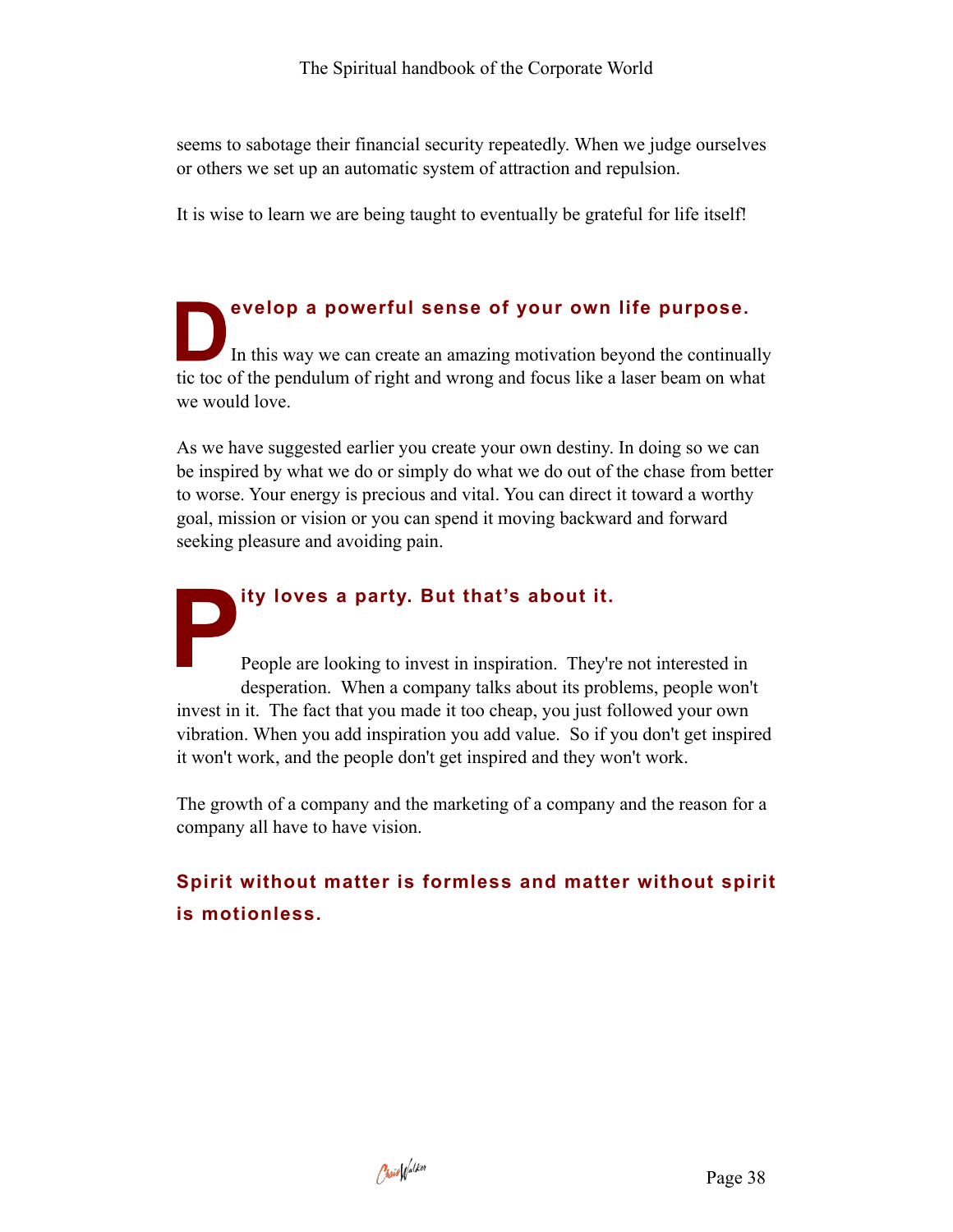seems to sabotage their financial security repeatedly. When we judge ourselves or others we set up an automatic system of attraction and repulsion.

It is wise to learn we are being taught to eventually be grateful for life itself!

## Develop a powerful sense of your own life purpose.

In this way we can create an amazing motivation beyond the continually tic toc of the pendulum of right and wrong and focus like a laser beam on what we would love.

As we have suggested earlier you create your own destiny. In doing so we can be inspired by what we do or simply do what we do out of the chase from better to worse. Your energy is precious and vital. You can direct it toward a worthy goal, mission or vision or you can spend it moving backward and forward seeking pleasure and avoiding pain.

## Pity loves a party. But that's about it.

People are looking to invest in inspiration. They're not interested in desperation. When a company talks about its problems, people won't invest in it. The fact that you made it too cheap, you just followed your own vibration. When you add inspiration you add value. So if you don't get inspired it won't work, and the people don't get inspired and they won't work.

The growth of a company and the marketing of a company and the reason for a company all have to have vision.

**Spirit without matter is formless and matter without spirit is motionless.**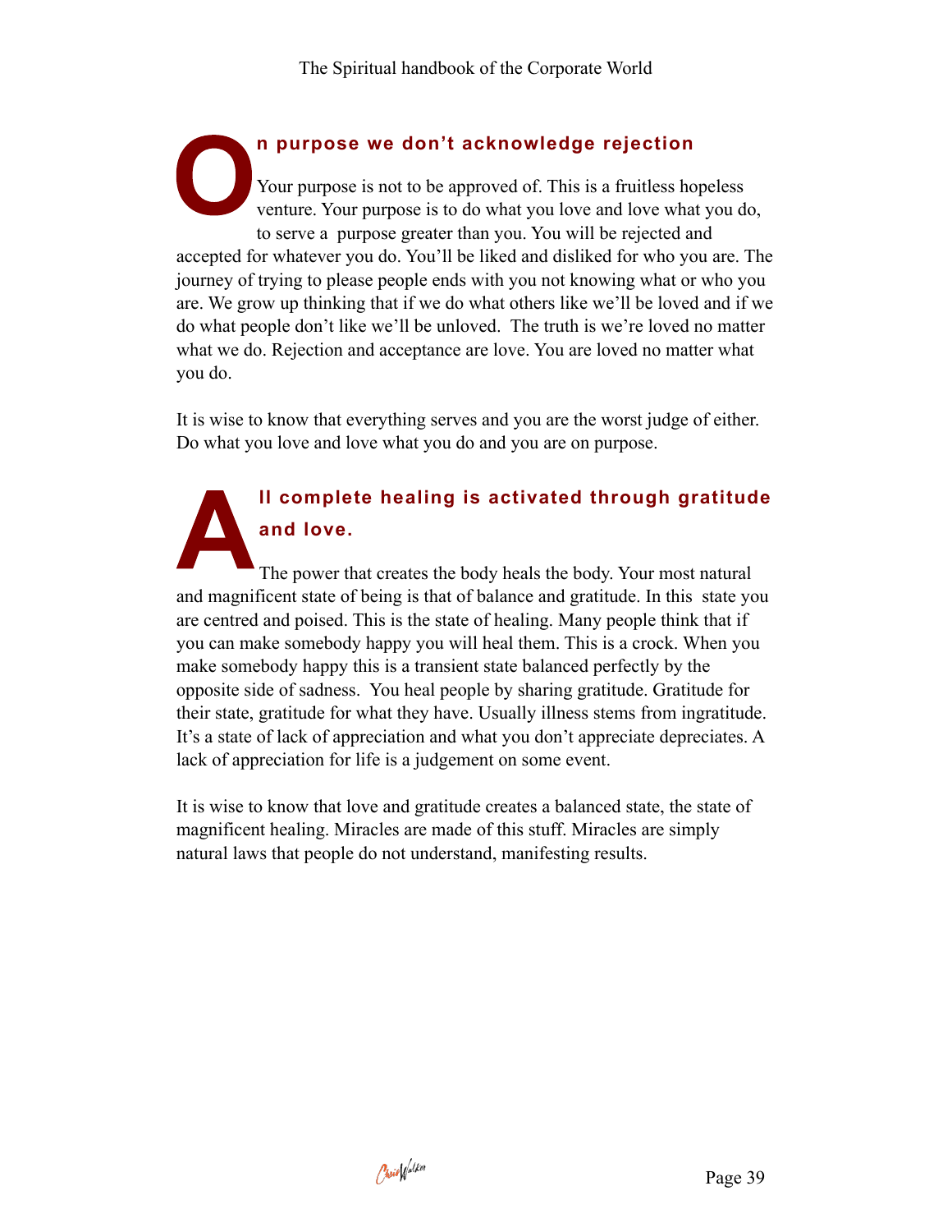## On purpose we don't acknowledge rejection

Your purpose is not to be approved of. This is a fruitless hopeless venture. Your purpose is to do what you love and love what you do, to serve a purpose greater than you. You will be rejected and accepted for whatever you do. You'll be liked and disliked for who you are. The journey of trying to please people ends with you not knowing what or who you are. We grow up thinking that if we do what others like we'll be loved and if we do what people don't like we'll be unloved. The truth is we're loved no matter what we do. Rejection and acceptance are love. You are loved no matter what you do.

It is wise to know that everything serves and you are the worst judge of either. Do what you love and love what you do and you are on purpose.

## All complete healing is activated through gratitude and love.

The power that creates the body heals the body. Your most natural and magnificent state of being is that of balance and gratitude. In this state you are centred and poised. This is the state of healing. Many people think that if you can make somebody happy you will heal them. This is a crock. When you make somebody happy this is a transient state balanced perfectly by the opposite side of sadness. You heal people by sharing gratitude. Gratitude for their state, gratitude for what they have. Usually illness stems from ingratitude. It's a state of lack of appreciation and what you don't appreciate depreciates. A lack of appreciation for life is a judgement on some event.

It is wise to know that love and gratitude creates a balanced state, the state of magnificent healing. Miracles are made of this stuff. Miracles are simply natural laws that people do not understand, manifesting results.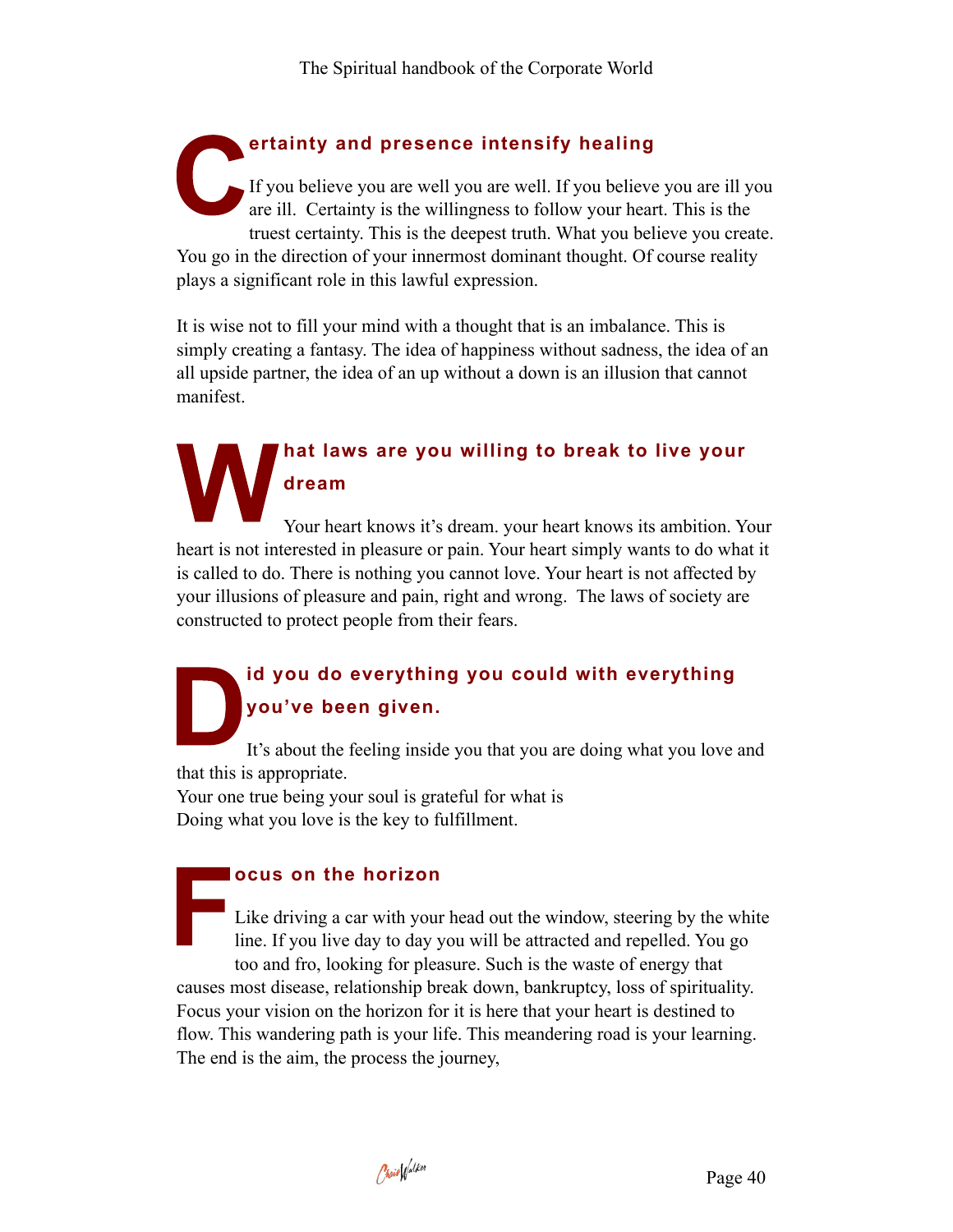## Certainty and presence intensify healing

If you believe you are well you are well. If you believe you are ill you are ill. Certainty is the willingness to follow your heart. This is the truest certainty. This is the deepest truth. What you believe you create. You go in the direction of your innermost dominant thought. Of course reality plays a significant role in this lawful expression.

It is wise not to fill your mind with a thought that is an imbalance. This is simply creating a fantasy. The idea of happiness without sadness, the idea of an all upside partner, the idea of an up without a down is an illusion that cannot manifest.

## What laws are you willing to break to live your dream

Your heart knows it's dream. your heart knows its ambition. Your heart is not interested in pleasure or pain. Your heart simply wants to do what it is called to do. There is nothing you cannot love. Your heart is not affected by your illusions of pleasure and pain, right and wrong. The laws of society are constructed to protect people from their fears.

## Did you do everything you could with everything you've been given.

It's about the feeling inside you that you are doing what you love and that this is appropriate.
Your one true being your soul is grateful for what is
Doing what you love is the key to fulfillment.

## Focus on the horizon

Like driving a car with your head out the window, steering by the white line. If you live day to day you will be attracted and repelled. You go too and fro, looking for pleasure. Such is the waste of energy that causes most disease, relationship break down, bankruptcy, loss of spirituality. Focus your vision on the horizon for it is here that your heart is destined to flow. This wandering path is your life. This meandering road is your learning. The end is the aim, the process the journey,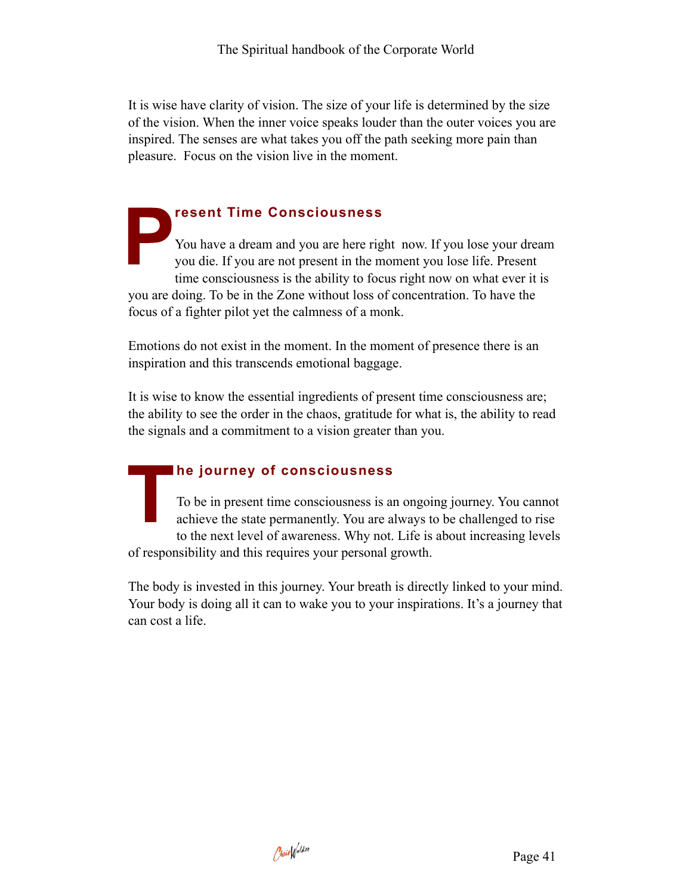It is wise have clarity of vision. The size of your life is determined by the size of the vision. When the inner voice speaks louder than the outer voices you are inspired. The senses are what takes you off the path seeking more pain than pleasure. Focus on the vision live in the moment.

## Present Time Consciousness

You have a dream and you are here right now. If you lose your dream you die. If you are not present in the moment you lose life. Present time consciousness is the ability to focus right now on what ever it is you are doing. To be in the Zone without loss of concentration. To have the focus of a fighter pilot yet the calmness of a monk.

Emotions do not exist in the moment. In the moment of presence there is an inspiration and this transcends emotional baggage.

It is wise to know the essential ingredients of present time consciousness are; the ability to see the order in the chaos, gratitude for what is, the ability to read the signals and a commitment to a vision greater than you.

## The journey of consciousness

To be in present time consciousness is an ongoing journey. You cannot achieve the state permanently. You are always to be challenged to rise to the next level of awareness. Why not. Life is about increasing levels of responsibility and this requires your personal growth.

The body is invested in this journey. Your breath is directly linked to your mind. Your body is doing all it can to wake you to your inspirations. It's a journey that can cost a life.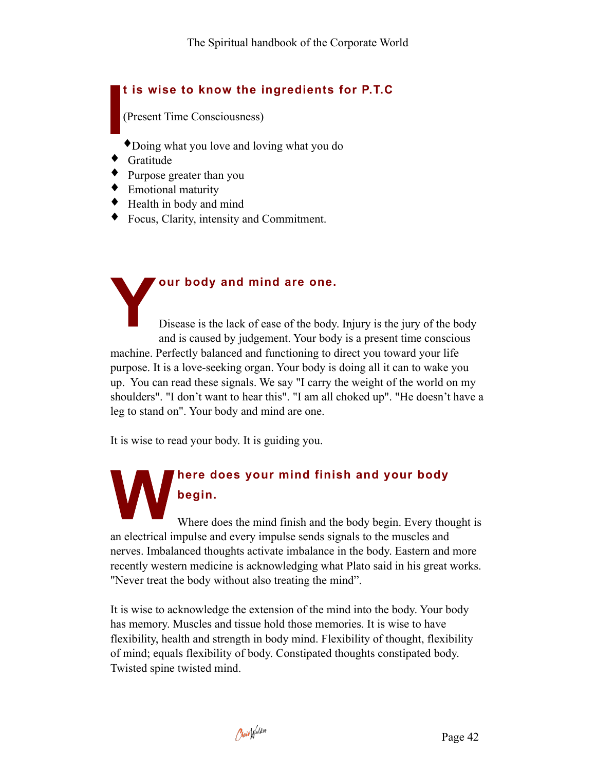## It is wise to know the ingredients for P.T.C

(Present Time Consciousness)

- Doing what you love and loving what you do
- Gratitude
- Purpose greater than you
- Emotional maturity
- Health in body and mind
- Focus, Clarity, intensity and Commitment.

## Your body and mind are one.

Disease is the lack of ease of the body. Injury is the jury of the body and is caused by judgement. Your body is a present time conscious machine. Perfectly balanced and functioning to direct you toward your life purpose. It is a love-seeking organ. Your body is doing all it can to wake you up. You can read these signals. We say "I carry the weight of the world on my shoulders". "I don't want to hear this". "I am all choked up". "He doesn't have a leg to stand on". Your body and mind are one.

It is wise to read your body. It is guiding you.

## Where does your mind finish and your body begin.

Where does the mind finish and the body begin. Every thought is an electrical impulse and every impulse sends signals to the muscles and nerves. Imbalanced thoughts activate imbalance in the body. Eastern and more recently western medicine is acknowledging what Plato said in his great works. "Never treat the body without also treating the mind".

It is wise to acknowledge the extension of the mind into the body. Your body has memory. Muscles and tissue hold those memories. It is wise to have flexibility, health and strength in body mind. Flexibility of thought, flexibility of mind; equals flexibility of body. Constipated thoughts constipated body. Twisted spine twisted mind.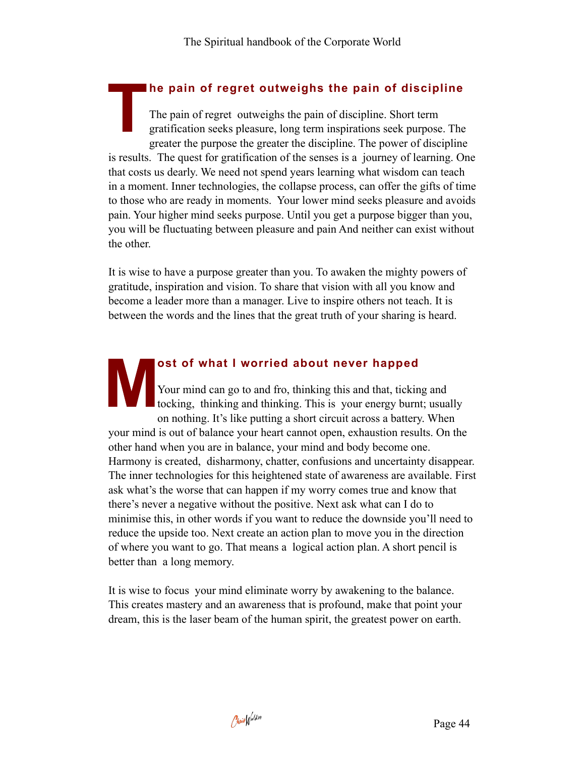## The pain of regret outweighs the pain of discipline

The pain of regret outweighs the pain of discipline. Short term gratification seeks pleasure, long term inspirations seek purpose. The greater the purpose the greater the discipline. The power of discipline is results. The quest for gratification of the senses is a journey of learning. One that costs us dearly. We need not spend years learning what wisdom can teach in a moment. Inner technologies, the collapse process, can offer the gifts of time to those who are ready in moments. Your lower mind seeks pleasure and avoids pain. Your higher mind seeks purpose. Until you get a purpose bigger than you, you will be fluctuating between pleasure and pain And neither can exist without the other.

It is wise to have a purpose greater than you. To awaken the mighty powers of gratitude, inspiration and vision. To share that vision with all you know and become a leader more than a manager. Live to inspire others not teach. It is between the words and the lines that the great truth of your sharing is heard.

## Most of what I worried about never happed

Your mind can go to and fro, thinking this and that, ticking and tocking, thinking and thinking. This is your energy burnt; usually on nothing. It's like putting a short circuit across a battery. When your mind is out of balance your heart cannot open, exhaustion results. On the other hand when you are in balance, your mind and body become one. Harmony is created, disharmony, chatter, confusions and uncertainty disappear. The inner technologies for this heightened state of awareness are available. First ask what's the worse that can happen if my worry comes true and know that there's never a negative without the positive. Next ask what can I do to minimise this, in other words if you want to reduce the downside you'll need to reduce the upside too. Next create an action plan to move you in the direction of where you want to go. That means a logical action plan. A short pencil is better than a long memory.

It is wise to focus your mind eliminate worry by awakening to the balance. This creates mastery and an awareness that is profound, make that point your dream, this is the laser beam of the human spirit, the greatest power on earth.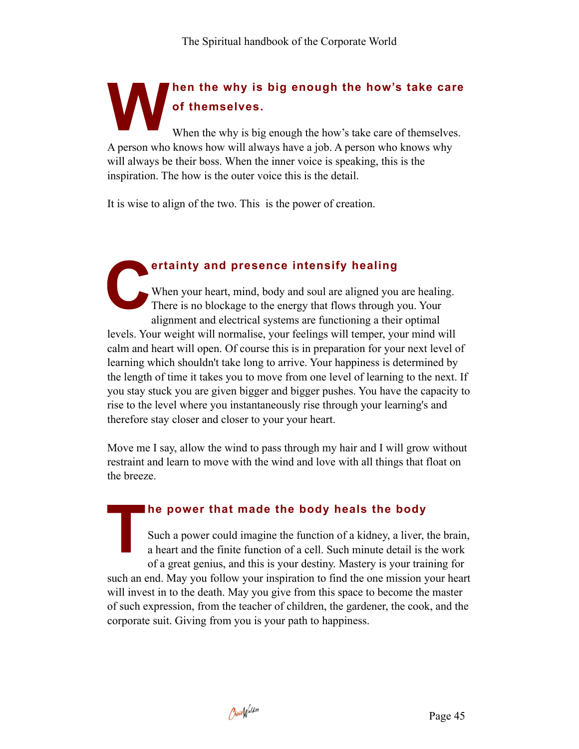## When the why is big enough the how's take care of themselves.

When the why is big enough the how's take care of themselves. A person who knows how will always have a job. A person who knows why will always be their boss. When the inner voice is speaking, this is the inspiration. The how is the outer voice this is the detail.

It is wise to align of the two. This  is the power of creation.

## Certainty and presence intensify healing

When your heart, mind, body and soul are aligned you are healing. There is no blockage to the energy that flows through you. Your alignment and electrical systems are functioning a their optimal levels. Your weight will normalise, your feelings will temper, your mind will calm and heart will open. Of course this is in preparation for your next level of learning which shouldn't take long to arrive. Your happiness is determined by the length of time it takes you to move from one level of learning to the next. If you stay stuck you are given bigger and bigger pushes. You have the capacity to rise to the level where you instantaneously rise through your learning's and therefore stay closer and closer to your your heart.

Move me I say, allow the wind to pass through my hair and I will grow without restraint and learn to move with the wind and love with all things that float on the breeze.

## The power that made the body heals the body

Such a power could imagine the function of a kidney, a liver, the brain, a heart and the finite function of a cell. Such minute detail is the work of a great genius, and this is your destiny. Mastery is your training for such an end. May you follow your inspiration to find the one mission your heart will invest in to the death. May you give from this space to become the master of such expression, from the teacher of children, the gardener, the cook, and the corporate suit. Giving from you is your path to happiness.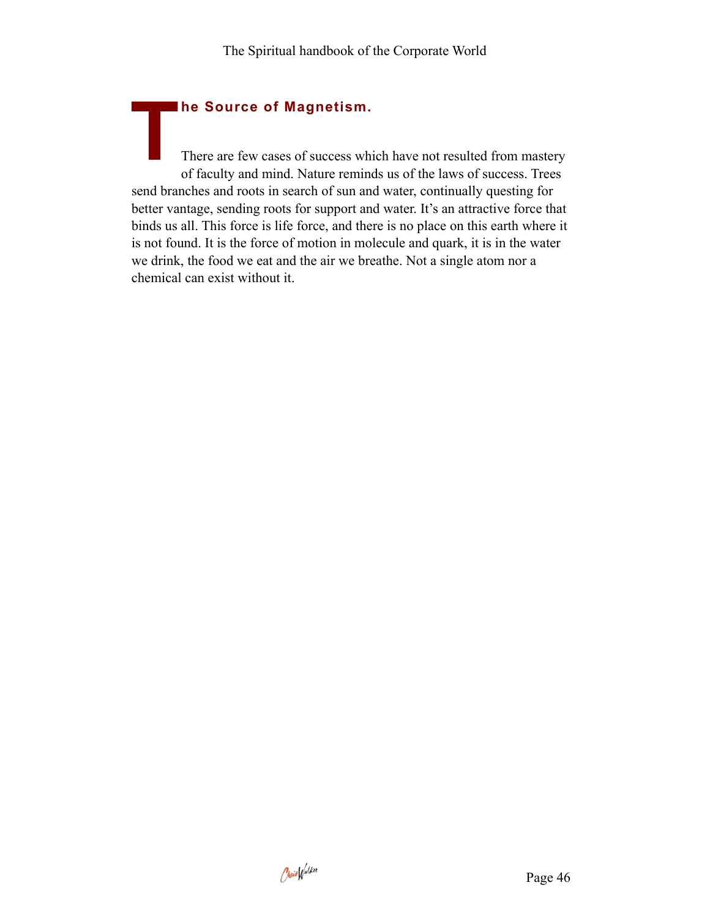## The Source of Magnetism.

There are few cases of success which have not resulted from mastery of faculty and mind. Nature reminds us of the laws of success. Trees send branches and roots in search of sun and water, continually questing for better vantage, sending roots for support and water. It's an attractive force that binds us all. This force is life force, and there is no place on this earth where it is not found. It is the force of motion in molecule and quark, it is in the water we drink, the food we eat and the air we breathe. Not a single atom nor a chemical can exist without it.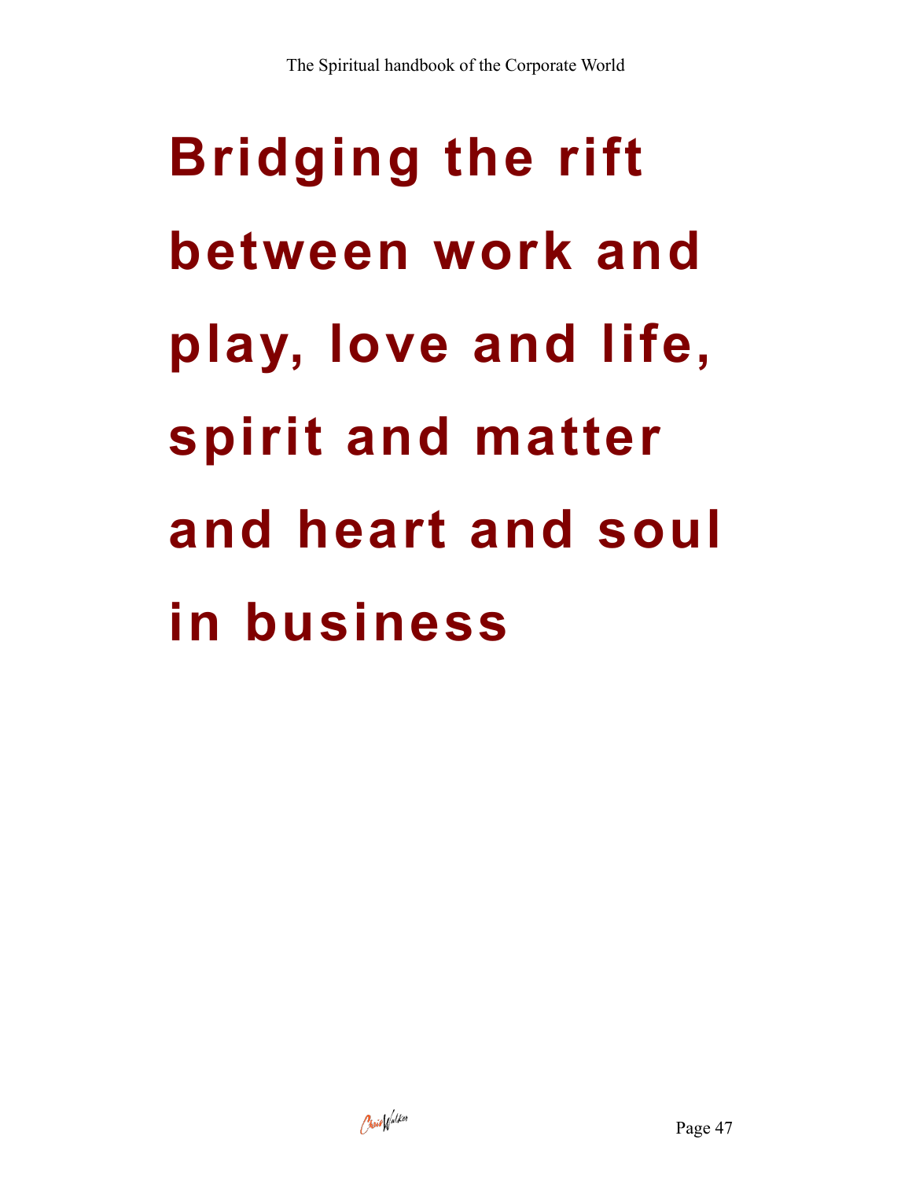# Bridging the rift between work and play, love and life, spirit and matter and heart and soul in business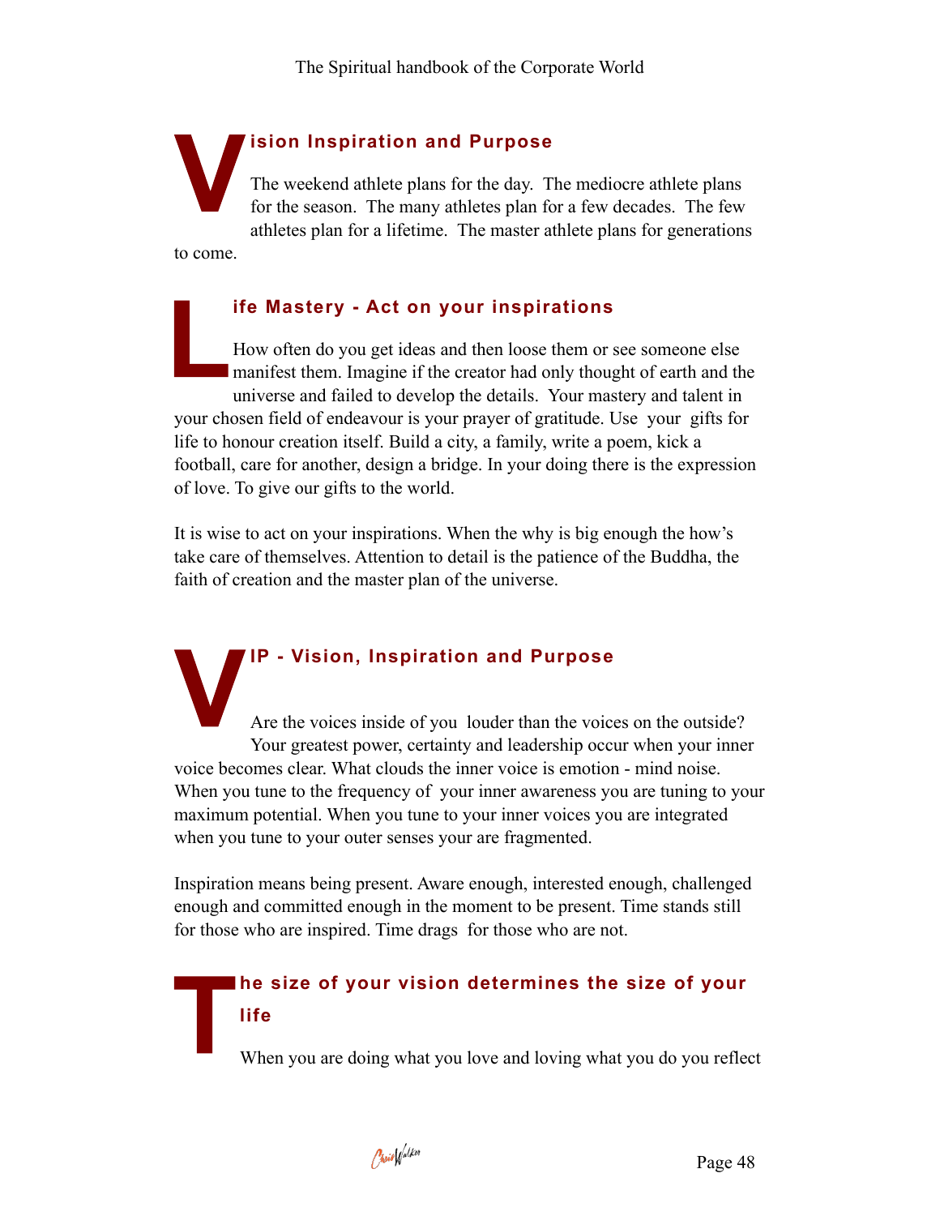## Vision Inspiration and Purpose

The weekend athlete plans for the day. The mediocre athlete plans for the season. The many athletes plan for a few decades. The few athletes plan for a lifetime. The master athlete plans for generations to come.

## Life Mastery - Act on your inspirations

How often do you get ideas and then loose them or see someone else manifest them. Imagine if the creator had only thought of earth and the universe and failed to develop the details. Your mastery and talent in your chosen field of endeavour is your prayer of gratitude. Use your gifts for life to honour creation itself. Build a city, a family, write a poem, kick a football, care for another, design a bridge. In your doing there is the expression of love. To give our gifts to the world.

It is wise to act on your inspirations. When the why is big enough the how's take care of themselves. Attention to detail is the patience of the Buddha, the faith of creation and the master plan of the universe.

## VIP - Vision, Inspiration and Purpose

Are the voices inside of you louder than the voices on the outside? Your greatest power, certainty and leadership occur when your inner voice becomes clear. What clouds the inner voice is emotion - mind noise. When you tune to the frequency of your inner awareness you are tuning to your maximum potential. When you tune to your inner voices you are integrated when you tune to your outer senses your are fragmented.

Inspiration means being present. Aware enough, interested enough, challenged enough and committed enough in the moment to be present. Time stands still for those who are inspired. Time drags for those who are not.

## The size of your vision determines the size of your life

When you are doing what you love and loving what you do you reflect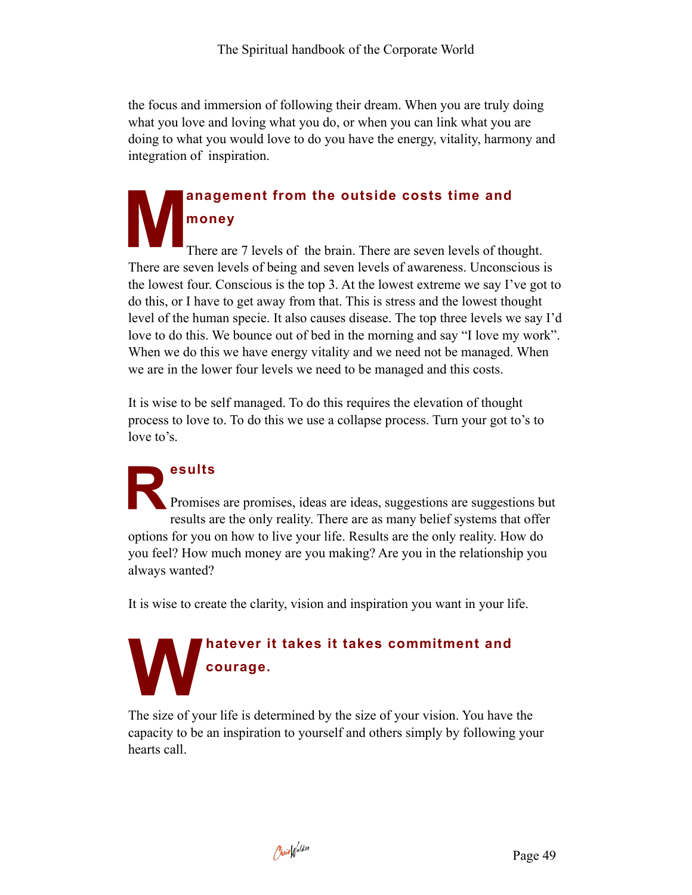the focus and immersion of following their dream. When you are truly doing what you love and loving what you do, or when you can link what you are doing to what you would love to do you have the energy, vitality, harmony and integration of inspiration.

## Management from the outside costs time and money

There are 7 levels of the brain. There are seven levels of thought. There are seven levels of being and seven levels of awareness. Unconscious is the lowest four. Conscious is the top 3. At the lowest extreme we say I've got to do this, or I have to get away from that. This is stress and the lowest thought level of the human specie. It also causes disease. The top three levels we say I'd love to do this. We bounce out of bed in the morning and say "I love my work". When we do this we have energy vitality and we need not be managed. When we are in the lower four levels we need to be managed and this costs.

It is wise to be self managed. To do this requires the elevation of thought process to love to. To do this we use a collapse process. Turn your got to's to love to's.

## Results

Promises are promises, ideas are ideas, suggestions are suggestions but results are the only reality. There are as many belief systems that offer options for you on how to live your life. Results are the only reality. How do you feel? How much money are you making? Are you in the relationship you always wanted?

It is wise to create the clarity, vision and inspiration you want in your life.

## Whatever it takes it takes commitment and courage.

The size of your life is determined by the size of your vision. You have the capacity to be an inspiration to yourself and others simply by following your hearts call.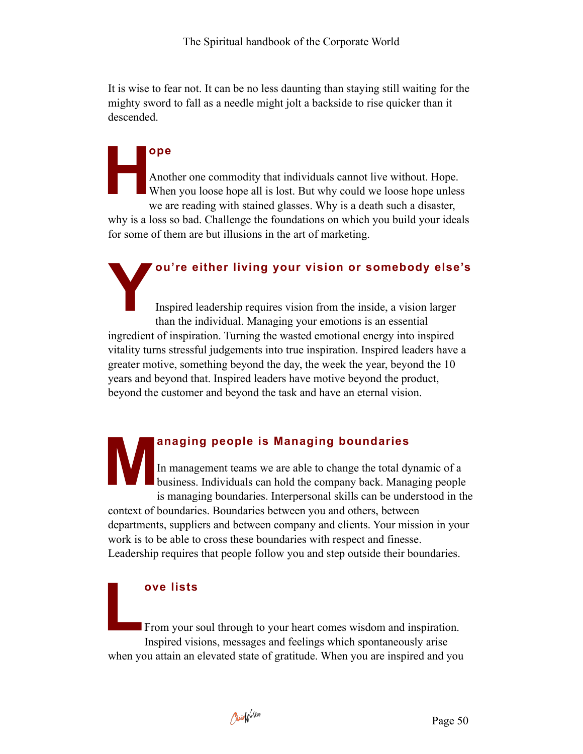It is wise to fear not. It can be no less daunting than staying still waiting for the mighty sword to fall as a needle might jolt a backside to rise quicker than it descended.

## Hope

Another one commodity that individuals cannot live without. Hope. When you loose hope all is lost. But why could we loose hope unless we are reading with stained glasses. Why is a death such a disaster, why is a loss so bad. Challenge the foundations on which you build your ideals for some of them are but illusions in the art of marketing.

## You're either living your vision or somebody else's

Inspired leadership requires vision from the inside, a vision larger than the individual. Managing your emotions is an essential ingredient of inspiration. Turning the wasted emotional energy into inspired vitality turns stressful judgements into true inspiration. Inspired leaders have a greater motive, something beyond the day, the week the year, beyond the 10 years and beyond that. Inspired leaders have motive beyond the product, beyond the customer and beyond the task and have an eternal vision.

## Managing people is Managing boundaries

In management teams we are able to change the total dynamic of a business. Individuals can hold the company back. Managing people is managing boundaries. Interpersonal skills can be understood in the context of boundaries. Boundaries between you and others, between departments, suppliers and between company and clients. Your mission in your work is to be able to cross these boundaries with respect and finesse. Leadership requires that people follow you and step outside their boundaries.

## Love lists

From your soul through to your heart comes wisdom and inspiration. Inspired visions, messages and feelings which spontaneously arise when you attain an elevated state of gratitude. When you are inspired and you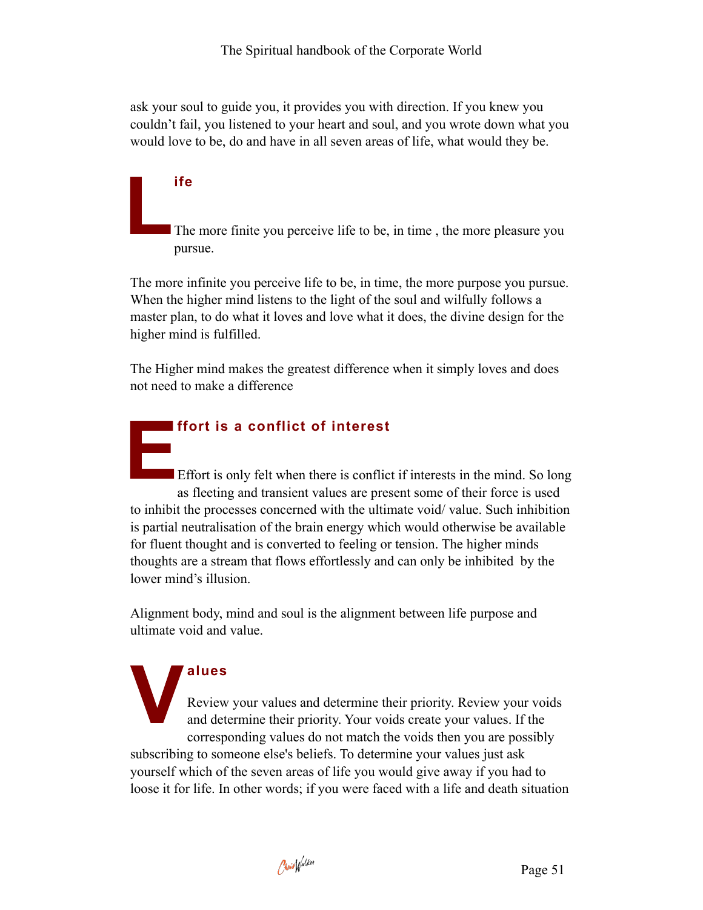ask your soul to guide you, it provides you with direction. If you knew you couldn't fail, you listened to your heart and soul, and you wrote down what you would love to be, do and have in all seven areas of life, what would they be.

## Life

The more finite you perceive life to be, in time , the more pleasure you pursue.

The more infinite you perceive life to be, in time, the more purpose you pursue. When the higher mind listens to the light of the soul and wilfully follows a master plan, to do what it loves and love what it does, the divine design for the higher mind is fulfilled.

The Higher mind makes the greatest difference when it simply loves and does not need to make a difference

## Effort is a conflict of interest

Effort is only felt when there is conflict if interests in the mind. So long as fleeting and transient values are present some of their force is used to inhibit the processes concerned with the ultimate void/ value. Such inhibition is partial neutralisation of the brain energy which would otherwise be available for fluent thought and is converted to feeling or tension. The higher minds thoughts are a stream that flows effortlessly and can only be inhibited by the lower mind's illusion.

Alignment body, mind and soul is the alignment between life purpose and ultimate void and value.

## Values

Review your values and determine their priority. Review your voids and determine their priority. Your voids create your values. If the corresponding values do not match the voids then you are possibly subscribing to someone else's beliefs. To determine your values just ask yourself which of the seven areas of life you would give away if you had to loose it for life. In other words; if you were faced with a life and death situation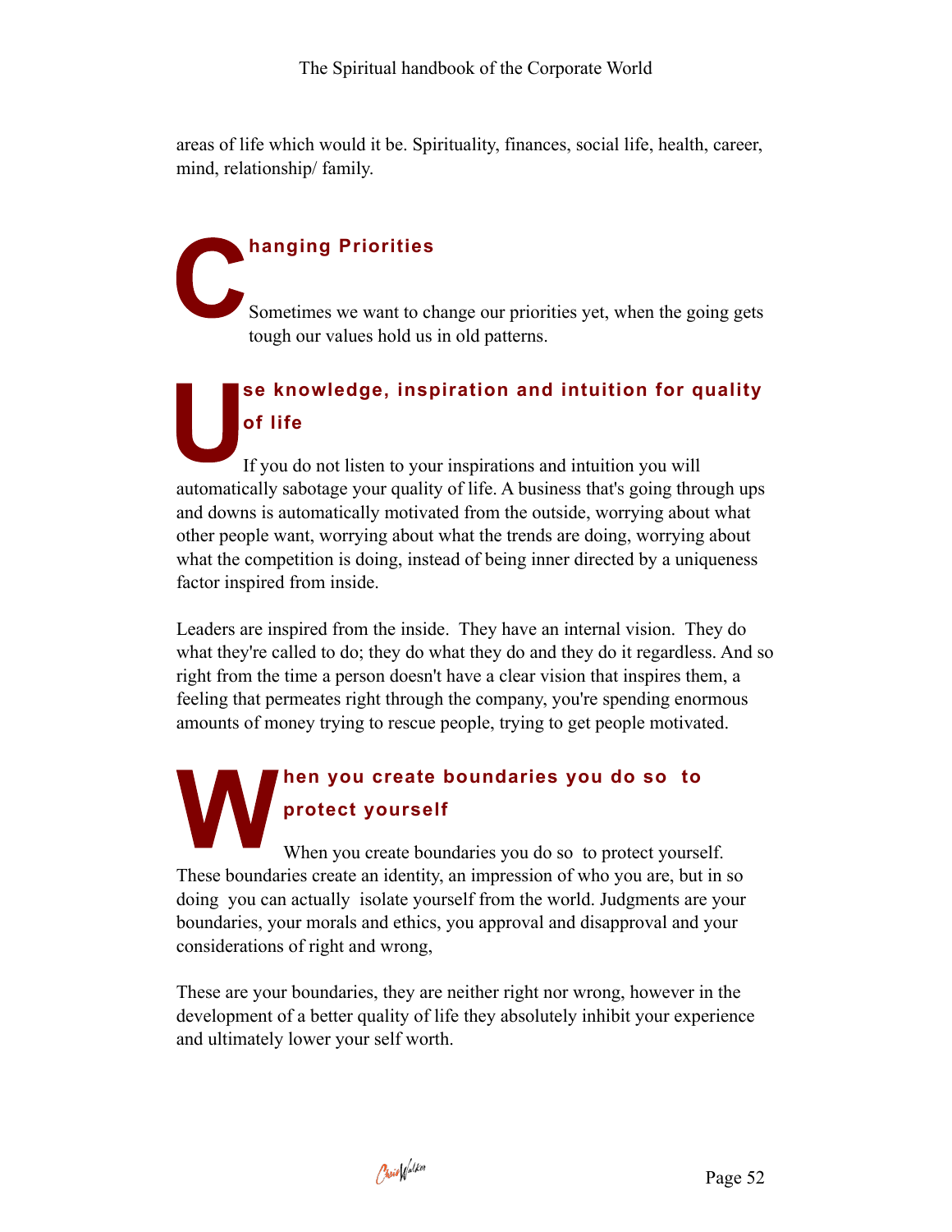areas of life which would it be. Spirituality, finances, social life, health, career, mind, relationship/ family.

## Changing Priorities

Sometimes we want to change our priorities yet, when the going gets tough our values hold us in old patterns.

## Use knowledge, inspiration and intuition for quality of life

If you do not listen to your inspirations and intuition you will automatically sabotage your quality of life. A business that's going through ups and downs is automatically motivated from the outside, worrying about what other people want, worrying about what the trends are doing, worrying about what the competition is doing, instead of being inner directed by a uniqueness factor inspired from inside.

Leaders are inspired from the inside. They have an internal vision. They do what they're called to do; they do what they do and they do it regardless. And so right from the time a person doesn't have a clear vision that inspires them, a feeling that permeates right through the company, you're spending enormous amounts of money trying to rescue people, trying to get people motivated.

## When you create boundaries you do so to protect yourself

When you create boundaries you do so to protect yourself. These boundaries create an identity, an impression of who you are, but in so doing you can actually isolate yourself from the world. Judgments are your boundaries, your morals and ethics, you approval and disapproval and your considerations of right and wrong,

These are your boundaries, they are neither right nor wrong, however in the development of a better quality of life they absolutely inhibit your experience and ultimately lower your self worth.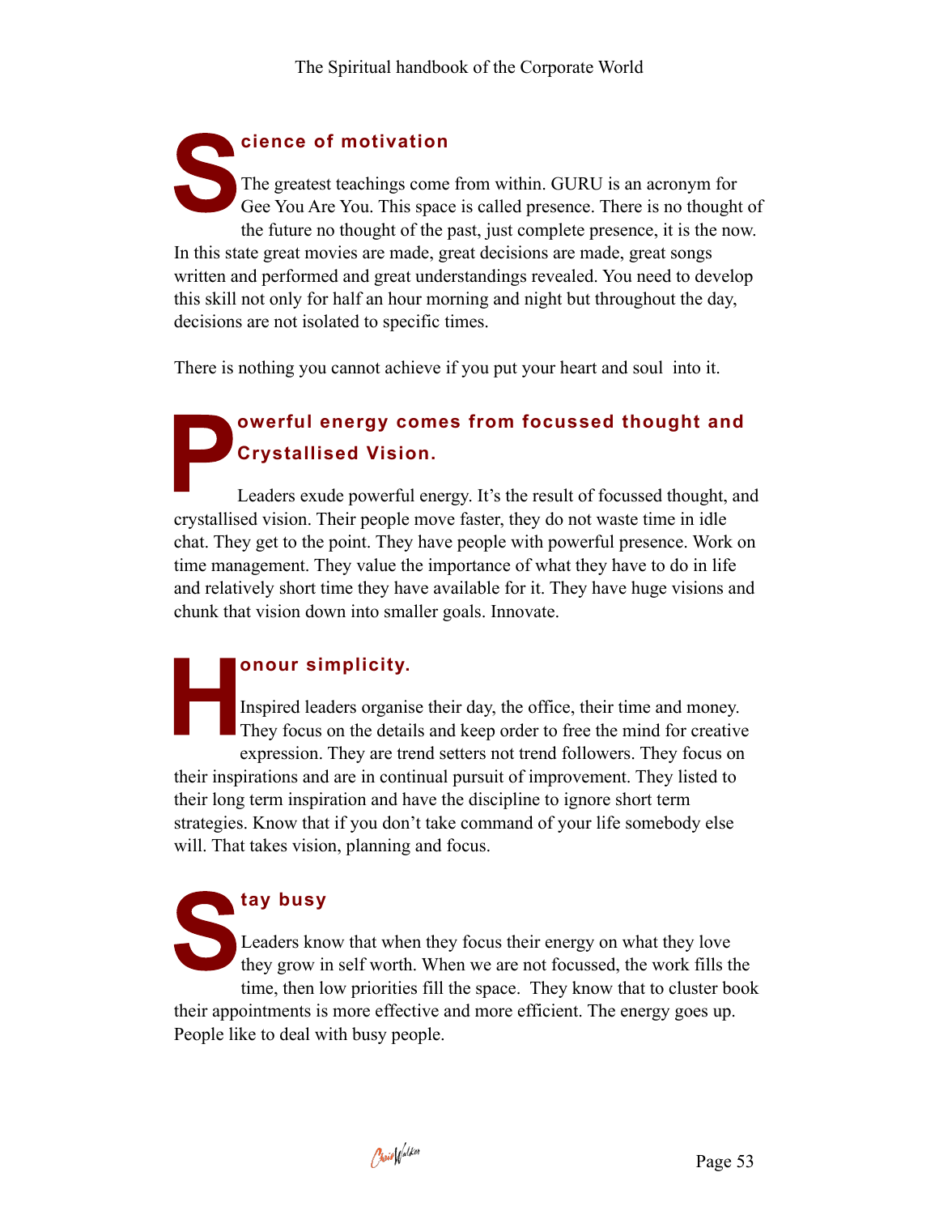## Science of motivation

The greatest teachings come from within. GURU is an acronym for Gee You Are You. This space is called presence. There is no thought of the future no thought of the past, just complete presence, it is the now. In this state great movies are made, great decisions are made, great songs written and performed and great understandings revealed. You need to develop this skill not only for half an hour morning and night but throughout the day, decisions are not isolated to specific times.

There is nothing you cannot achieve if you put your heart and soul into it.

## Powerful energy comes from focussed thought and Crystallised Vision.

Leaders exude powerful energy. It's the result of focussed thought, and crystallised vision. Their people move faster, they do not waste time in idle chat. They get to the point. They have people with powerful presence. Work on time management. They value the importance of what they have to do in life and relatively short time they have available for it. They have huge visions and chunk that vision down into smaller goals. Innovate.

## Honour simplicity.

Inspired leaders organise their day, the office, their time and money. They focus on the details and keep order to free the mind for creative expression. They are trend setters not trend followers. They focus on their inspirations and are in continual pursuit of improvement. They listed to their long term inspiration and have the discipline to ignore short term strategies. Know that if you don't take command of your life somebody else will. That takes vision, planning and focus.

## Stay busy

Leaders know that when they focus their energy on what they love they grow in self worth. When we are not focussed, the work fills the time, then low priorities fill the space. They know that to cluster book their appointments is more effective and more efficient. The energy goes up. People like to deal with busy people.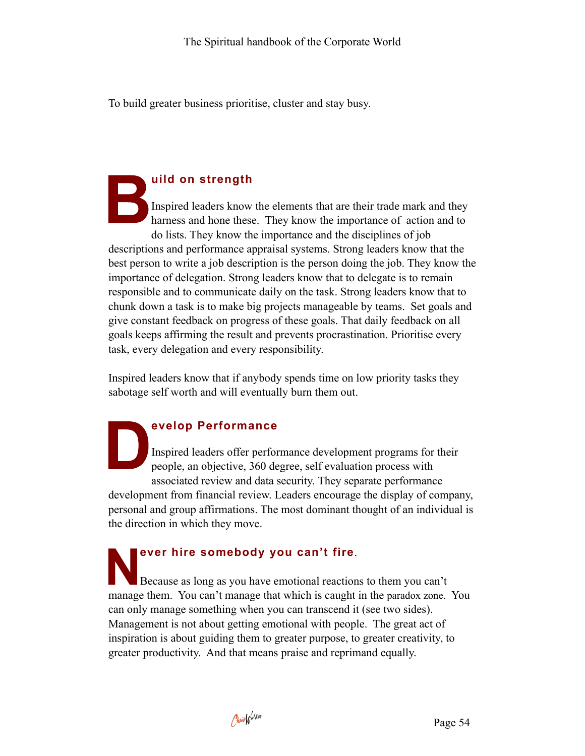To build greater business prioritise, cluster and stay busy.

## Build on strength

Inspired leaders know the elements that are their trade mark and they harness and hone these. They know the importance of action and to do lists. They know the importance and the disciplines of job descriptions and performance appraisal systems. Strong leaders know that the best person to write a job description is the person doing the job. They know the importance of delegation. Strong leaders know that to delegate is to remain responsible and to communicate daily on the task. Strong leaders know that to chunk down a task is to make big projects manageable by teams. Set goals and give constant feedback on progress of these goals. That daily feedback on all goals keeps affirming the result and prevents procrastination. Prioritise every task, every delegation and every responsibility.

Inspired leaders know that if anybody spends time on low priority tasks they sabotage self worth and will eventually burn them out.

## Develop Performance

Inspired leaders offer performance development programs for their people, an objective, 360 degree, self evaluation process with associated review and data security. They separate performance development from financial review. Leaders encourage the display of company, personal and group affirmations. The most dominant thought of an individual is the direction in which they move.

## Never hire somebody you can't fire.

Because as long as you have emotional reactions to them you can't manage them. You can't manage that which is caught in the paradox zone. You can only manage something when you can transcend it (see two sides). Management is not about getting emotional with people. The great act of inspiration is about guiding them to greater purpose, to greater creativity, to greater productivity. And that means praise and reprimand equally.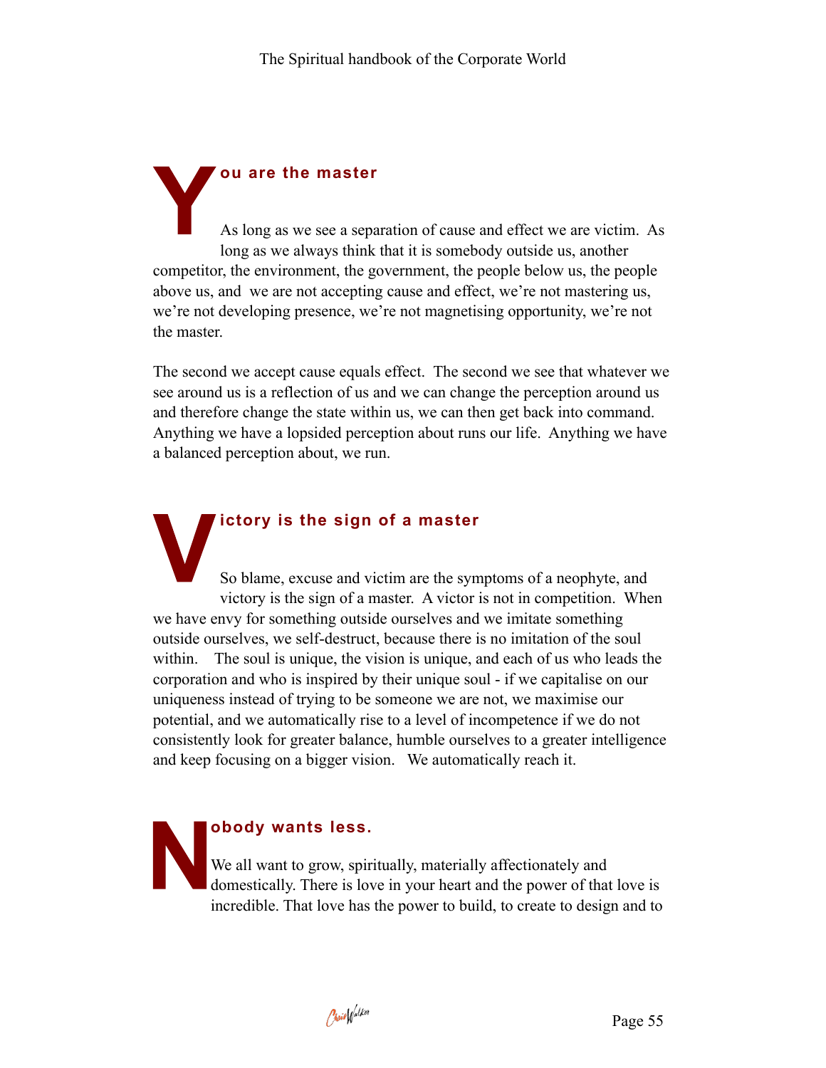## You are the master

As long as we see a separation of cause and effect we are victim. As long as we always think that it is somebody outside us, another competitor, the environment, the government, the people below us, the people above us, and we are not accepting cause and effect, we're not mastering us, we're not developing presence, we're not magnetising opportunity, we're not the master.

The second we accept cause equals effect. The second we see that whatever we see around us is a reflection of us and we can change the perception around us and therefore change the state within us, we can then get back into command. Anything we have a lopsided perception about runs our life. Anything we have a balanced perception about, we run.

## Victory is the sign of a master

So blame, excuse and victim are the symptoms of a neophyte, and victory is the sign of a master. A victor is not in competition. When we have envy for something outside ourselves and we imitate something outside ourselves, we self-destruct, because there is no imitation of the soul within. The soul is unique, the vision is unique, and each of us who leads the corporation and who is inspired by their unique soul - if we capitalise on our uniqueness instead of trying to be someone we are not, we maximise our potential, and we automatically rise to a level of incompetence if we do not consistently look for greater balance, humble ourselves to a greater intelligence and keep focusing on a bigger vision. We automatically reach it.

## Nobody wants less.

We all want to grow, spiritually, materially affectionately and domestically. There is love in your heart and the power of that love is incredible. That love has the power to build, to create to design and to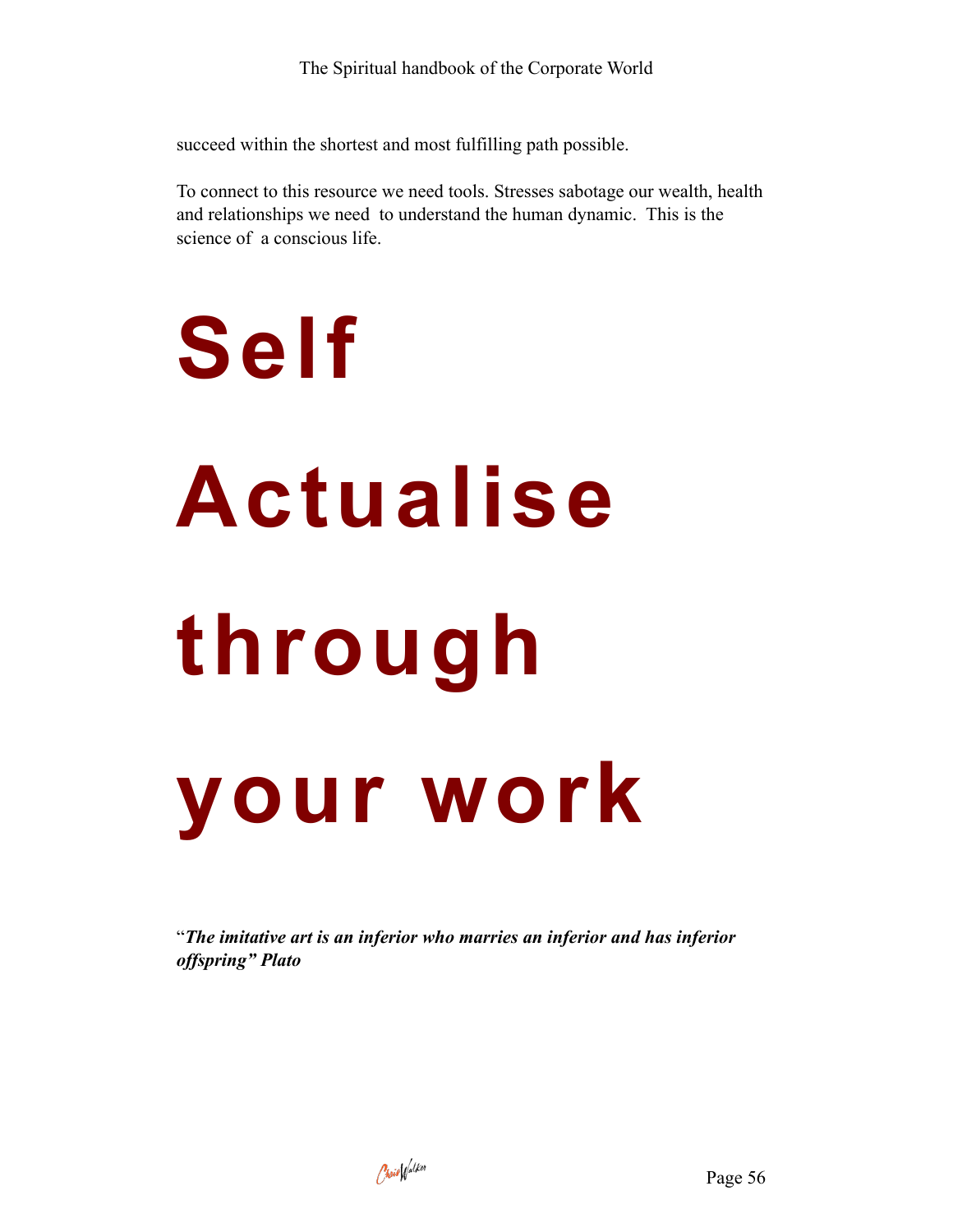succeed within the shortest and most fulfilling path possible.

To connect to this resource we need tools. Stresses sabotage our wealth, health and relationships we need  to understand the human dynamic.  This is the science of  a conscious life.

# Self Actualise through your work

"***The imitative art is an inferior who marries an inferior and has inferior offspring" Plato***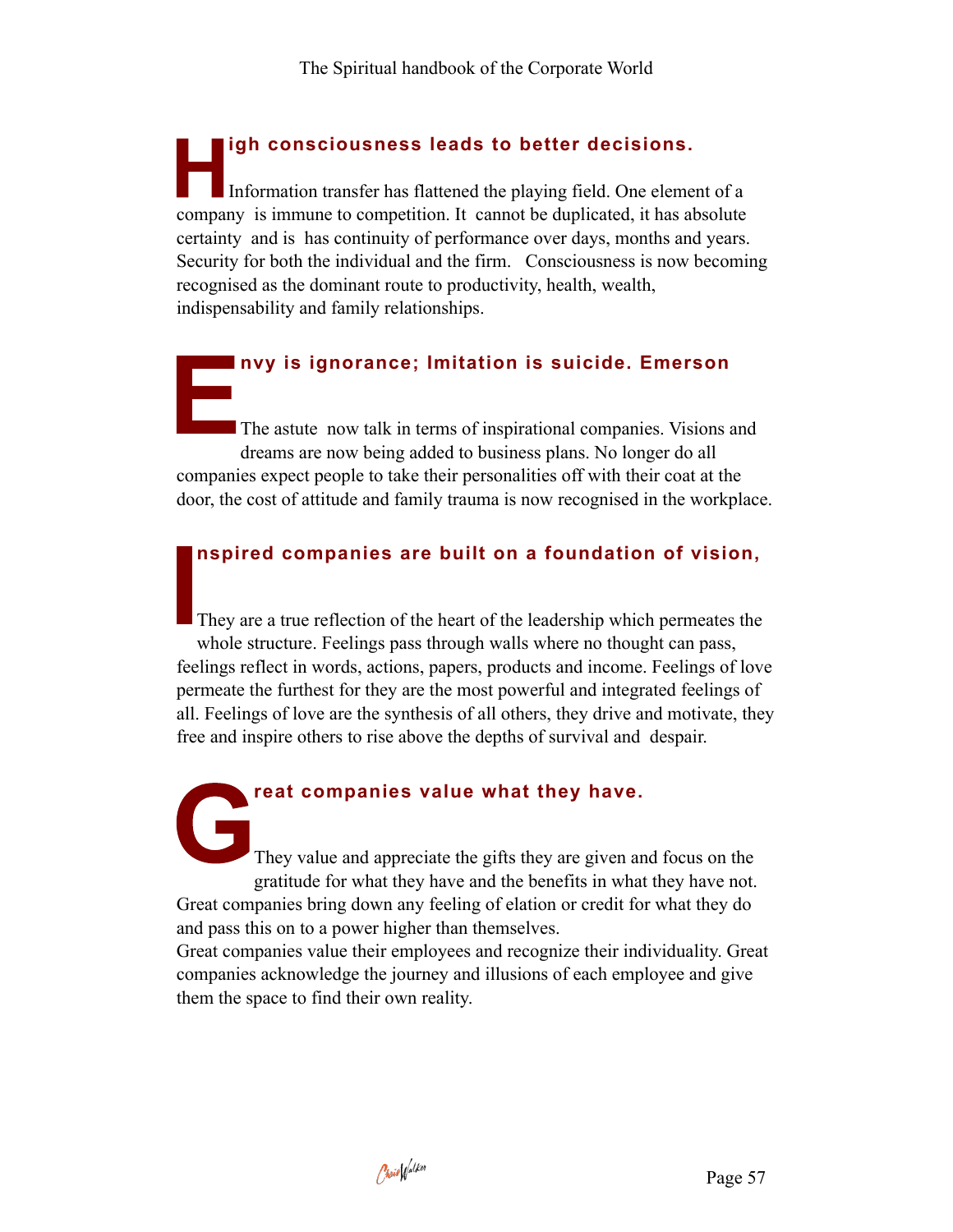## High consciousness leads to better decisions.

Information transfer has flattened the playing field. One element of a company is immune to competition. It cannot be duplicated, it has absolute certainty and is has continuity of performance over days, months and years. Security for both the individual and the firm. Consciousness is now becoming recognised as the dominant route to productivity, health, wealth, indispensability and family relationships.

## Envy is ignorance; Imitation is suicide. Emerson

The astute now talk in terms of inspirational companies. Visions and dreams are now being added to business plans. No longer do all companies expect people to take their personalities off with their coat at the door, the cost of attitude and family trauma is now recognised in the workplace.

## Inspired companies are built on a foundation of vision,

They are a true reflection of the heart of the leadership which permeates the whole structure. Feelings pass through walls where no thought can pass, feelings reflect in words, actions, papers, products and income. Feelings of love permeate the furthest for they are the most powerful and integrated feelings of all. Feelings of love are the synthesis of all others, they drive and motivate, they free and inspire others to rise above the depths of survival and despair.

## Great companies value what they have.

They value and appreciate the gifts they are given and focus on the gratitude for what they have and the benefits in what they have not. Great companies bring down any feeling of elation or credit for what they do and pass this on to a power higher than themselves.

Great companies value their employees and recognize their individuality. Great companies acknowledge the journey and illusions of each employee and give them the space to find their own reality.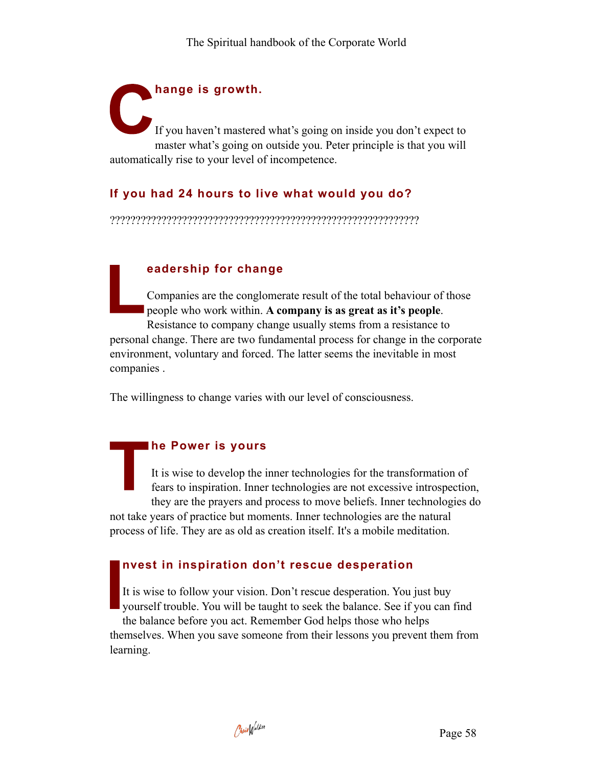## Change is growth.

If you haven't mastered what's going on inside you don't expect to master what's going on outside you. Peter principle is that you will automatically rise to your level of incompetence.

## If you had 24 hours to live what would you do?

?????????????????????????????????????????????????????????????

## Leadership for change

Companies are the conglomerate result of the total behaviour of those people who work within. **A company is as great as it's people**. Resistance to company change usually stems from a resistance to personal change. There are two fundamental process for change in the corporate environment, voluntary and forced. The latter seems the inevitable in most companies .

The willingness to change varies with our level of consciousness.

## The Power is yours

It is wise to develop the inner technologies for the transformation of fears to inspiration. Inner technologies are not excessive introspection, they are the prayers and process to move beliefs. Inner technologies do not take years of practice but moments. Inner technologies are the natural process of life. They are as old as creation itself. It's a mobile meditation.

## Invest in inspiration don't rescue desperation

It is wise to follow your vision. Don't rescue desperation. You just buy yourself trouble. You will be taught to seek the balance. See if you can find the balance before you act. Remember God helps those who helps themselves. When you save someone from their lessons you prevent them from learning.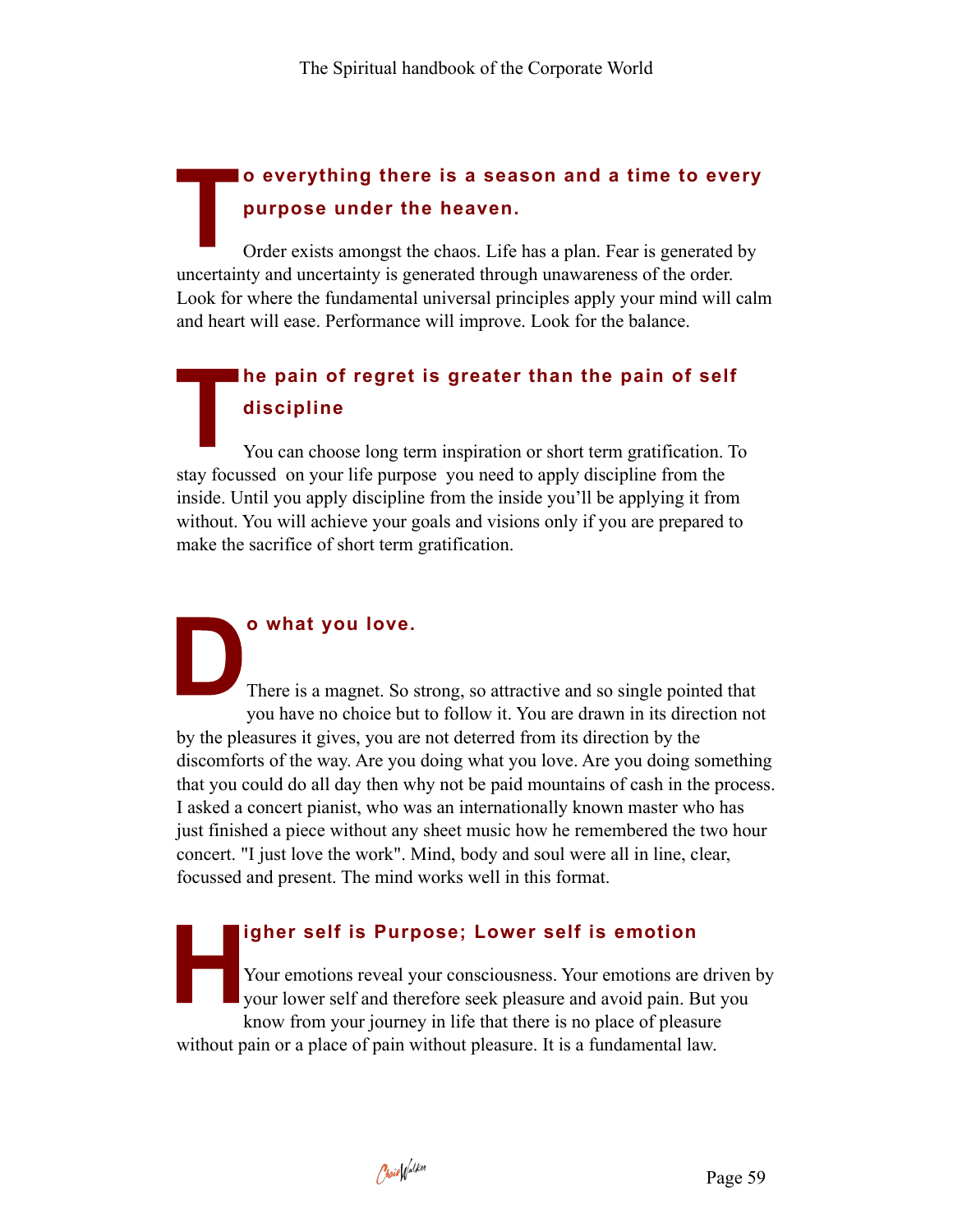## To everything there is a season and a time to every purpose under the heaven.

Order exists amongst the chaos. Life has a plan. Fear is generated by uncertainty and uncertainty is generated through unawareness of the order. Look for where the fundamental universal principles apply your mind will calm and heart will ease. Performance will improve. Look for the balance.

## The pain of regret is greater than the pain of self discipline

You can choose long term inspiration or short term gratification. To stay focussed on your life purpose you need to apply discipline from the inside. Until you apply discipline from the inside you'll be applying it from without. You will achieve your goals and visions only if you are prepared to make the sacrifice of short term gratification.

## Do what you love.

There is a magnet. So strong, so attractive and so single pointed that you have no choice but to follow it. You are drawn in its direction not by the pleasures it gives, you are not deterred from its direction by the discomforts of the way. Are you doing what you love. Are you doing something that you could do all day then why not be paid mountains of cash in the process. I asked a concert pianist, who was an internationally known master who has just finished a piece without any sheet music how he remembered the two hour concert. "I just love the work". Mind, body and soul were all in line, clear, focussed and present. The mind works well in this format.

## Higher self is Purpose; Lower self is emotion

Your emotions reveal your consciousness. Your emotions are driven by your lower self and therefore seek pleasure and avoid pain. But you know from your journey in life that there is no place of pleasure without pain or a place of pain without pleasure. It is a fundamental law.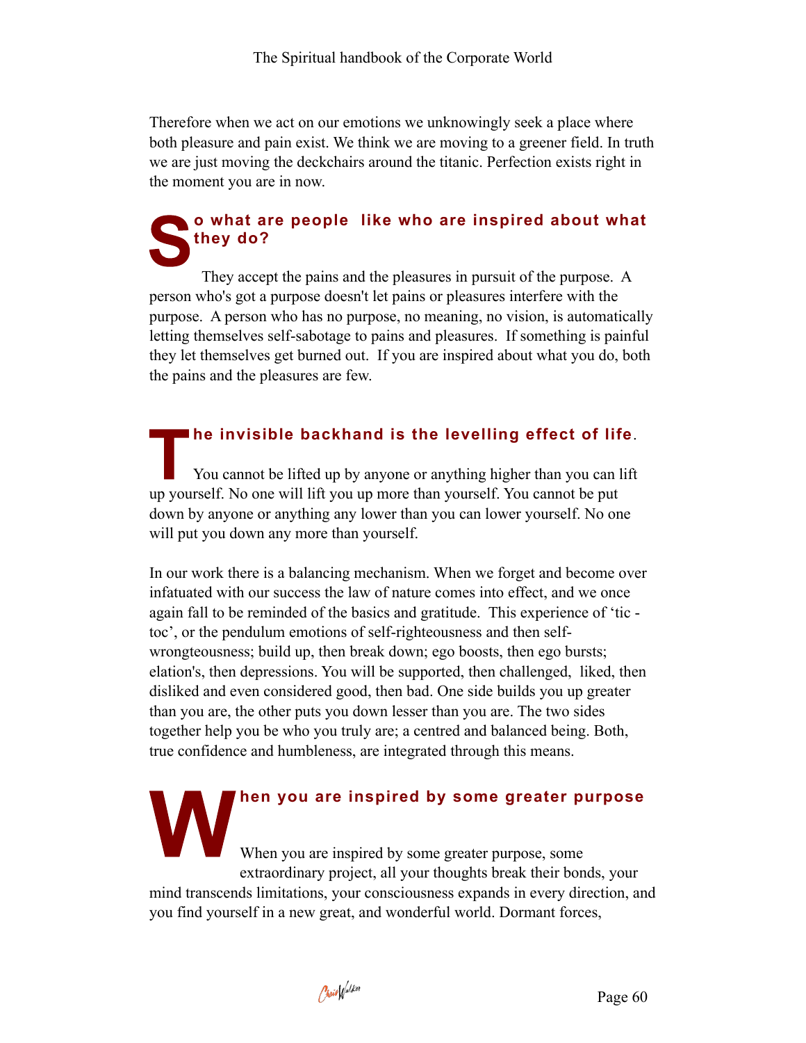Therefore when we act on our emotions we unknowingly seek a place where both pleasure and pain exist. We think we are moving to a greener field. In truth we are just moving the deckchairs around the titanic. Perfection exists right in the moment you are in now.

## So what are people like who are inspired about what they do?

They accept the pains and the pleasures in pursuit of the purpose. A person who's got a purpose doesn't let pains or pleasures interfere with the purpose. A person who has no purpose, no meaning, no vision, is automatically letting themselves self-sabotage to pains and pleasures. If something is painful they let themselves get burned out. If you are inspired about what you do, both the pains and the pleasures are few.

## The invisible backhand is the levelling effect of life.

You cannot be lifted up by anyone or anything higher than you can lift up yourself. No one will lift you up more than yourself. You cannot be put down by anyone or anything any lower than you can lower yourself. No one will put you down any more than yourself.

In our work there is a balancing mechanism. When we forget and become over infatuated with our success the law of nature comes into effect, and we once again fall to be reminded of the basics and gratitude. This experience of 'tic - toc', or the pendulum emotions of self-righteousness and then self-wrongteousness; build up, then break down; ego boosts, then ego bursts; elation's, then depressions. You will be supported, then challenged, liked, then disliked and even considered good, then bad. One side builds you up greater than you are, the other puts you down lesser than you are. The two sides together help you be who you truly are; a centred and balanced being. Both, true confidence and humbleness, are integrated through this means.

## When you are inspired by some greater purpose

When you are inspired by some greater purpose, some extraordinary project, all your thoughts break their bonds, your mind transcends limitations, your consciousness expands in every direction, and you find yourself in a new great, and wonderful world. Dormant forces,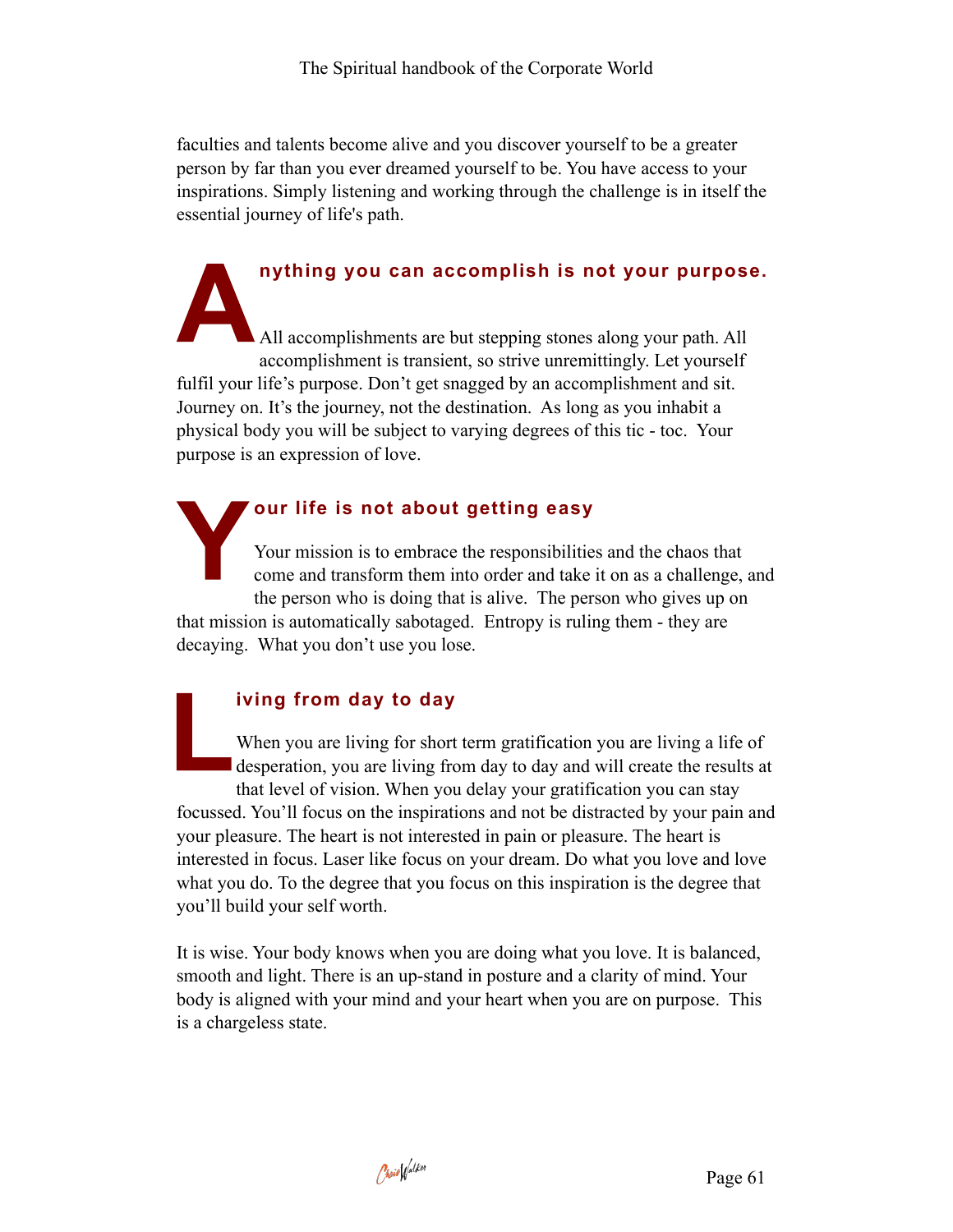faculties and talents become alive and you discover yourself to be a greater person by far than you ever dreamed yourself to be. You have access to your inspirations. Simply listening and working through the challenge is in itself the essential journey of life's path.

## Anything you can accomplish is not your purpose.

All accomplishments are but stepping stones along your path. All accomplishment is transient, so strive unremittingly. Let yourself fulfil your life's purpose. Don't get snagged by an accomplishment and sit. Journey on. It's the journey, not the destination. As long as you inhabit a physical body you will be subject to varying degrees of this tic - toc. Your purpose is an expression of love.

## Your life is not about getting easy

Your mission is to embrace the responsibilities and the chaos that come and transform them into order and take it on as a challenge, and the person who is doing that is alive. The person who gives up on that mission is automatically sabotaged. Entropy is ruling them - they are decaying. What you don't use you lose.

## Living from day to day

When you are living for short term gratification you are living a life of desperation, you are living from day to day and will create the results at that level of vision. When you delay your gratification you can stay focussed. You'll focus on the inspirations and not be distracted by your pain and your pleasure. The heart is not interested in pain or pleasure. The heart is interested in focus. Laser like focus on your dream. Do what you love and love what you do. To the degree that you focus on this inspiration is the degree that you'll build your self worth.

It is wise. Your body knows when you are doing what you love. It is balanced, smooth and light. There is an up-stand in posture and a clarity of mind. Your body is aligned with your mind and your heart when you are on purpose. This is a chargeless state.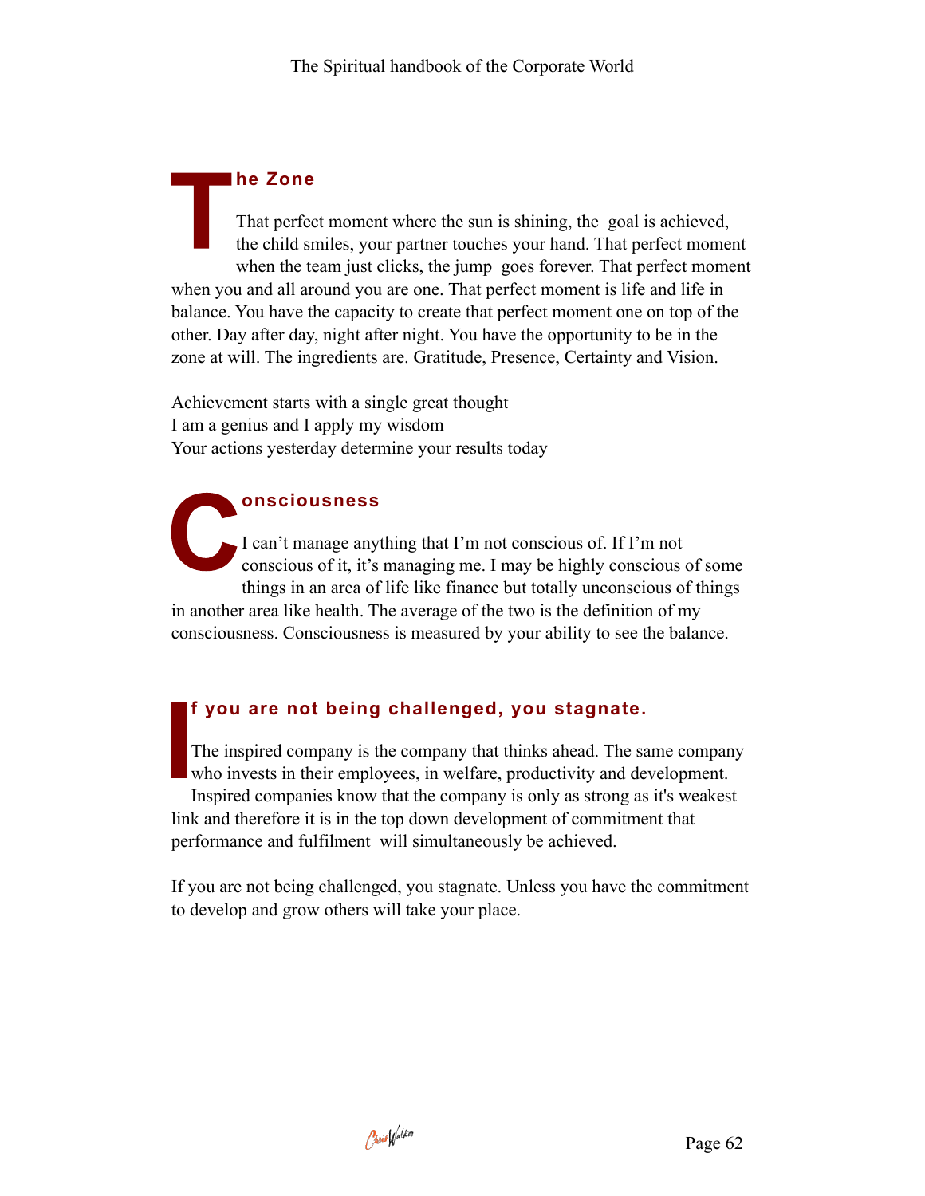## The Zone

That perfect moment where the sun is shining, the goal is achieved, the child smiles, your partner touches your hand. That perfect moment when the team just clicks, the jump goes forever. That perfect moment when you and all around you are one. That perfect moment is life and life in balance. You have the capacity to create that perfect moment one on top of the other. Day after day, night after night. You have the opportunity to be in the zone at will. The ingredients are. Gratitude, Presence, Certainty and Vision.

Achievement starts with a single great thought
I am a genius and I apply my wisdom
Your actions yesterday determine your results today

## Consciousness

I can't manage anything that I'm not conscious of. If I'm not conscious of it, it's managing me. I may be highly conscious of some things in an area of life like finance but totally unconscious of things in another area like health. The average of the two is the definition of my consciousness. Consciousness is measured by your ability to see the balance.

## If you are not being challenged, you stagnate.

The inspired company is the company that thinks ahead. The same company who invests in their employees, in welfare, productivity and development. Inspired companies know that the company is only as strong as it's weakest link and therefore it is in the top down development of commitment that performance and fulfilment will simultaneously be achieved.

If you are not being challenged, you stagnate. Unless you have the commitment to develop and grow others will take your place.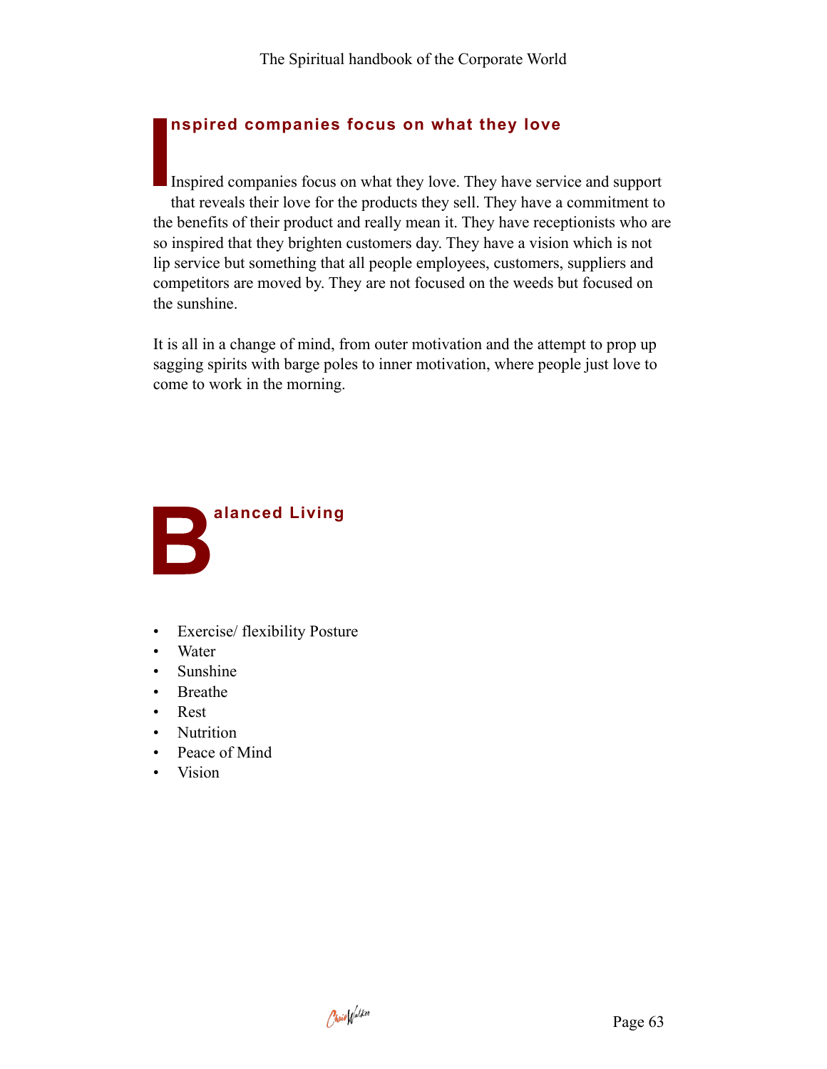## Inspired companies focus on what they love

Inspired companies focus on what they love. They have service and support that reveals their love for the products they sell. They have a commitment to the benefits of their product and really mean it. They have receptionists who are so inspired that they brighten customers day. They have a vision which is not lip service but something that all people employees, customers, suppliers and competitors are moved by. They are not focused on the weeds but focused on the sunshine.

It is all in a change of mind, from outer motivation and the attempt to prop up sagging spirits with barge poles to inner motivation, where people just love to come to work in the morning.

## Balanced Living

- Exercise/ flexibility Posture
- Water
- Sunshine
- Breathe
- Rest
- Nutrition
- Peace of Mind
- Vision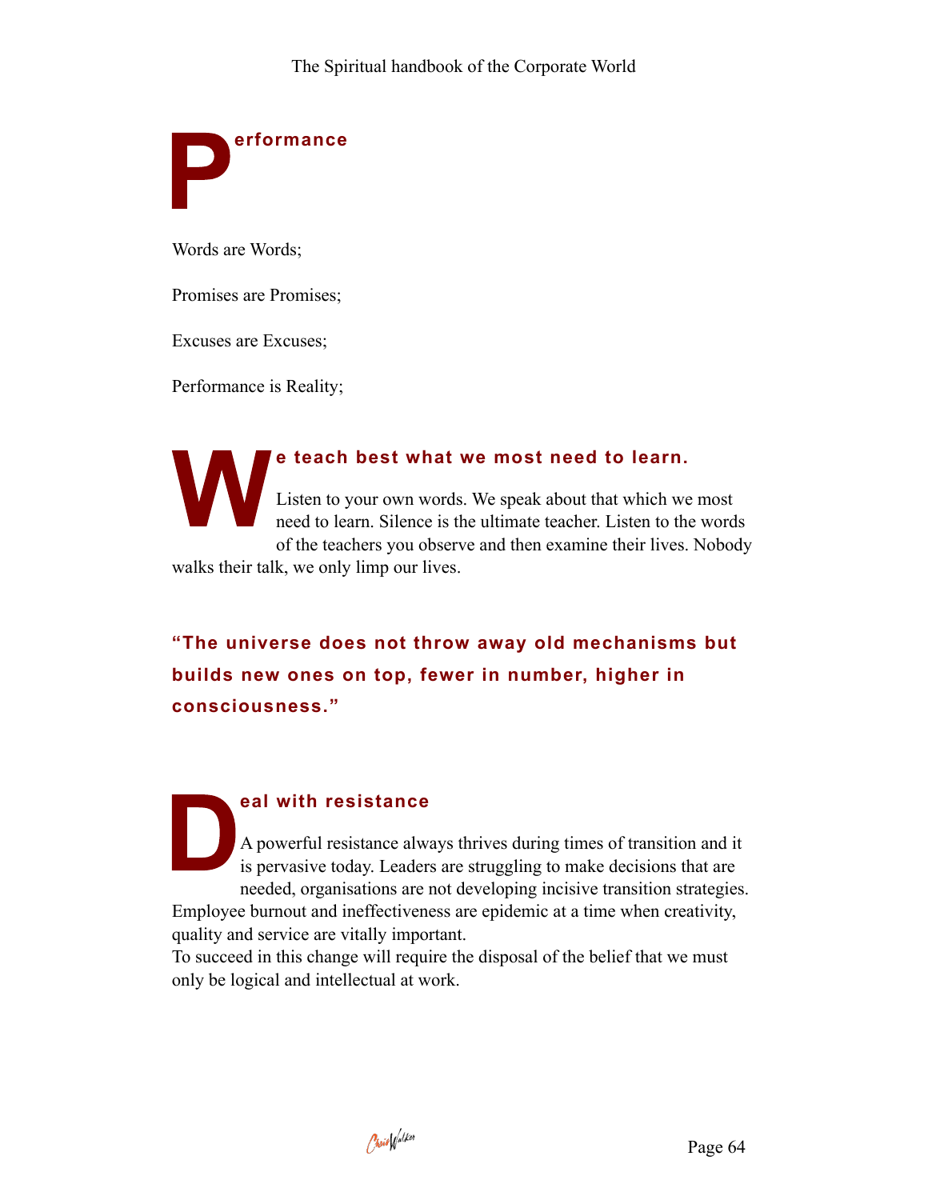## Performance

Words are Words;

Promises are Promises;

Excuses are Excuses;

Performance is Reality;

## We teach best what we most need to learn.

Listen to your own words. We speak about that which we most need to learn. Silence is the ultimate teacher. Listen to the words of the teachers you observe and then examine their lives. Nobody walks their talk, we only limp our lives.

**"The universe does not throw away old mechanisms but builds new ones on top, fewer in number, higher in consciousness."**

## Deal with resistance

A powerful resistance always thrives during times of transition and it is pervasive today. Leaders are struggling to make decisions that are needed, organisations are not developing incisive transition strategies. Employee burnout and ineffectiveness are epidemic at a time when creativity, quality and service are vitally important.
To succeed in this change will require the disposal of the belief that we must only be logical and intellectual at work.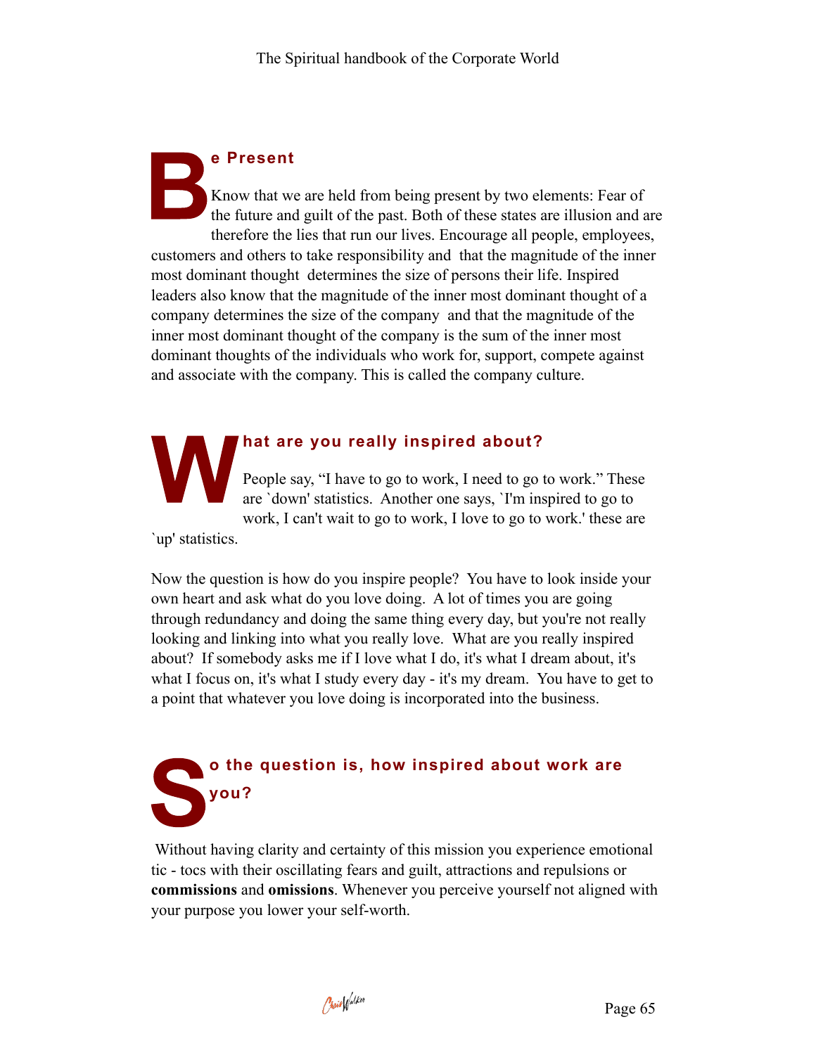## Be Present

Know that we are held from being present by two elements: Fear of the future and guilt of the past. Both of these states are illusion and are therefore the lies that run our lives. Encourage all people, employees, customers and others to take responsibility and that the magnitude of the inner most dominant thought determines the size of persons their life. Inspired leaders also know that the magnitude of the inner most dominant thought of a company determines the size of the company and that the magnitude of the inner most dominant thought of the company is the sum of the inner most dominant thoughts of the individuals who work for, support, compete against and associate with the company. This is called the company culture.

## What are you really inspired about?

People say, "I have to go to work, I need to go to work." These are `down' statistics. Another one says, `I'm inspired to go to work, I can't wait to go to work, I love to go to work.' these are `up' statistics.

Now the question is how do you inspire people? You have to look inside your own heart and ask what do you love doing. A lot of times you are going through redundancy and doing the same thing every day, but you're not really looking and linking into what you really love. What are you really inspired about? If somebody asks me if I love what I do, it's what I dream about, it's what I focus on, it's what I study every day - it's my dream. You have to get to a point that whatever you love doing is incorporated into the business.

## So the question is, how inspired about work are you?

Without having clarity and certainty of this mission you experience emotional tic - tocs with their oscillating fears and guilt, attractions and repulsions or **commissions** and **omissions**. Whenever you perceive yourself not aligned with your purpose you lower your self-worth.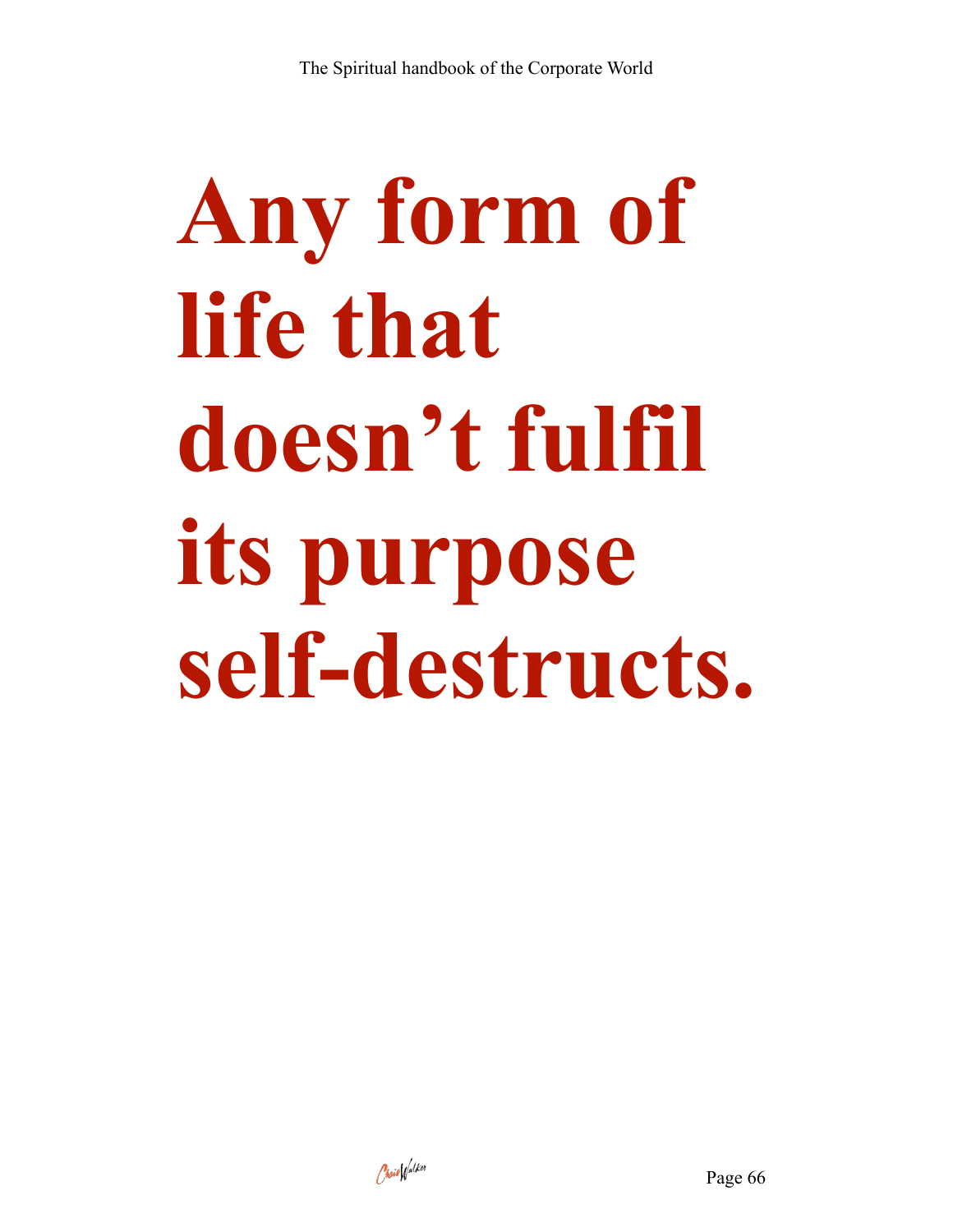# Any form of life that doesn't fulfil its purpose self-destructs.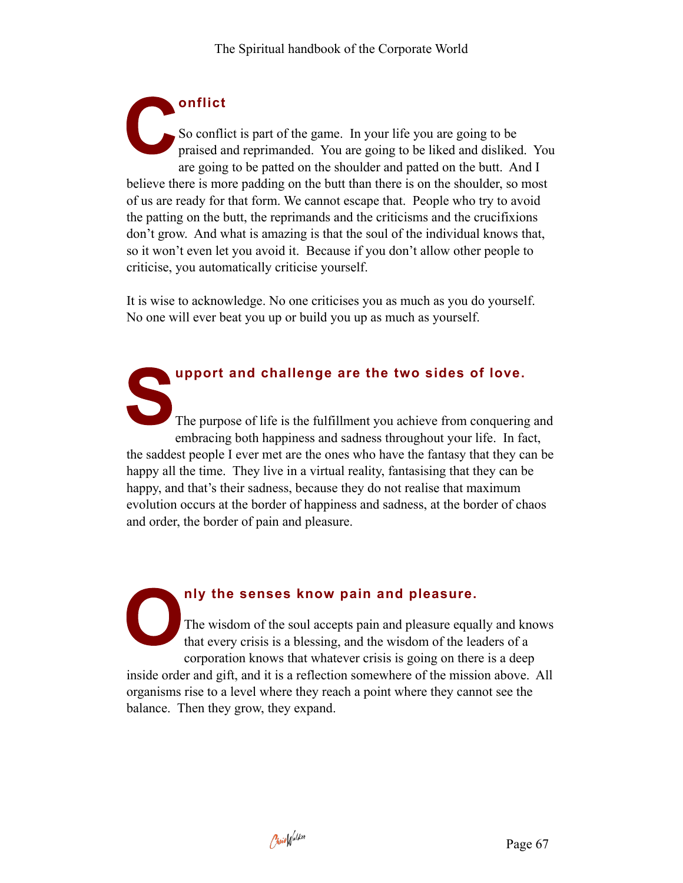## Conflict

So conflict is part of the game. In your life you are going to be praised and reprimanded. You are going to be liked and disliked. You are going to be patted on the shoulder and patted on the butt. And I believe there is more padding on the butt than there is on the shoulder, so most of us are ready for that form. We cannot escape that. People who try to avoid the patting on the butt, the reprimands and the criticisms and the crucifixions don't grow. And what is amazing is that the soul of the individual knows that, so it won't even let you avoid it. Because if you don't allow other people to criticise, you automatically criticise yourself.

It is wise to acknowledge. No one criticises you as much as you do yourself. No one will ever beat you up or build you up as much as yourself.

## Support and challenge are the two sides of love.

The purpose of life is the fulfillment you achieve from conquering and embracing both happiness and sadness throughout your life. In fact, the saddest people I ever met are the ones who have the fantasy that they can be happy all the time. They live in a virtual reality, fantasising that they can be happy, and that's their sadness, because they do not realise that maximum evolution occurs at the border of happiness and sadness, at the border of chaos and order, the border of pain and pleasure.

## Only the senses know pain and pleasure.

The wisdom of the soul accepts pain and pleasure equally and knows that every crisis is a blessing, and the wisdom of the leaders of a corporation knows that whatever crisis is going on there is a deep inside order and gift, and it is a reflection somewhere of the mission above. All organisms rise to a level where they reach a point where they cannot see the balance. Then they grow, they expand.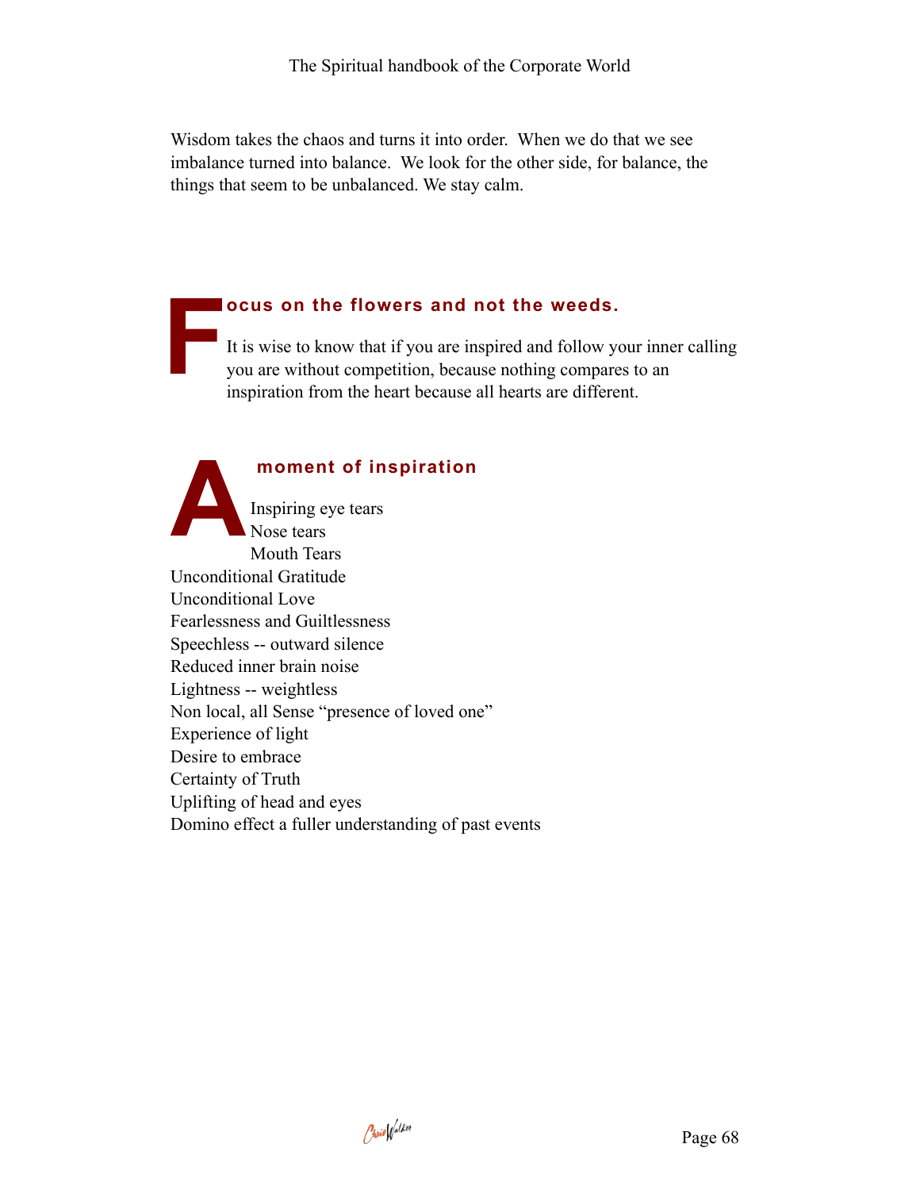Wisdom takes the chaos and turns it into order. When we do that we see imbalance turned into balance. We look for the other side, for balance, the things that seem to be unbalanced. We stay calm.

## Focus on the flowers and not the weeds.

It is wise to know that if you are inspired and follow your inner calling you are without competition, because nothing compares to an inspiration from the heart because all hearts are different.

## A moment of inspiration

Inspiring eye tears
Nose tears
Mouth Tears
Unconditional Gratitude
Unconditional Love
Fearlessness and Guiltlessness
Speechless -- outward silence
Reduced inner brain noise
Lightness -- weightless
Non local, all Sense “presence of loved one”
Experience of light
Desire to embrace
Certainty of Truth
Uplifting of head and eyes
Domino effect a fuller understanding of past events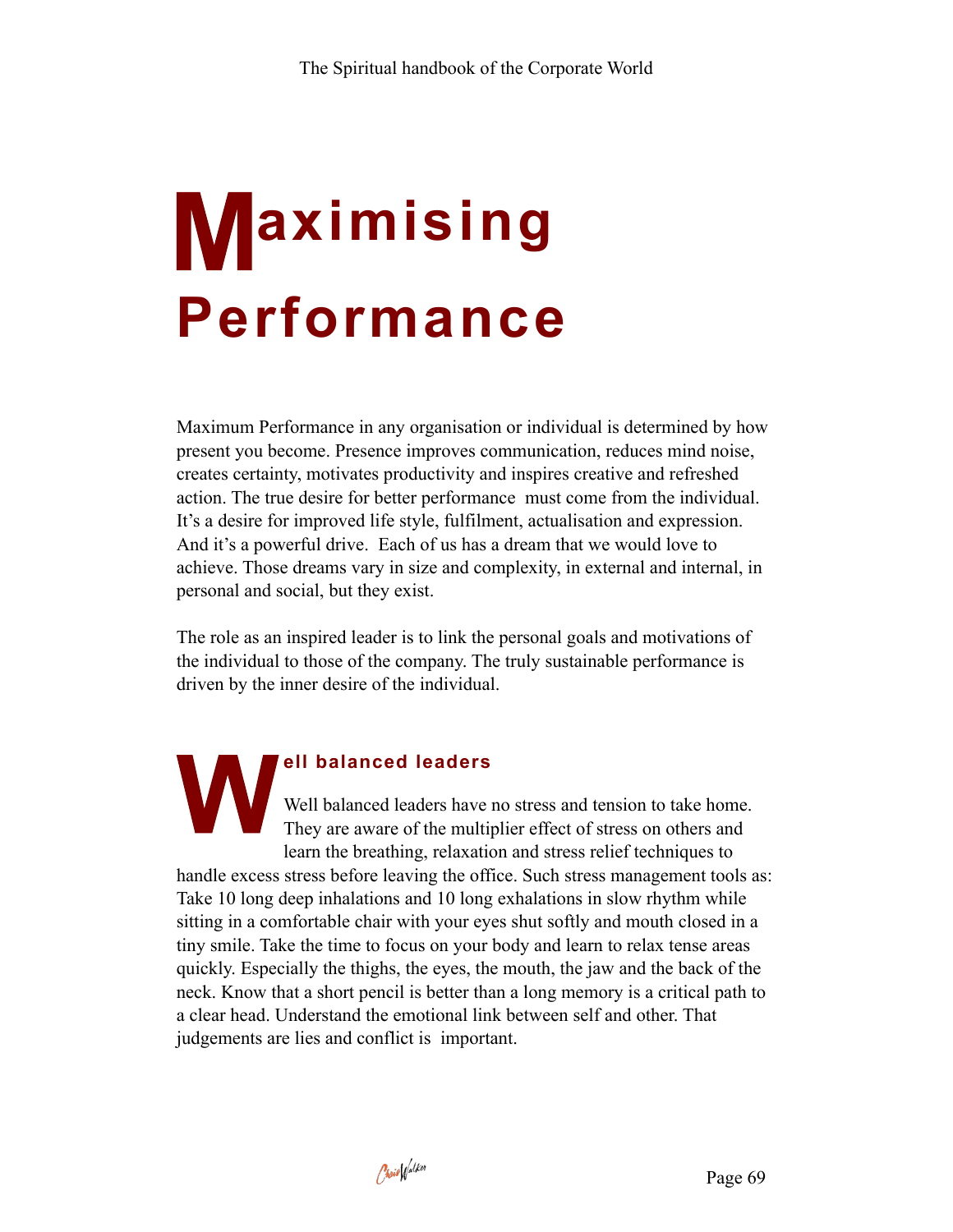# Maximising Performance

Maximum Performance in any organisation or individual is determined by how present you become. Presence improves communication, reduces mind noise, creates certainty, motivates productivity and inspires creative and refreshed action. The true desire for better performance must come from the individual. It's a desire for improved life style, fulfilment, actualisation and expression. And it's a powerful drive. Each of us has a dream that we would love to achieve. Those dreams vary in size and complexity, in external and internal, in personal and social, but they exist.

The role as an inspired leader is to link the personal goals and motivations of the individual to those of the company. The truly sustainable performance is driven by the inner desire of the individual.

## Well balanced leaders

Well balanced leaders have no stress and tension to take home. They are aware of the multiplier effect of stress on others and learn the breathing, relaxation and stress relief techniques to handle excess stress before leaving the office. Such stress management tools as: Take 10 long deep inhalations and 10 long exhalations in slow rhythm while sitting in a comfortable chair with your eyes shut softly and mouth closed in a tiny smile. Take the time to focus on your body and learn to relax tense areas quickly. Especially the thighs, the eyes, the mouth, the jaw and the back of the neck. Know that a short pencil is better than a long memory is a critical path to a clear head. Understand the emotional link between self and other. That judgements are lies and conflict is important.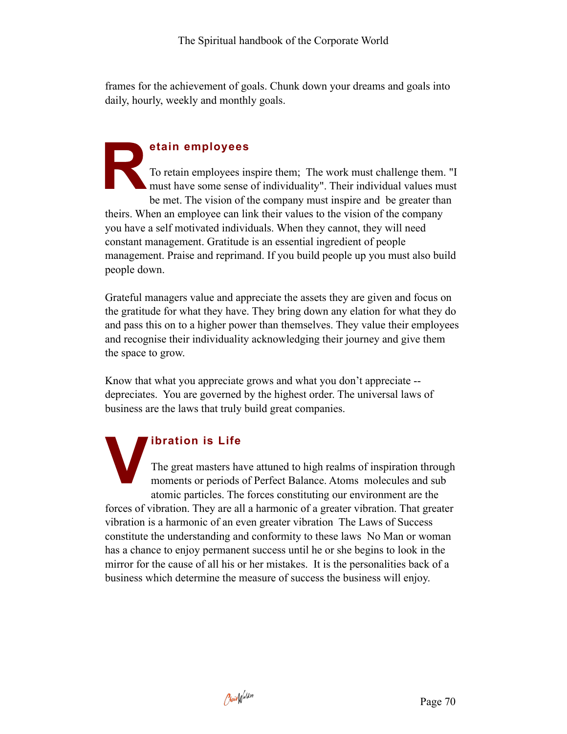frames for the achievement of goals. Chunk down your dreams and goals into daily, hourly, weekly and monthly goals.

## Retain employees

To retain employees inspire them; The work must challenge them. "I must have some sense of individuality". Their individual values must be met. The vision of the company must inspire and be greater than theirs. When an employee can link their values to the vision of the company you have a self motivated individuals. When they cannot, they will need constant management. Gratitude is an essential ingredient of people management. Praise and reprimand. If you build people up you must also build people down.

Grateful managers value and appreciate the assets they are given and focus on the gratitude for what they have. They bring down any elation for what they do and pass this on to a higher power than themselves. They value their employees and recognise their individuality acknowledging their journey and give them the space to grow.

Know that what you appreciate grows and what you don't appreciate -- depreciates. You are governed by the highest order. The universal laws of business are the laws that truly build great companies.

## Vibration is Life

The great masters have attuned to high realms of inspiration through moments or periods of Perfect Balance. Atoms molecules and sub atomic particles. The forces constituting our environment are the forces of vibration. They are all a harmonic of a greater vibration. That greater vibration is a harmonic of an even greater vibration The Laws of Success constitute the understanding and conformity to these laws No Man or woman has a chance to enjoy permanent success until he or she begins to look in the mirror for the cause of all his or her mistakes. It is the personalities back of a business which determine the measure of success the business will enjoy.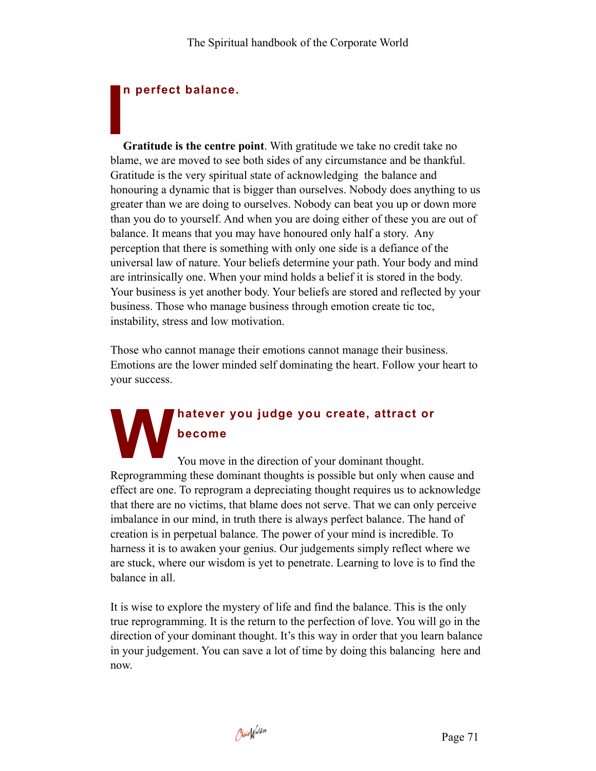## In perfect balance.

**Gratitude is the centre point**. With gratitude we take no credit take no blame, we are moved to see both sides of any circumstance and be thankful. Gratitude is the very spiritual state of acknowledging the balance and honouring a dynamic that is bigger than ourselves. Nobody does anything to us greater than we are doing to ourselves. Nobody can beat you up or down more than you do to yourself. And when you are doing either of these you are out of balance. It means that you may have honoured only half a story. Any perception that there is something with only one side is a defiance of the universal law of nature. Your beliefs determine your path. Your body and mind are intrinsically one. When your mind holds a belief it is stored in the body. Your business is yet another body. Your beliefs are stored and reflected by your business. Those who manage business through emotion create tic toc, instability, stress and low motivation.

Those who cannot manage their emotions cannot manage their business. Emotions are the lower minded self dominating the heart. Follow your heart to your success.

## Whatever you judge you create, attract or become

You move in the direction of your dominant thought. Reprogramming these dominant thoughts is possible but only when cause and effect are one. To reprogram a depreciating thought requires us to acknowledge that there are no victims, that blame does not serve. That we can only perceive imbalance in our mind, in truth there is always perfect balance. The hand of creation is in perpetual balance. The power of your mind is incredible. To harness it is to awaken your genius. Our judgements simply reflect where we are stuck, where our wisdom is yet to penetrate. Learning to love is to find the balance in all.

It is wise to explore the mystery of life and find the balance. This is the only true reprogramming. It is the return to the perfection of love. You will go in the direction of your dominant thought. It's this way in order that you learn balance in your judgement. You can save a lot of time by doing this balancing here and now.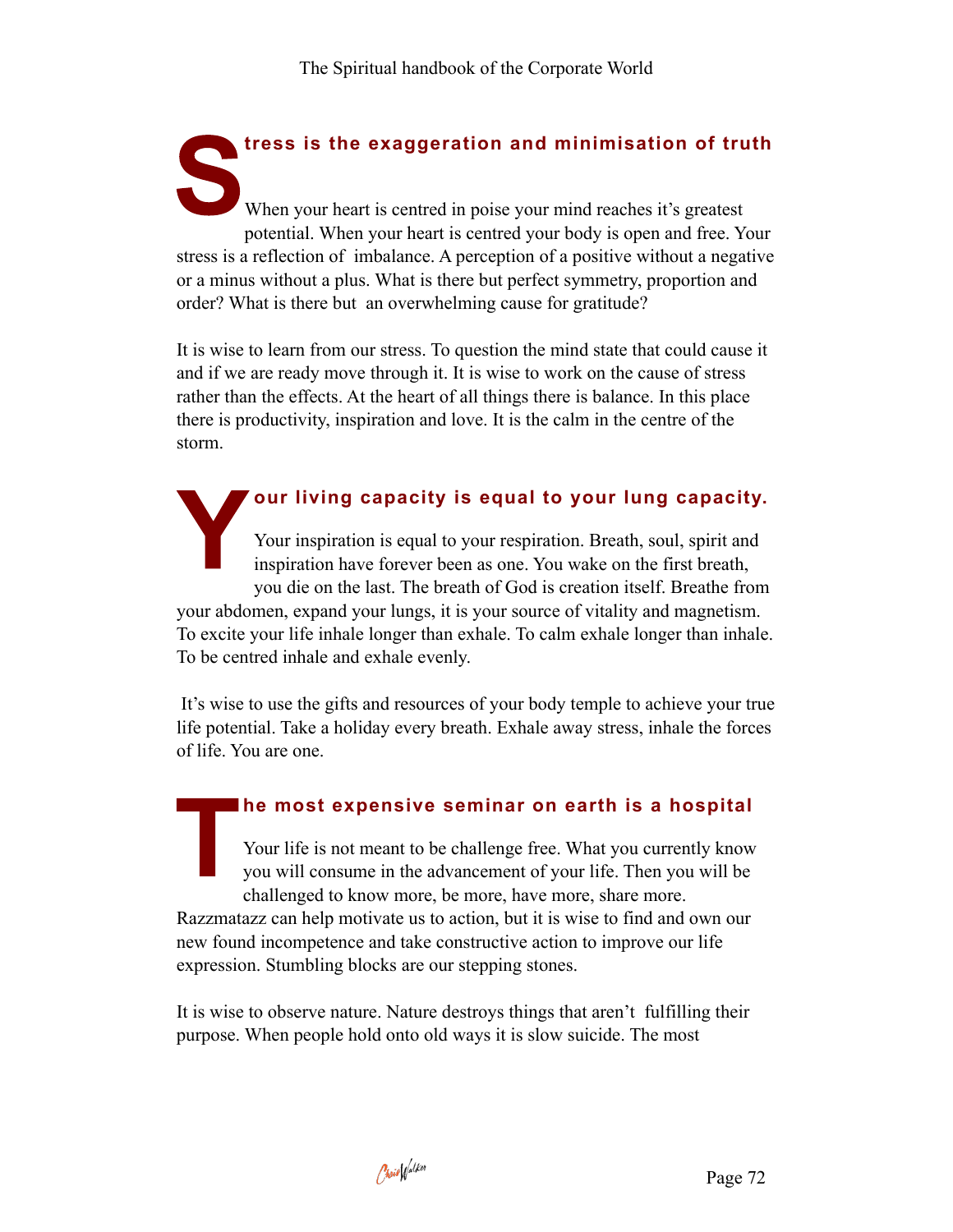## Stress is the exaggeration and minimisation of truth

When your heart is centred in poise your mind reaches it's greatest potential. When your heart is centred your body is open and free. Your stress is a reflection of imbalance. A perception of a positive without a negative or a minus without a plus. What is there but perfect symmetry, proportion and order? What is there but an overwhelming cause for gratitude?

It is wise to learn from our stress. To question the mind state that could cause it and if we are ready move through it. It is wise to work on the cause of stress rather than the effects. At the heart of all things there is balance. In this place there is productivity, inspiration and love. It is the calm in the centre of the storm.

## Your living capacity is equal to your lung capacity.

Your inspiration is equal to your respiration. Breath, soul, spirit and inspiration have forever been as one. You wake on the first breath, you die on the last. The breath of God is creation itself. Breathe from your abdomen, expand your lungs, it is your source of vitality and magnetism. To excite your life inhale longer than exhale. To calm exhale longer than inhale. To be centred inhale and exhale evenly.

It's wise to use the gifts and resources of your body temple to achieve your true life potential. Take a holiday every breath. Exhale away stress, inhale the forces of life. You are one.

## The most expensive seminar on earth is a hospital

Your life is not meant to be challenge free. What you currently know you will consume in the advancement of your life. Then you will be challenged to know more, be more, have more, share more. Razzmatazz can help motivate us to action, but it is wise to find and own our new found incompetence and take constructive action to improve our life expression. Stumbling blocks are our stepping stones.

It is wise to observe nature. Nature destroys things that aren't fulfilling their purpose. When people hold onto old ways it is slow suicide. The most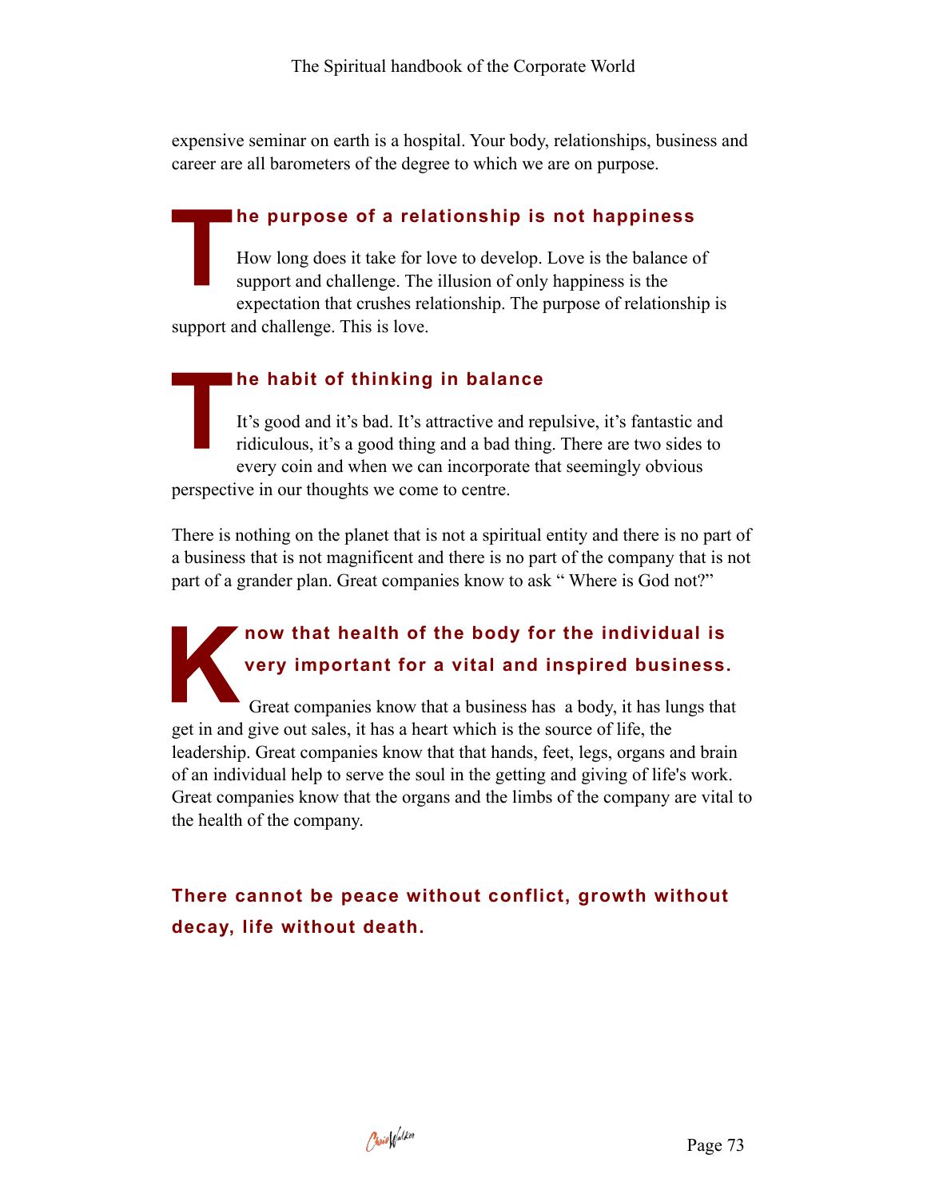expensive seminar on earth is a hospital. Your body, relationships, business and career are all barometers of the degree to which we are on purpose.

## The purpose of a relationship is not happiness

How long does it take for love to develop. Love is the balance of support and challenge. The illusion of only happiness is the expectation that crushes relationship. The purpose of relationship is support and challenge. This is love.

## The habit of thinking in balance

It's good and it's bad. It's attractive and repulsive, it's fantastic and ridiculous, it's a good thing and a bad thing. There are two sides to every coin and when we can incorporate that seemingly obvious perspective in our thoughts we come to centre.

There is nothing on the planet that is not a spiritual entity and there is no part of a business that is not magnificent and there is no part of the company that is not part of a grander plan. Great companies know to ask " Where is God not?"

## Know that health of the body for the individual is very important for a vital and inspired business.

Great companies know that a business has  a body, it has lungs that get in and give out sales, it has a heart which is the source of life, the leadership. Great companies know that that hands, feet, legs, organs and brain of an individual help to serve the soul in the getting and giving of life's work. Great companies know that the organs and the limbs of the company are vital to the health of the company.

**There cannot be peace without conflict, growth without decay, life without death.**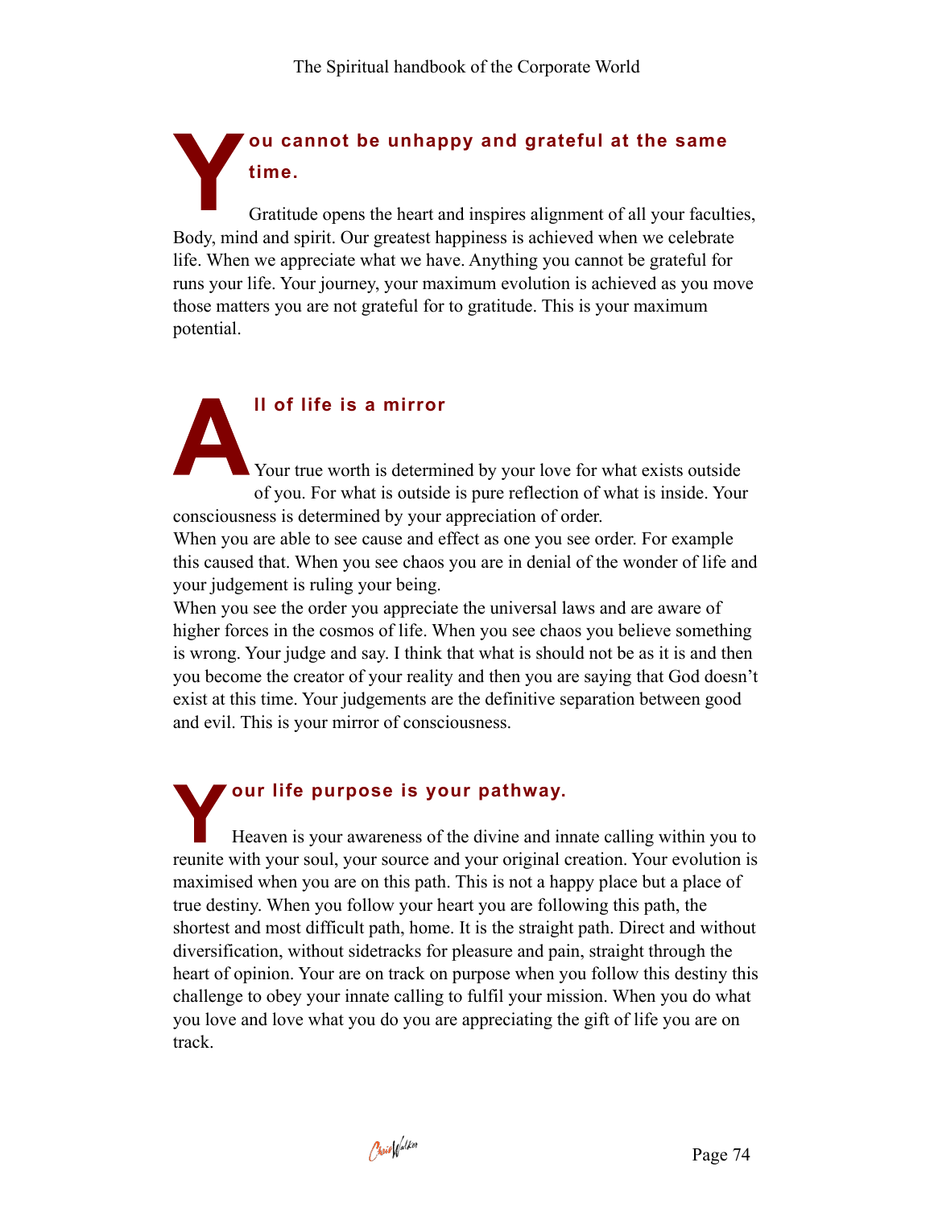## You cannot be unhappy and grateful at the same time.

Gratitude opens the heart and inspires alignment of all your faculties, Body, mind and spirit. Our greatest happiness is achieved when we celebrate life. When we appreciate what we have. Anything you cannot be grateful for runs your life. Your journey, your maximum evolution is achieved as you move those matters you are not grateful for to gratitude. This is your maximum potential.

## All of life is a mirror

Your true worth is determined by your love for what exists outside of you. For what is outside is pure reflection of what is inside. Your consciousness is determined by your appreciation of order.
When you are able to see cause and effect as one you see order. For example this caused that. When you see chaos you are in denial of the wonder of life and your judgement is ruling your being.
When you see the order you appreciate the universal laws and are aware of higher forces in the cosmos of life. When you see chaos you believe something is wrong. Your judge and say. I think that what is should not be as it is and then you become the creator of your reality and then you are saying that God doesn't exist at this time. Your judgements are the definitive separation between good and evil. This is your mirror of consciousness.

## Your life purpose is your pathway.

Heaven is your awareness of the divine and innate calling within you to reunite with your soul, your source and your original creation. Your evolution is maximised when you are on this path. This is not a happy place but a place of true destiny. When you follow your heart you are following this path, the shortest and most difficult path, home. It is the straight path. Direct and without diversification, without sidetracks for pleasure and pain, straight through the heart of opinion. Your are on track on purpose when you follow this destiny this challenge to obey your innate calling to fulfil your mission. When you do what you love and love what you do you are appreciating the gift of life you are on track.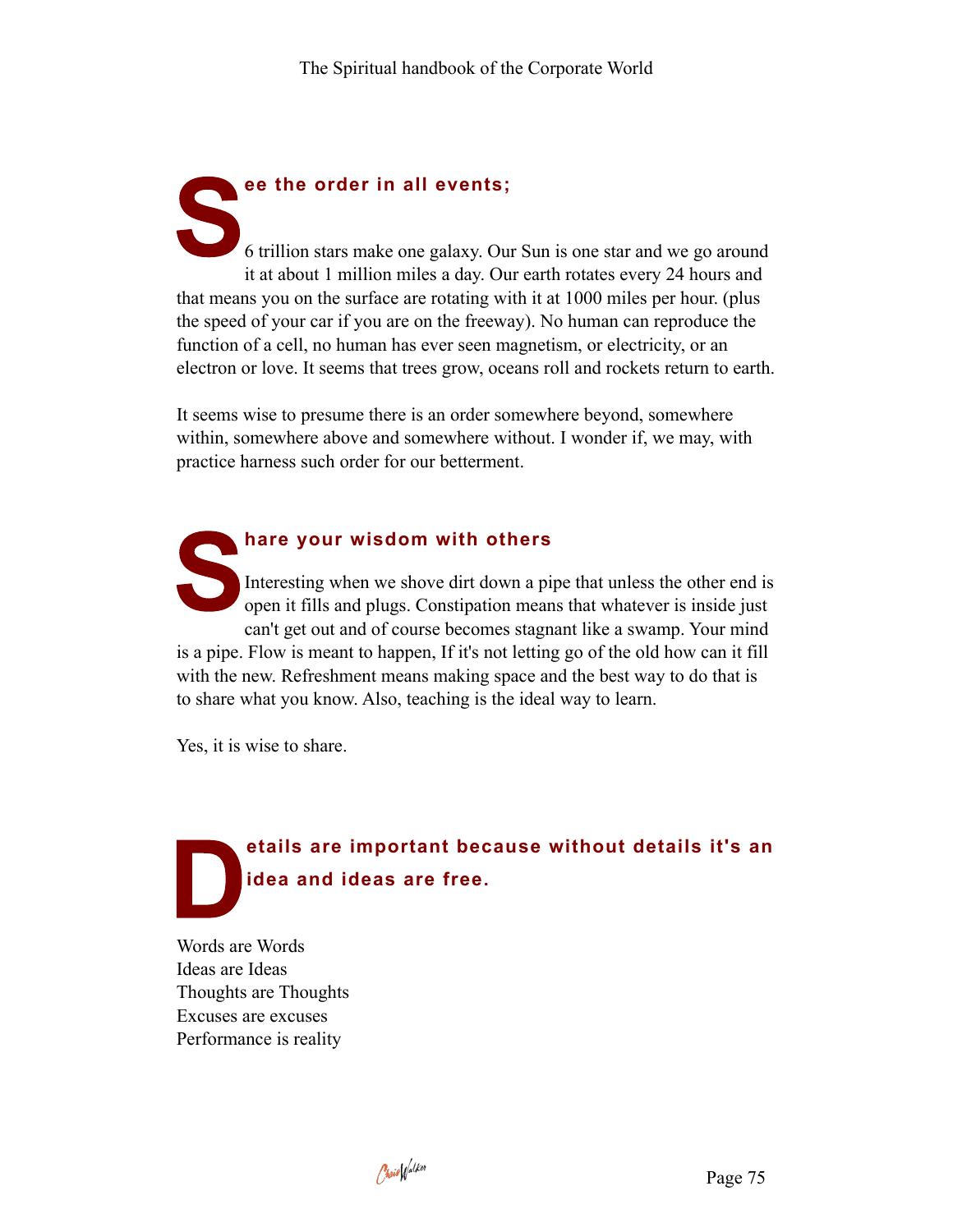## See the order in all events;

6 trillion stars make one galaxy. Our Sun is one star and we go around it at about 1 million miles a day. Our earth rotates every 24 hours and that means you on the surface are rotating with it at 1000 miles per hour. (plus the speed of your car if you are on the freeway). No human can reproduce the function of a cell, no human has ever seen magnetism, or electricity, or an electron or love. It seems that trees grow, oceans roll and rockets return to earth.

It seems wise to presume there is an order somewhere beyond, somewhere within, somewhere above and somewhere without. I wonder if, we may, with practice harness such order for our betterment.

## Share your wisdom with others

Interesting when we shove dirt down a pipe that unless the other end is open it fills and plugs. Constipation means that whatever is inside just can't get out and of course becomes stagnant like a swamp. Your mind is a pipe. Flow is meant to happen, If it's not letting go of the old how can it fill with the new. Refreshment means making space and the best way to do that is to share what you know. Also, teaching is the ideal way to learn.

Yes, it is wise to share.

## Details are important because without details it's an idea and ideas are free.

Words are Words  
Ideas are Ideas  
Thoughts are Thoughts  
Excuses are excuses  
Performance is reality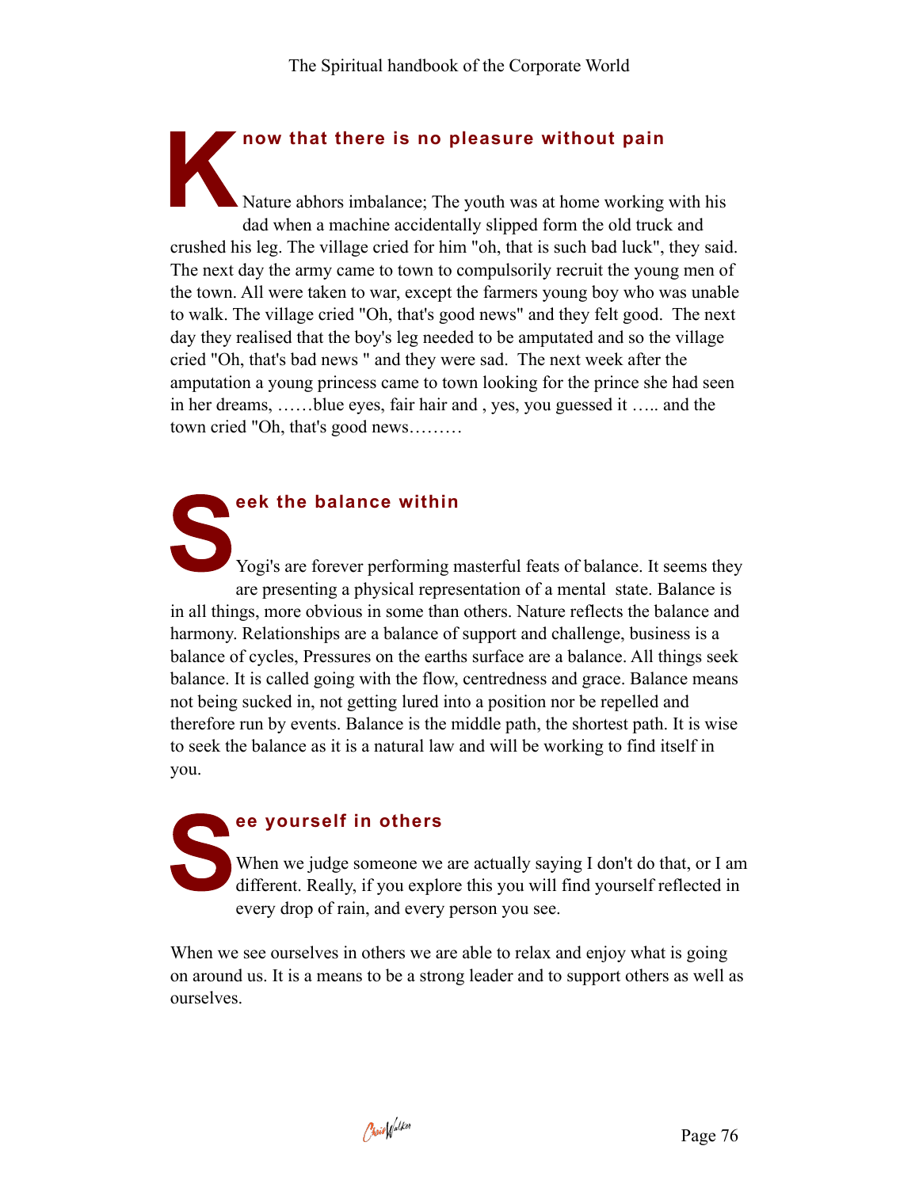## Know that there is no pleasure without pain

Nature abhors imbalance; The youth was at home working with his dad when a machine accidentally slipped form the old truck and crushed his leg. The village cried for him "oh, that is such bad luck", they said. The next day the army came to town to compulsorily recruit the young men of the town. All were taken to war, except the farmers young boy who was unable to walk. The village cried "Oh, that's good news" and they felt good. The next day they realised that the boy's leg needed to be amputated and so the village cried "Oh, that's bad news " and they were sad. The next week after the amputation a young princess came to town looking for the prince she had seen in her dreams, ……blue eyes, fair hair and , yes, you guessed it ….. and the town cried "Oh, that's good news………

## Seek the balance within

Yogi's are forever performing masterful feats of balance. It seems they are presenting a physical representation of a mental state. Balance is in all things, more obvious in some than others. Nature reflects the balance and harmony. Relationships are a balance of support and challenge, business is a balance of cycles, Pressures on the earths surface are a balance. All things seek balance. It is called going with the flow, centredness and grace. Balance means not being sucked in, not getting lured into a position nor be repelled and therefore run by events. Balance is the middle path, the shortest path. It is wise to seek the balance as it is a natural law and will be working to find itself in you.

## See yourself in others

When we judge someone we are actually saying I don't do that, or I am different. Really, if you explore this you will find yourself reflected in every drop of rain, and every person you see.

When we see ourselves in others we are able to relax and enjoy what is going on around us. It is a means to be a strong leader and to support others as well as ourselves.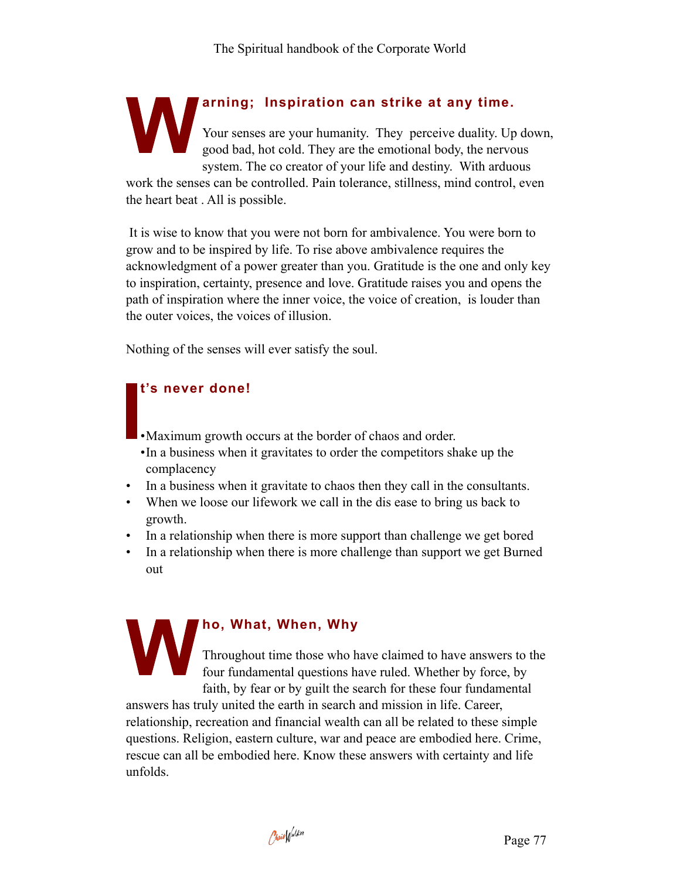## Warning; Inspiration can strike at any time.

Your senses are your humanity. They perceive duality. Up down, good bad, hot cold. They are the emotional body, the nervous system. The co creator of your life and destiny. With arduous work the senses can be controlled. Pain tolerance, stillness, mind control, even the heart beat . All is possible.

It is wise to know that you were not born for ambivalence. You were born to grow and to be inspired by life. To rise above ambivalence requires the acknowledgment of a power greater than you. Gratitude is the one and only key to inspiration, certainty, presence and love. Gratitude raises you and opens the path of inspiration where the inner voice, the voice of creation, is louder than the outer voices, the voices of illusion.

Nothing of the senses will ever satisfy the soul.

## It's never done!

- Maximum growth occurs at the border of chaos and order.
- In a business when it gravitates to order the competitors shake up the complacency
- In a business when it gravitate to chaos then they call in the consultants.
- When we loose our lifework we call in the dis ease to bring us back to growth.
- In a relationship when there is more support than challenge we get bored
- In a relationship when there is more challenge than support we get Burned out

## Who, What, When, Why

Throughout time those who have claimed to have answers to the four fundamental questions have ruled. Whether by force, by faith, by fear or by guilt the search for these four fundamental answers has truly united the earth in search and mission in life. Career, relationship, recreation and financial wealth can all be related to these simple questions. Religion, eastern culture, war and peace are embodied here. Crime, rescue can all be embodied here. Know these answers with certainty and life unfolds.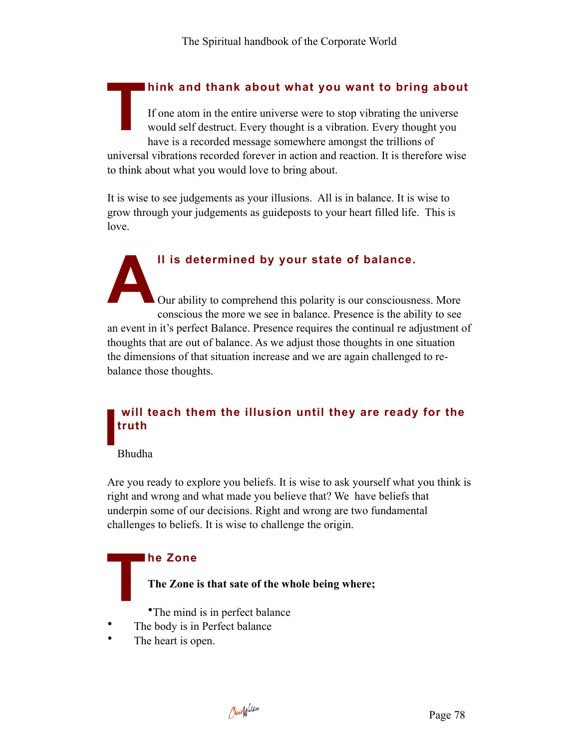## Think and thank about what you want to bring about

If one atom in the entire universe were to stop vibrating the universe would self destruct. Every thought is a vibration. Every thought you have is a recorded message somewhere amongst the trillions of universal vibrations recorded forever in action and reaction. It is therefore wise to think about what you would love to bring about.

It is wise to see judgements as your illusions. All is in balance. It is wise to grow through your judgements as guideposts to your heart filled life. This is love.

## All is determined by your state of balance.

Our ability to comprehend this polarity is our consciousness. More conscious the more we see in balance. Presence is the ability to see an event in it's perfect Balance. Presence requires the continual re adjustment of thoughts that are out of balance. As we adjust those thoughts in one situation the dimensions of that situation increase and we are again challenged to re-balance those thoughts.

## I will teach them the illusion until they are ready for the truth

Bhudha

Are you ready to explore you beliefs. It is wise to ask yourself what you think is right and wrong and what made you believe that? We have beliefs that underpin some of our decisions. Right and wrong are two fundamental challenges to beliefs. It is wise to challenge the origin.

## The Zone

**The Zone is that sate of the whole being where;**

- The mind is in perfect balance
- The body is in Perfect balance
- The heart is open.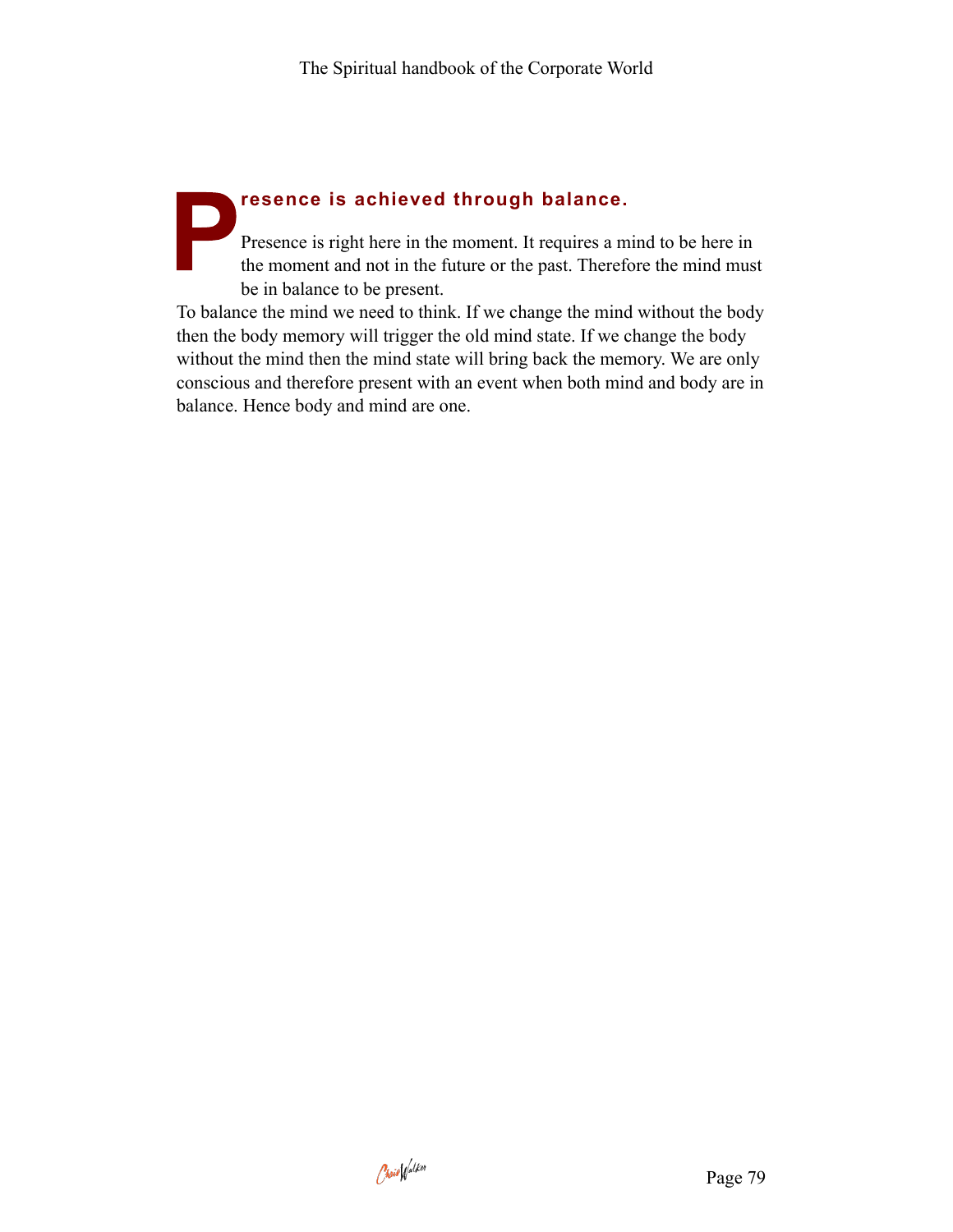## Presence is achieved through balance.

Presence is right here in the moment. It requires a mind to be here in the moment and not in the future or the past. Therefore the mind must be in balance to be present.

To balance the mind we need to think. If we change the mind without the body then the body memory will trigger the old mind state. If we change the body without the mind then the mind state will bring back the memory. We are only conscious and therefore present with an event when both mind and body are in balance. Hence body and mind are one.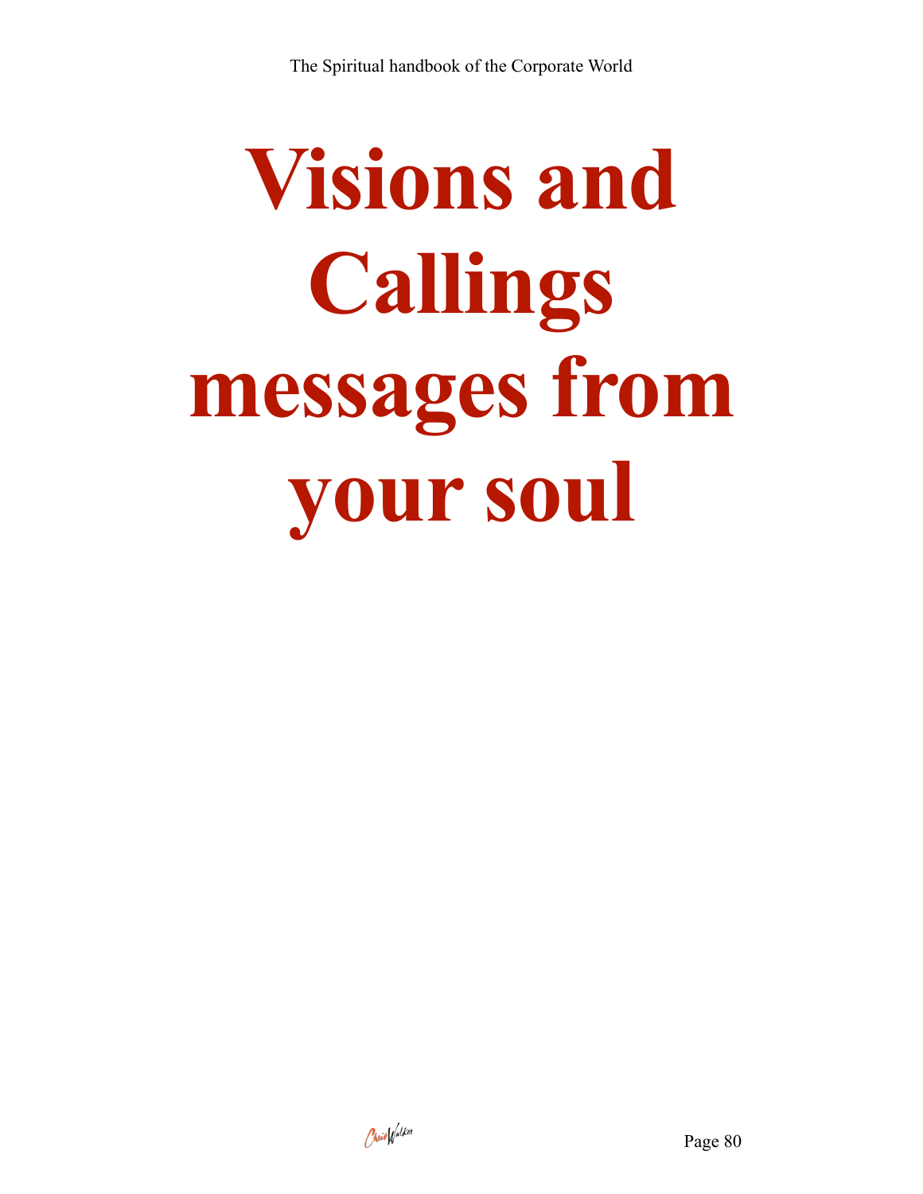# Visions and Callings messages from your soul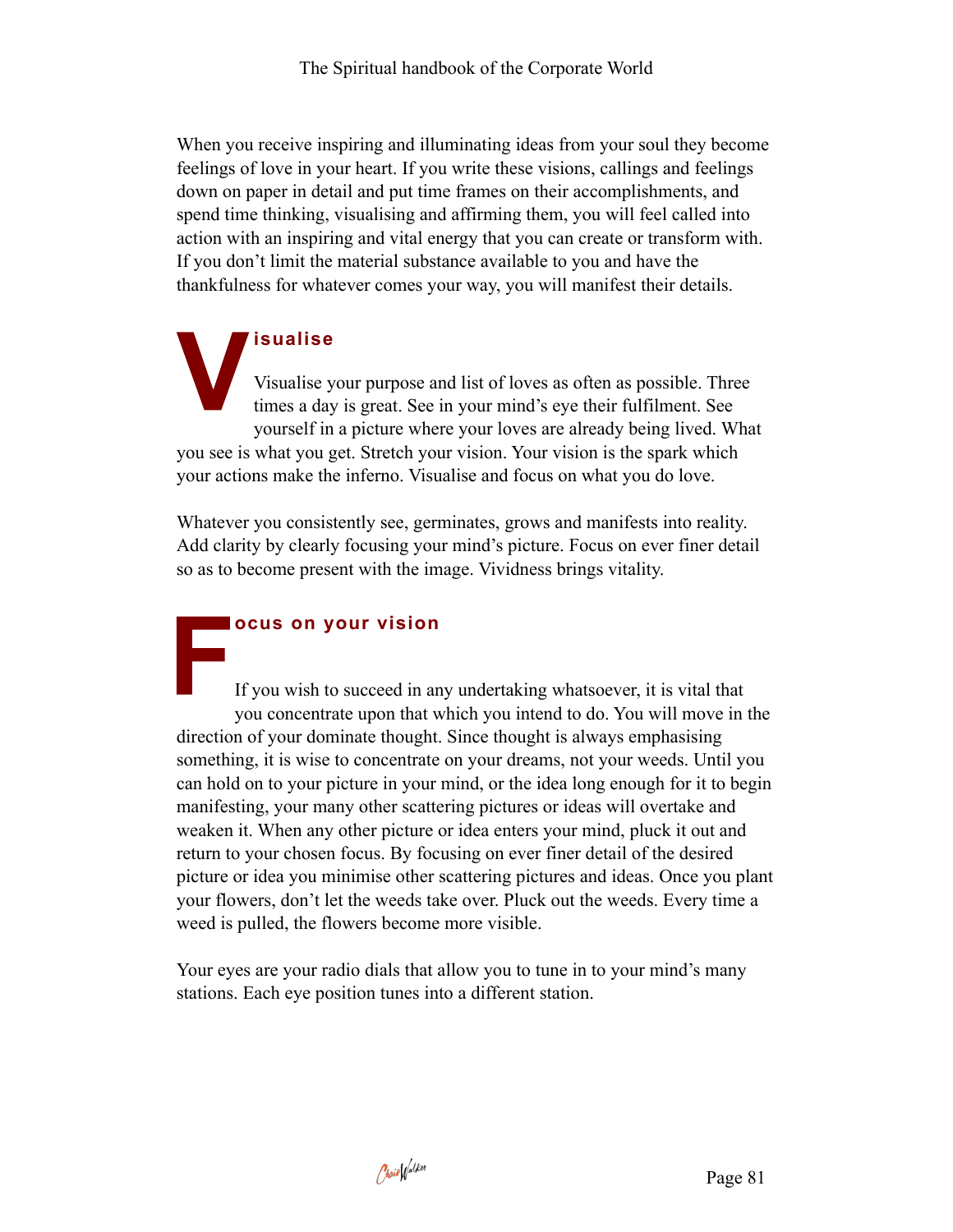When you receive inspiring and illuminating ideas from your soul they become feelings of love in your heart. If you write these visions, callings and feelings down on paper in detail and put time frames on their accomplishments, and spend time thinking, visualising and affirming them, you will feel called into action with an inspiring and vital energy that you can create or transform with. If you don't limit the material substance available to you and have the thankfulness for whatever comes your way, you will manifest their details.

## Visualise

Visualise your purpose and list of loves as often as possible. Three times a day is great. See in your mind's eye their fulfilment. See yourself in a picture where your loves are already being lived. What you see is what you get. Stretch your vision. Your vision is the spark which your actions make the inferno. Visualise and focus on what you do love.

Whatever you consistently see, germinates, grows and manifests into reality. Add clarity by clearly focusing your mind's picture. Focus on ever finer detail so as to become present with the image. Vividness brings vitality.

## Focus on your vision

If you wish to succeed in any undertaking whatsoever, it is vital that you concentrate upon that which you intend to do. You will move in the direction of your dominate thought. Since thought is always emphasising something, it is wise to concentrate on your dreams, not your weeds. Until you can hold on to your picture in your mind, or the idea long enough for it to begin manifesting, your many other scattering pictures or ideas will overtake and weaken it. When any other picture or idea enters your mind, pluck it out and return to your chosen focus. By focusing on ever finer detail of the desired picture or idea you minimise other scattering pictures and ideas. Once you plant your flowers, don't let the weeds take over. Pluck out the weeds. Every time a weed is pulled, the flowers become more visible.

Your eyes are your radio dials that allow you to tune in to your mind's many stations. Each eye position tunes into a different station.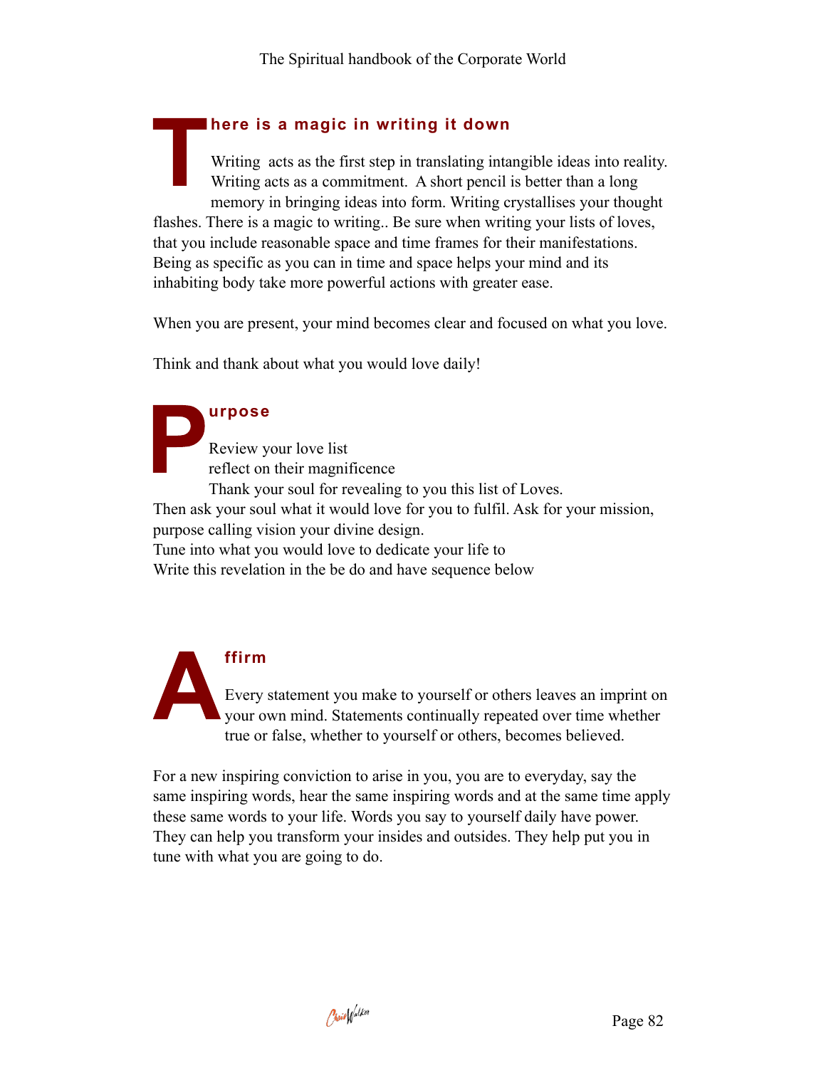## There is a magic in writing it down

Writing  acts as the first step in translating intangible ideas into reality. Writing acts as a commitment.  A short pencil is better than a long memory in bringing ideas into form. Writing crystallises your thought flashes. There is a magic to writing.. Be sure when writing your lists of loves, that you include reasonable space and time frames for their manifestations. Being as specific as you can in time and space helps your mind and its inhabiting body take more powerful actions with greater ease.

When you are present, your mind becomes clear and focused on what you love.

Think and thank about what you would love daily!

## Purpose

Review your love list
reflect on their magnificence
Thank your soul for revealing to you this list of Loves.
Then ask your soul what it would love for you to fulfil. Ask for your mission, purpose calling vision your divine design.
Tune into what you would love to dedicate your life to
Write this revelation in the be do and have sequence below

## Affirm

Every statement you make to yourself or others leaves an imprint on your own mind. Statements continually repeated over time whether true or false, whether to yourself or others, becomes believed.

For a new inspiring conviction to arise in you, you are to everyday, say the same inspiring words, hear the same inspiring words and at the same time apply these same words to your life. Words you say to yourself daily have power. They can help you transform your insides and outsides. They help put you in tune with what you are going to do.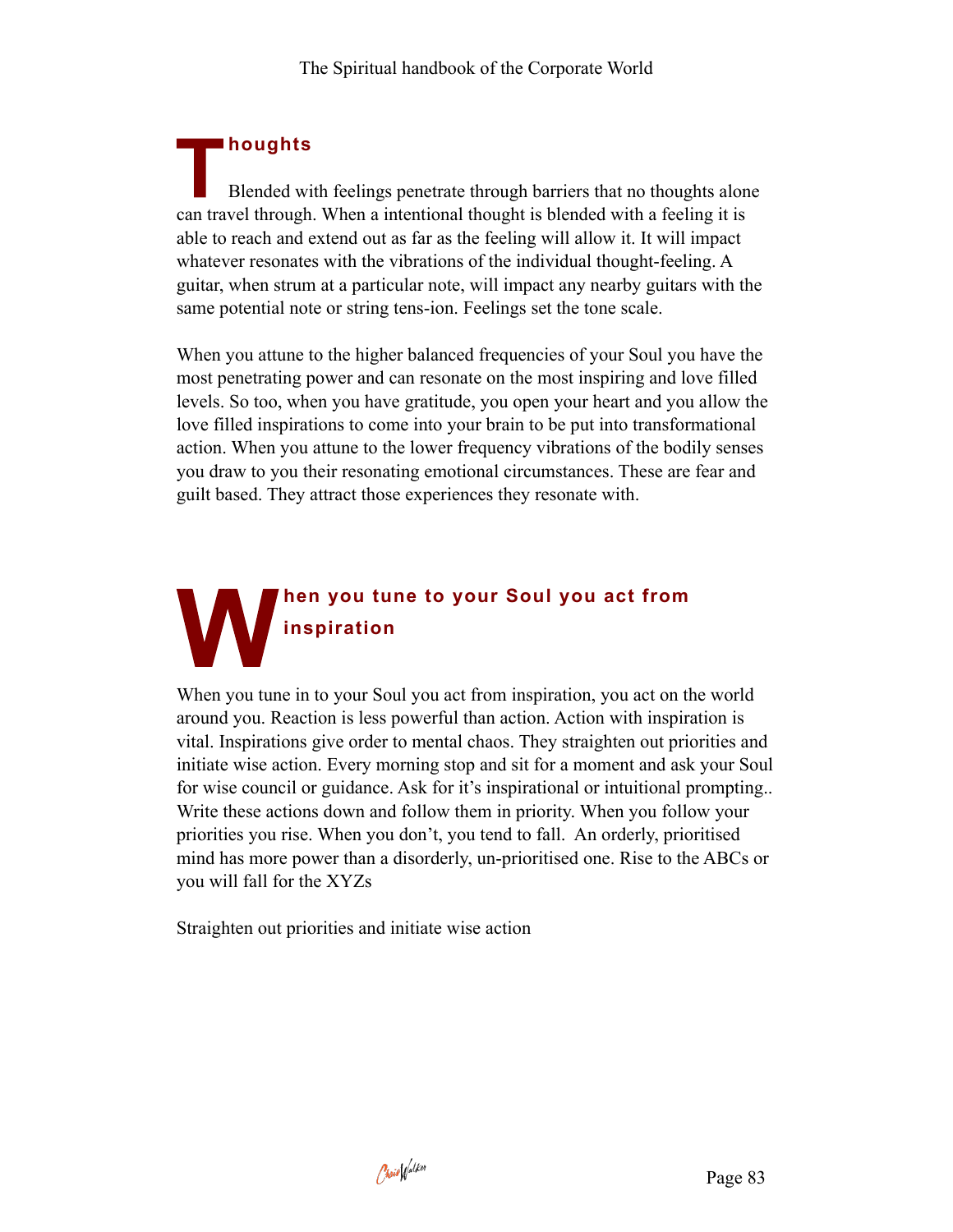## Thoughts

Blended with feelings penetrate through barriers that no thoughts alone can travel through. When a intentional thought is blended with a feeling it is able to reach and extend out as far as the feeling will allow it. It will impact whatever resonates with the vibrations of the individual thought-feeling. A guitar, when strum at a particular note, will impact any nearby guitars with the same potential note or string tens-ion. Feelings set the tone scale.

When you attune to the higher balanced frequencies of your Soul you have the most penetrating power and can resonate on the most inspiring and love filled levels. So too, when you have gratitude, you open your heart and you allow the love filled inspirations to come into your brain to be put into transformational action. When you attune to the lower frequency vibrations of the bodily senses you draw to you their resonating emotional circumstances. These are fear and guilt based. They attract those experiences they resonate with.

## When you tune to your Soul you act from inspiration

When you tune in to your Soul you act from inspiration, you act on the world around you. Reaction is less powerful than action. Action with inspiration is vital. Inspirations give order to mental chaos. They straighten out priorities and initiate wise action. Every morning stop and sit for a moment and ask your Soul for wise council or guidance. Ask for it's inspirational or intuitional prompting.. Write these actions down and follow them in priority. When you follow your priorities you rise. When you don't, you tend to fall. An orderly, prioritised mind has more power than a disorderly, un-prioritised one. Rise to the ABCs or you will fall for the XYZs

Straighten out priorities and initiate wise action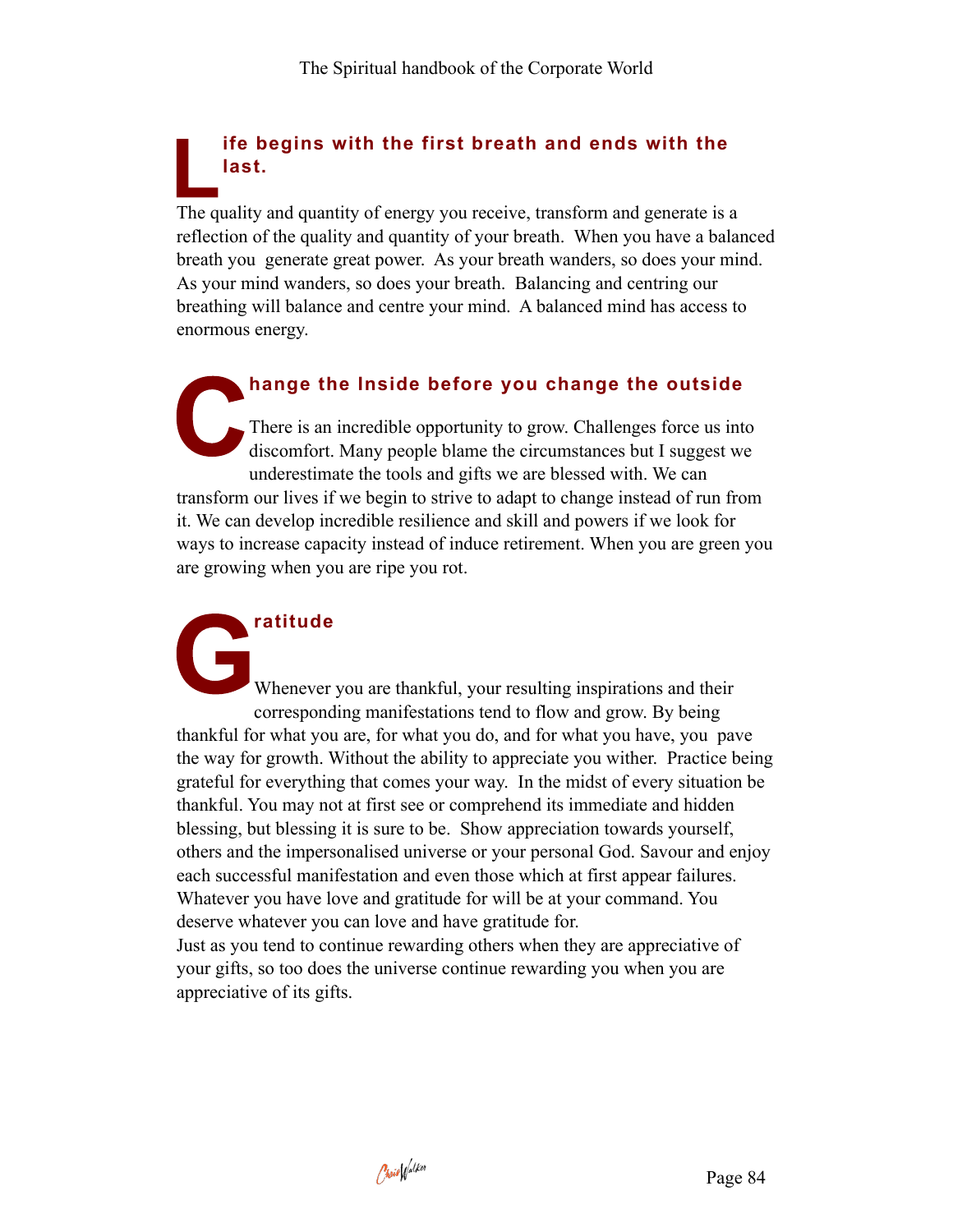## Life begins with the first breath and ends with the last.

The quality and quantity of energy you receive, transform and generate is a reflection of the quality and quantity of your breath. When you have a balanced breath you generate great power. As your breath wanders, so does your mind. As your mind wanders, so does your breath. Balancing and centring our breathing will balance and centre your mind. A balanced mind has access to enormous energy.

## Change the Inside before you change the outside

There is an incredible opportunity to grow. Challenges force us into discomfort. Many people blame the circumstances but I suggest we underestimate the tools and gifts we are blessed with. We can transform our lives if we begin to strive to adapt to change instead of run from it. We can develop incredible resilience and skill and powers if we look for ways to increase capacity instead of induce retirement. When you are green you are growing when you are ripe you rot.

## Gratitude

Whenever you are thankful, your resulting inspirations and their corresponding manifestations tend to flow and grow. By being thankful for what you are, for what you do, and for what you have, you pave the way for growth. Without the ability to appreciate you wither. Practice being grateful for everything that comes your way. In the midst of every situation be thankful. You may not at first see or comprehend its immediate and hidden blessing, but blessing it is sure to be. Show appreciation towards yourself, others and the impersonalised universe or your personal God. Savour and enjoy each successful manifestation and even those which at first appear failures. Whatever you have love and gratitude for will be at your command. You deserve whatever you can love and have gratitude for.

Just as you tend to continue rewarding others when they are appreciative of your gifts, so too does the universe continue rewarding you when you are appreciative of its gifts.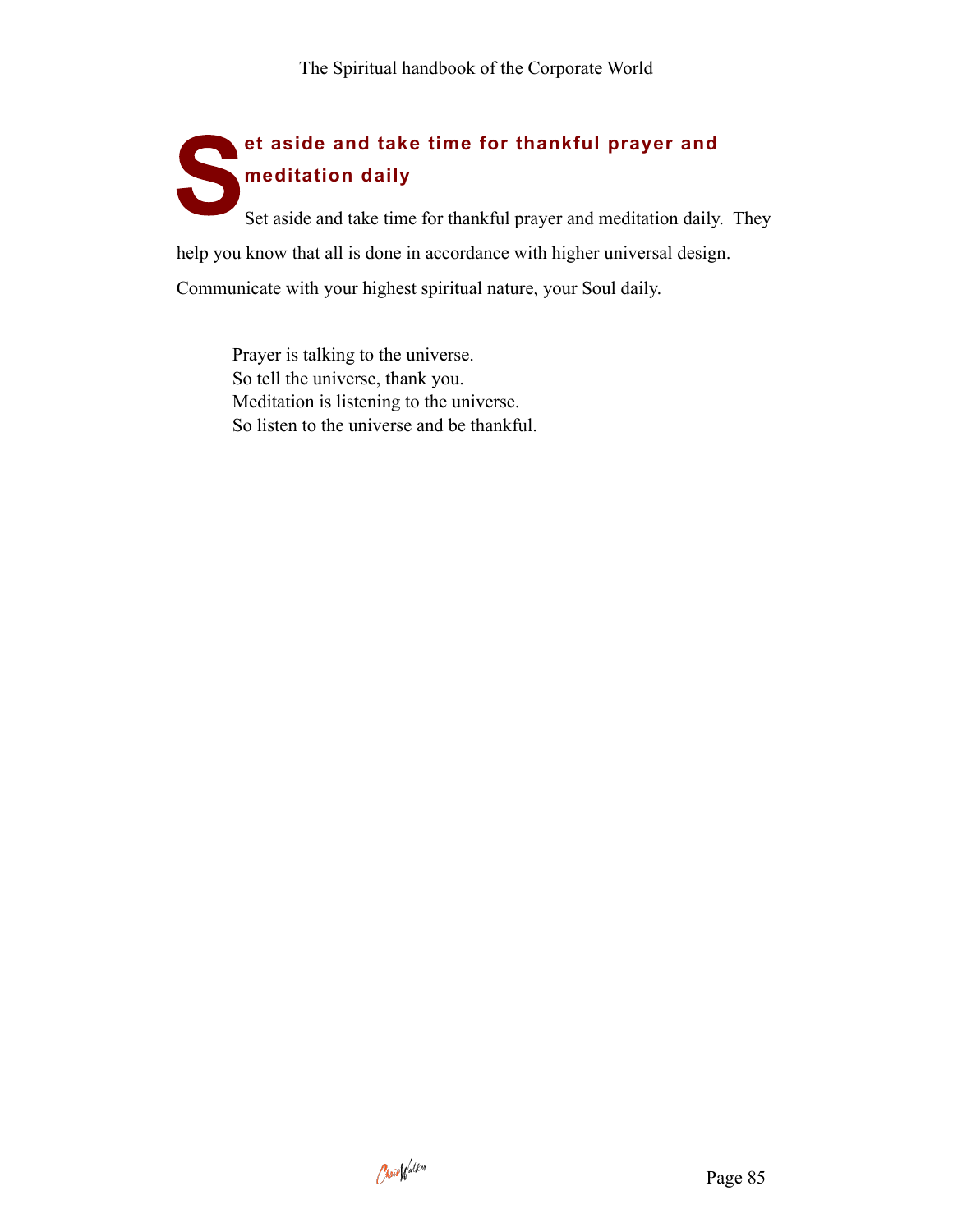## Set aside and take time for thankful prayer and meditation daily

Set aside and take time for thankful prayer and meditation daily. They help you know that all is done in accordance with higher universal design. Communicate with your highest spiritual nature, your Soul daily.

> Prayer is talking to the universe.
> So tell the universe, thank you.
> Meditation is listening to the universe.
> So listen to the universe and be thankful.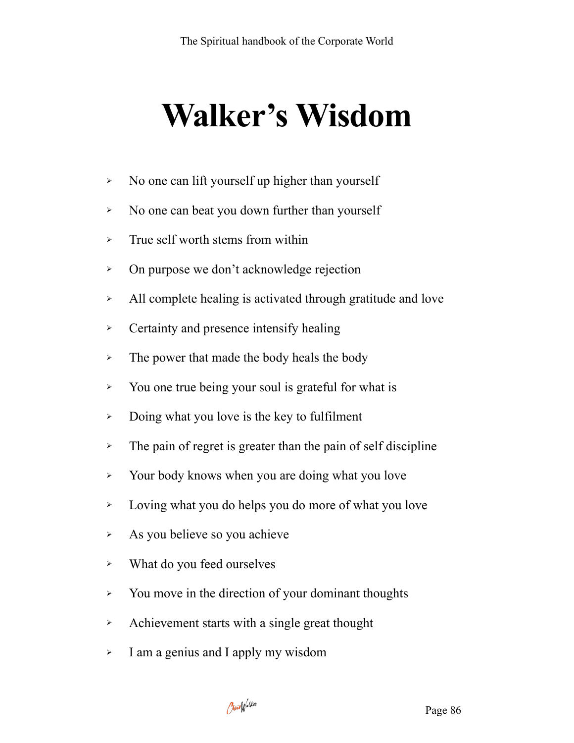# Walker's Wisdom

- No one can lift yourself up higher than yourself
- No one can beat you down further than yourself
- True self worth stems from within
- On purpose we don't acknowledge rejection
- All complete healing is activated through gratitude and love
- Certainty and presence intensify healing
- The power that made the body heals the body
- You one true being your soul is grateful for what is
- Doing what you love is the key to fulfilment
- The pain of regret is greater than the pain of self discipline
- Your body knows when you are doing what you love
- Loving what you do helps you do more of what you love
- As you believe so you achieve
- What do you feed ourselves
- You move in the direction of your dominant thoughts
- Achievement starts with a single great thought
- I am a genius and I apply my wisdom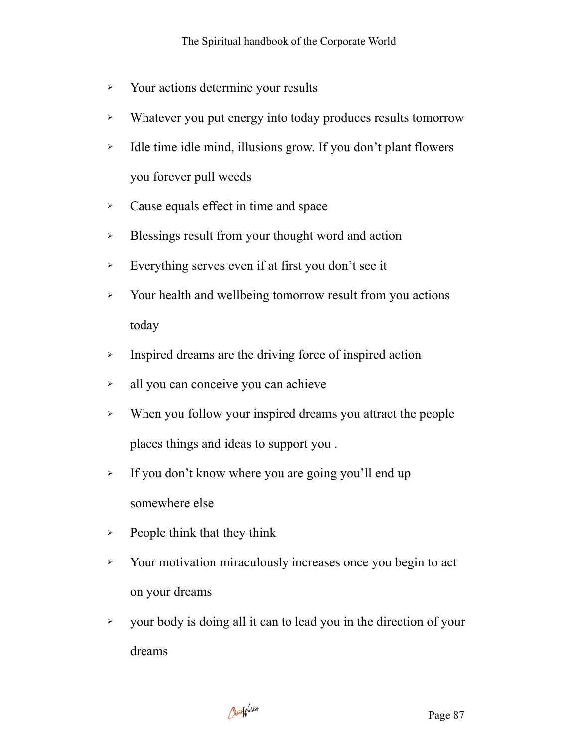- Your actions determine your results
- Whatever you put energy into today produces results tomorrow
- Idle time idle mind, illusions grow. If you don't plant flowers you forever pull weeds
- Cause equals effect in time and space
- Blessings result from your thought word and action
- Everything serves even if at first you don't see it
- Your health and wellbeing tomorrow result from you actions today
- Inspired dreams are the driving force of inspired action
- all you can conceive you can achieve
- When you follow your inspired dreams you attract the people places things and ideas to support you .
- If you don't know where you are going you'll end up somewhere else
- People think that they think
- Your motivation miraculously increases once you begin to act on your dreams
- your body is doing all it can to lead you in the direction of your dreams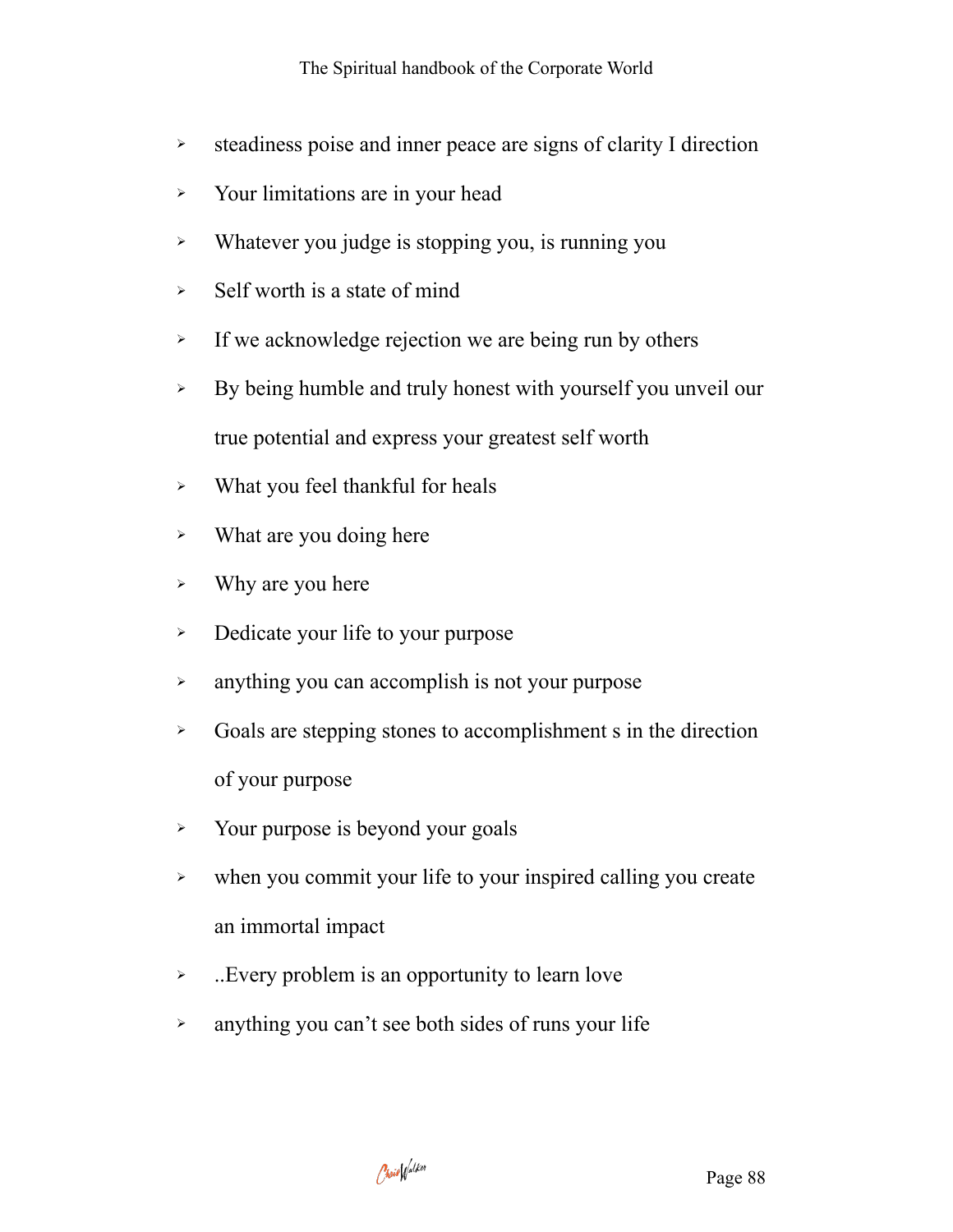- steadiness poise and inner peace are signs of clarity I direction
- Your limitations are in your head
- Whatever you judge is stopping you, is running you
- Self worth is a state of mind
- If we acknowledge rejection we are being run by others
- By being humble and truly honest with yourself you unveil our true potential and express your greatest self worth
- What you feel thankful for heals
- What are you doing here
- Why are you here
- Dedicate your life to your purpose
- anything you can accomplish is not your purpose
- Goals are stepping stones to accomplishment s in the direction of your purpose
- Your purpose is beyond your goals
- when you commit your life to your inspired calling you create an immortal impact
- ..Every problem is an opportunity to learn love
- anything you can't see both sides of runs your life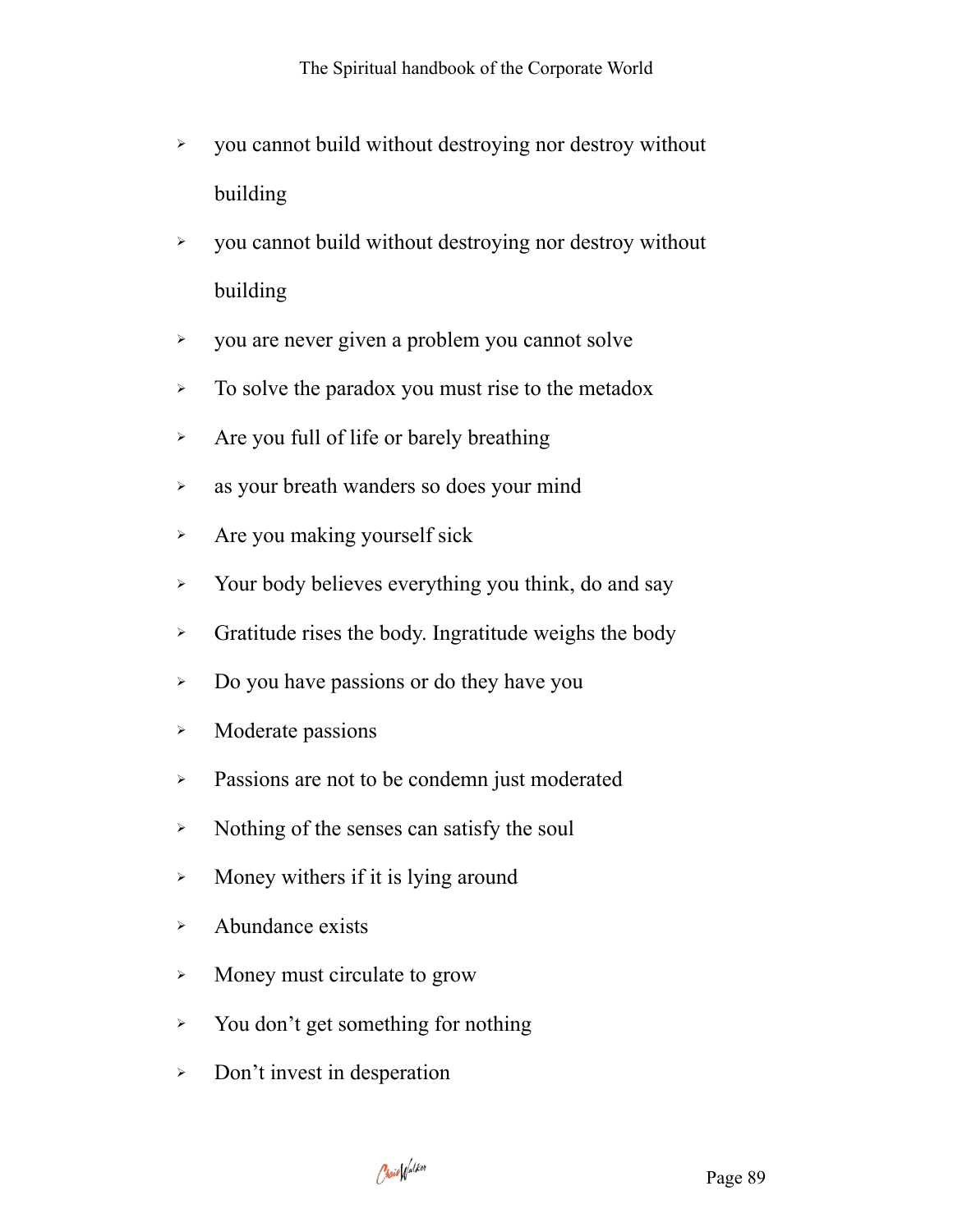- you cannot build without destroying nor destroy without building
- you cannot build without destroying nor destroy without building
- you are never given a problem you cannot solve
- To solve the paradox you must rise to the metadox
- Are you full of life or barely breathing
- as your breath wanders so does your mind
- Are you making yourself sick
- Your body believes everything you think, do and say
- Gratitude rises the body. Ingratitude weighs the body
- Do you have passions or do they have you
- Moderate passions
- Passions are not to be condemn just moderated
- Nothing of the senses can satisfy the soul
- Money withers if it is lying around
- Abundance exists
- Money must circulate to grow
- You don't get something for nothing
- Don't invest in desperation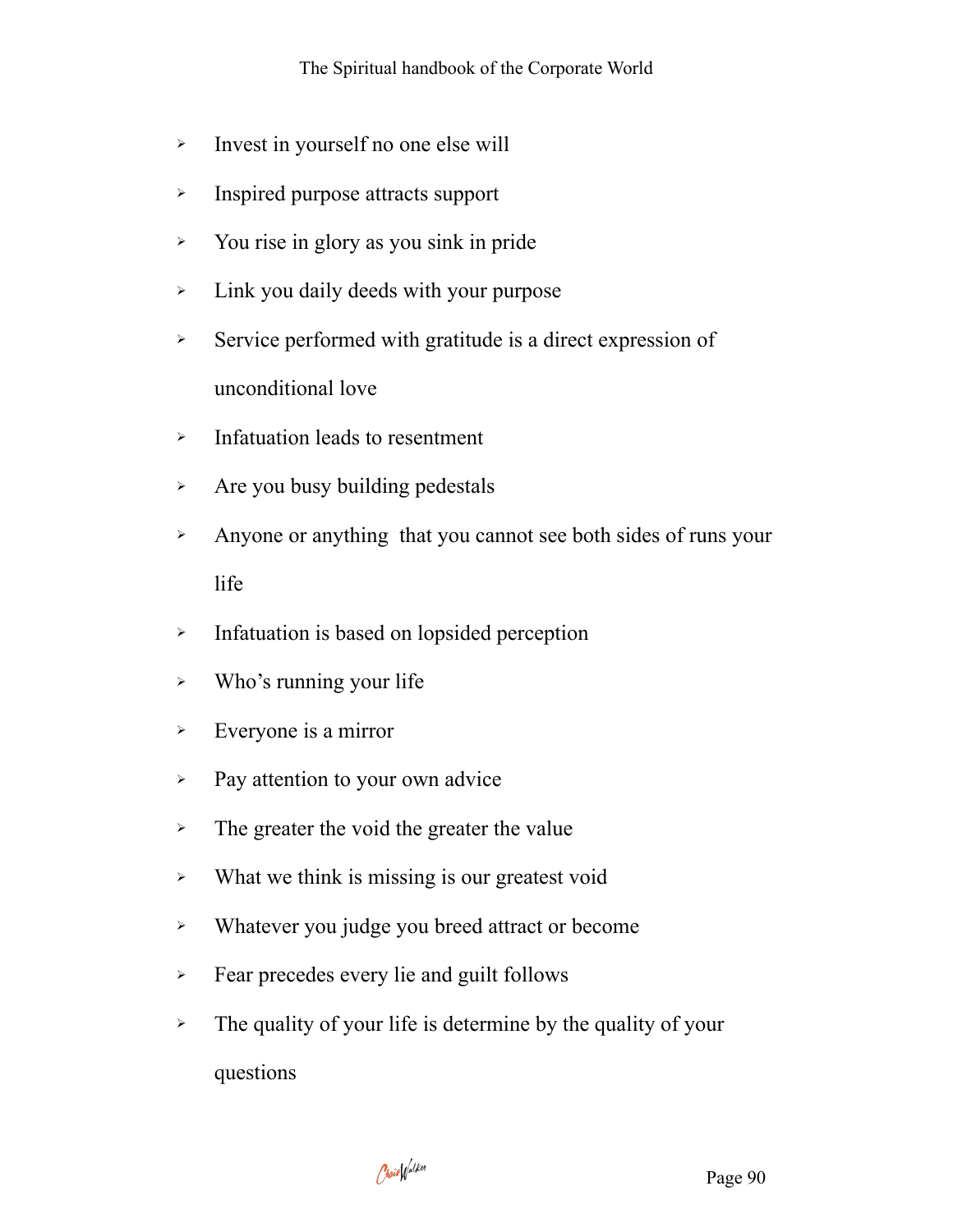- Invest in yourself no one else will
- Inspired purpose attracts support
- You rise in glory as you sink in pride
- Link you daily deeds with your purpose
- Service performed with gratitude is a direct expression of unconditional love
- Infatuation leads to resentment
- Are you busy building pedestals
- Anyone or anything  that you cannot see both sides of runs your life
- Infatuation is based on lopsided perception
- Who's running your life
- Everyone is a mirror
- Pay attention to your own advice
- The greater the void the greater the value
- What we think is missing is our greatest void
- Whatever you judge you breed attract or become
- Fear precedes every lie and guilt follows
- The quality of your life is determine by the quality of your questions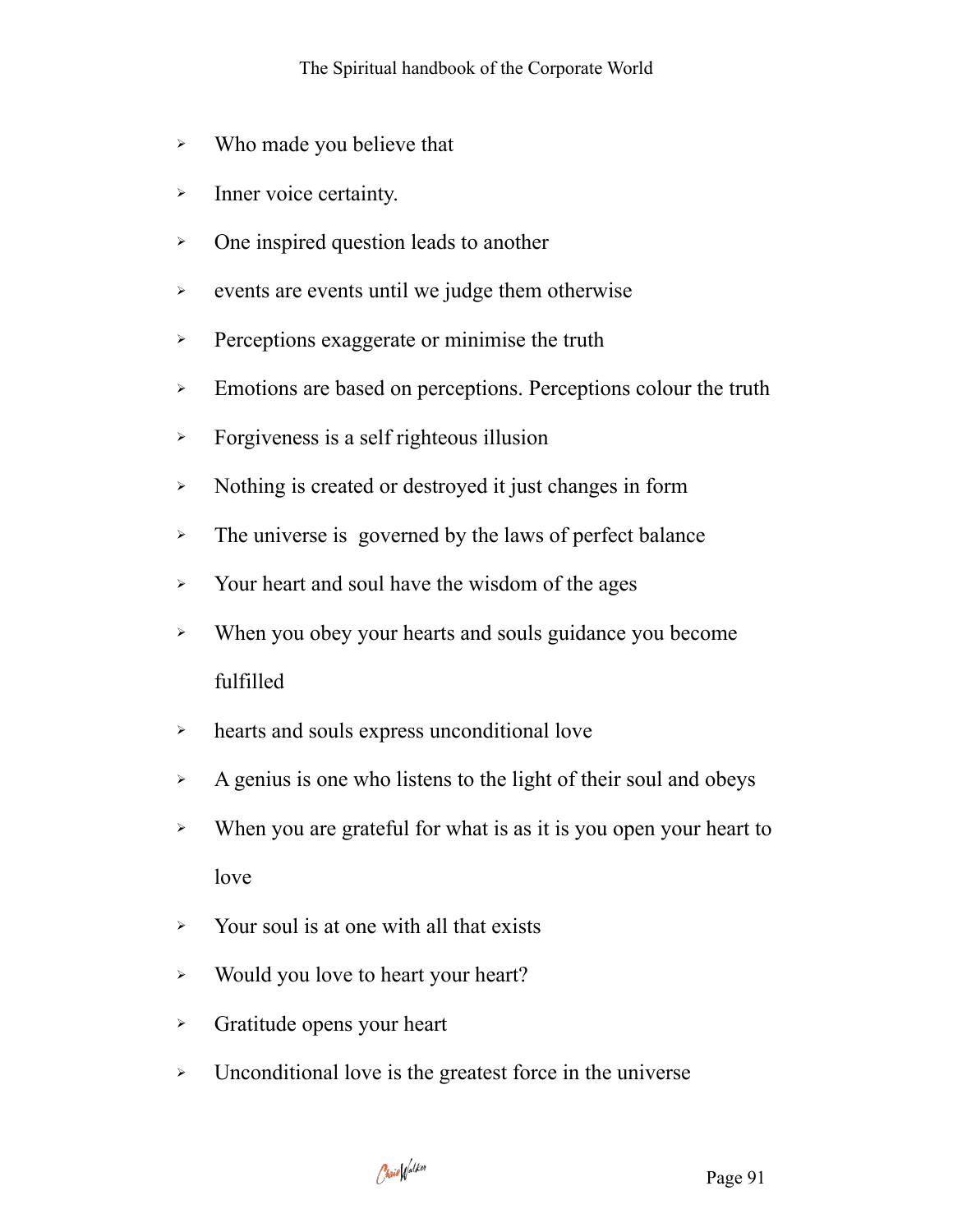- Who made you believe that
- Inner voice certainty.
- One inspired question leads to another
- events are events until we judge them otherwise
- Perceptions exaggerate or minimise the truth
- Emotions are based on perceptions. Perceptions colour the truth
- Forgiveness is a self righteous illusion
- Nothing is created or destroyed it just changes in form
- The universe is  governed by the laws of perfect balance
- Your heart and soul have the wisdom of the ages
- When you obey your hearts and souls guidance you become fulfilled
- hearts and souls express unconditional love
- A genius is one who listens to the light of their soul and obeys
- When you are grateful for what is as it is you open your heart to love
- Your soul is at one with all that exists
- Would you love to heart your heart?
- Gratitude opens your heart
- Unconditional love is the greatest force in the universe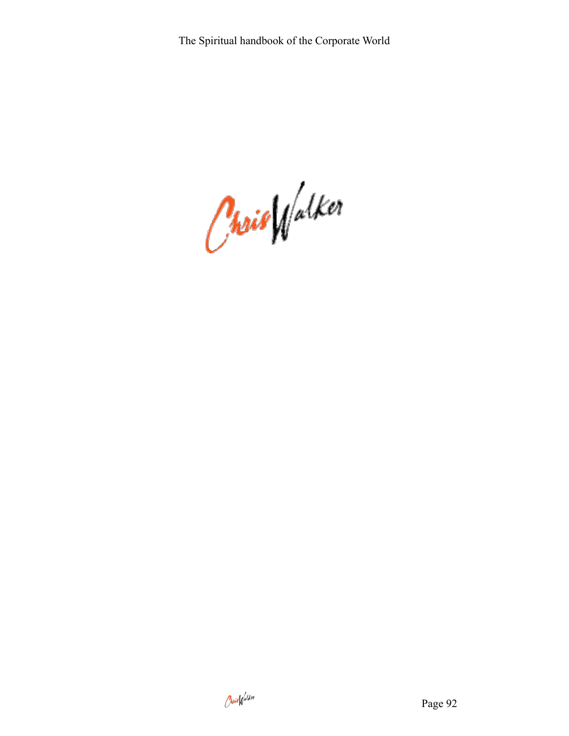Chris Walker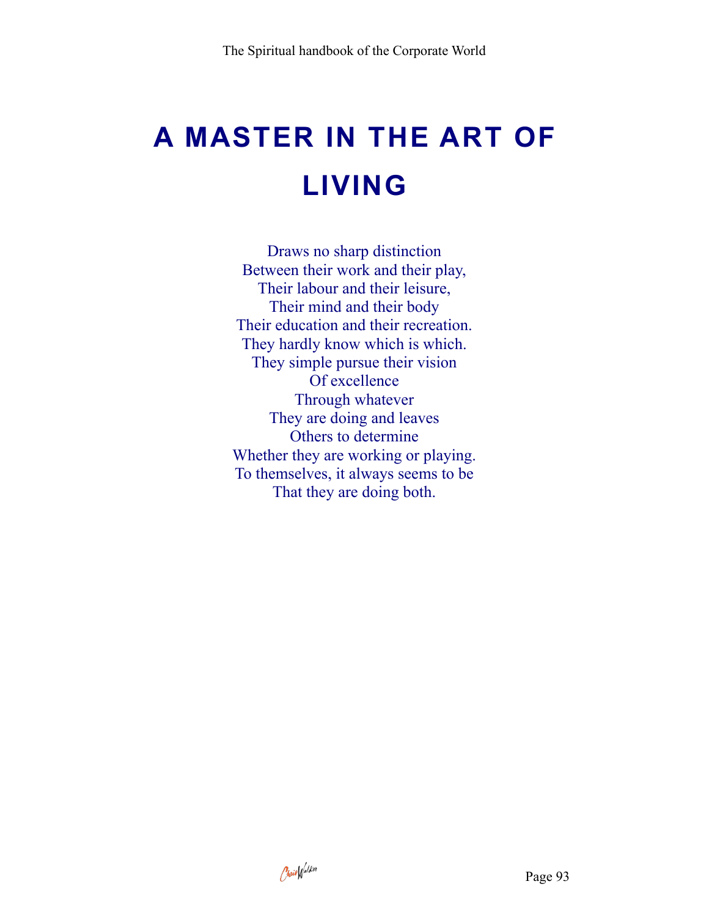# A MASTER IN THE ART OF LIVING

Draws no sharp distinction  
Between their work and their play,  
Their labour and their leisure,  
Their mind and their body  
Their education and their recreation.  
They hardly know which is which.  
They simple pursue their vision  
Of excellence  
Through whatever  
They are doing and leaves  
Others to determine  
Whether they are working or playing.  
To themselves, it always seems to be  
That they are doing both.